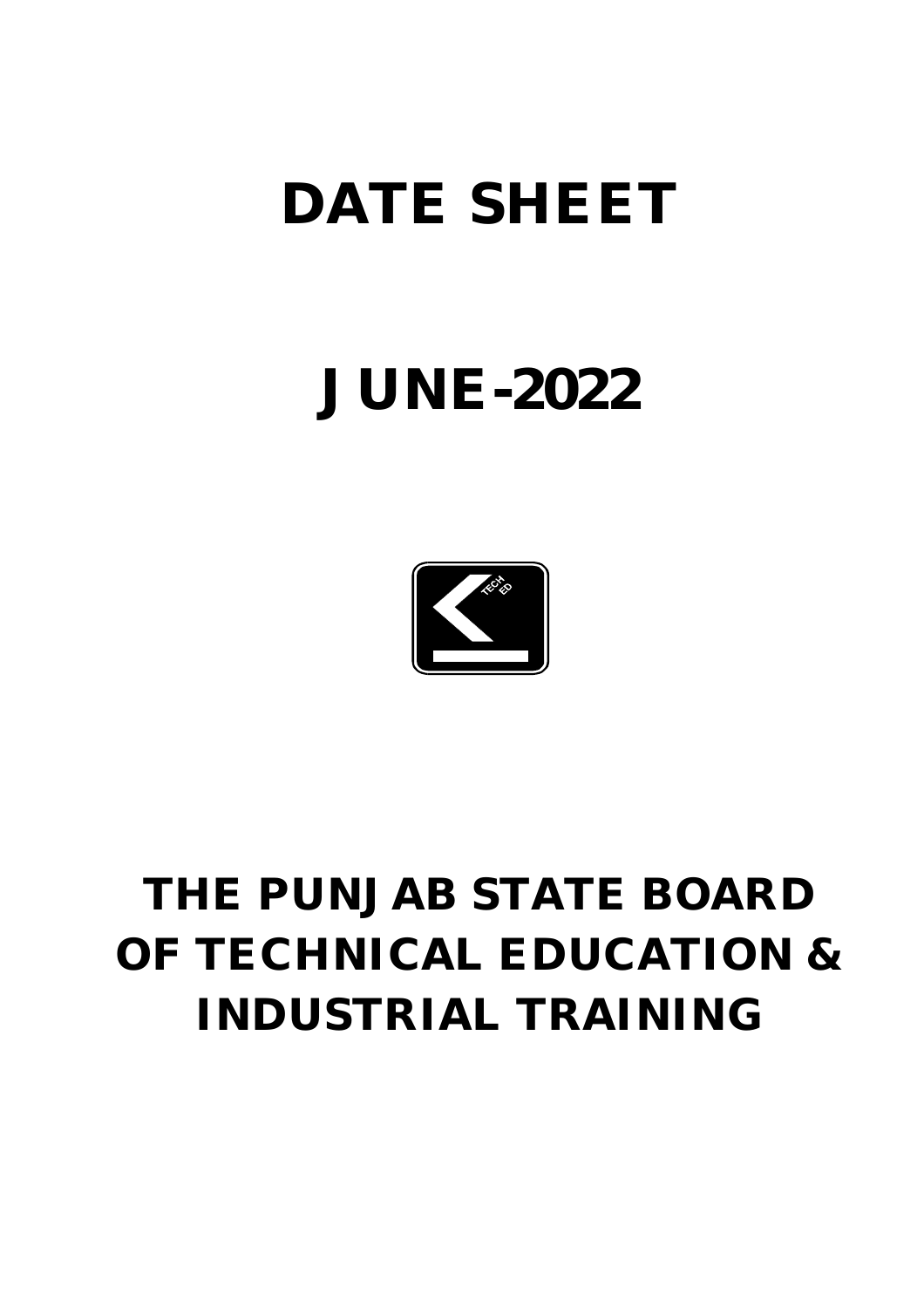# DATE SHEET

# JUNE-2022

# THE PUNJAB STATE BOARD OF TECHNICAL EDUCATION & INDUSTRIAL TRAINING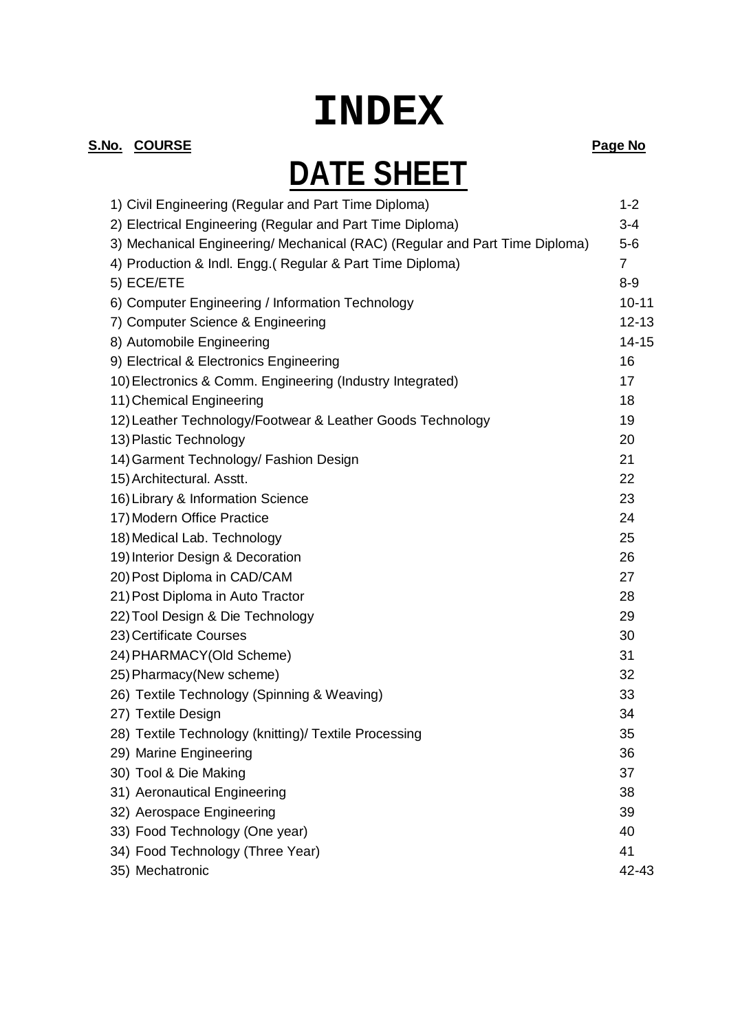# INDEX

## DATE SHEET

| S.No. | COURSE | Page No |
|---|---|---|
| 1) | Civil Engineering (Regular and Part Time Diploma) | 1-2 |
| 2) | Electrical Engineering (Regular and Part Time Diploma) | 3-4 |
| 3) | Mechanical Engineering/ Mechanical (RAC) (Regular and Part Time Diploma) | 5-6 |
| 4) | Production & Indl. Engg.( Regular & Part Time Diploma) | 7 |
| 5) | ECE/ETE | 8-9 |
| 6) | Computer Engineering / Information Technology | 10-11 |
| 7) | Computer Science & Engineering | 12-13 |
| 8) | Automobile Engineering | 14-15 |
| 9) | Electrical & Electronics Engineering | 16 |
| 10) | Electronics & Comm. Engineering (Industry Integrated) | 17 |
| 11) | Chemical Engineering | 18 |
| 12) | Leather Technology/Footwear & Leather Goods Technology | 19 |
| 13) | Plastic Technology | 20 |
| 14) | Garment Technology/ Fashion Design | 21 |
| 15) | Architectural. Asstt. | 22 |
| 16) | Library & Information Science | 23 |
| 17) | Modern Office Practice | 24 |
| 18) | Medical Lab. Technology | 25 |
| 19) | Interior Design & Decoration | 26 |
| 20) | Post Diploma in CAD/CAM | 27 |
| 21) | Post Diploma in Auto Tractor | 28 |
| 22) | Tool Design & Die Technology | 29 |
| 23) | Certificate Courses | 30 |
| 24) | PHARMACY(Old Scheme) | 31 |
| 25) | Pharmacy(New scheme) | 32 |
| 26) | Textile Technology (Spinning & Weaving) | 33 |
| 27) | Textile Design | 34 |
| 28) | Textile Technology (knitting)/ Textile Processing | 35 |
| 29) | Marine Engineering | 36 |
| 30) | Tool & Die Making | 37 |
| 31) | Aeronautical Engineering | 38 |
| 32) | Aerospace Engineering | 39 |
| 33) | Food Technology (One year) | 40 |
| 34) | Food Technology (Three Year) | 41 |
| 35) | Mechatronic | 42-43 |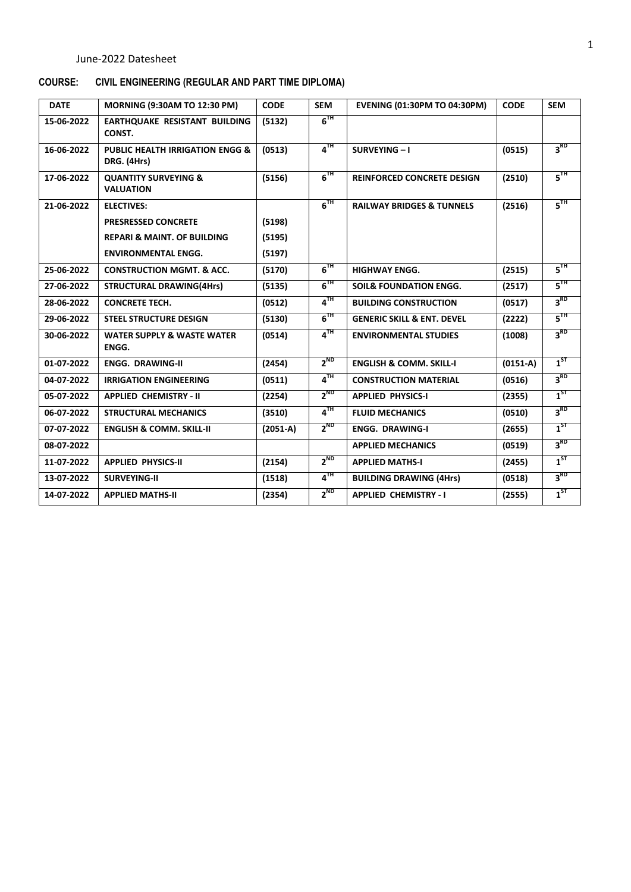June-2022 Datesheet

## COURSE: CIVIL ENGINEERING (REGULAR AND PART TIME DIPLOMA)

| DATE | MORNING (9:30AM TO 12:30 PM) | CODE | SEM | EVENING (01:30PM TO 04:30PM) | CODE | SEM |
|---|---|---|---|---|---|---|
| 15-06-2022 | EARTHQUAKE RESISTANT BUILDING CONST. | (5132) | 6TH | | | |
| 16-06-2022 | PUBLIC HEALTH IRRIGATION ENGG & DRG. (4Hrs) | (0513) | 4TH | SURVEYING – I | (0515) | 3RD |
| 17-06-2022 | QUANTITY SURVEYING & VALUATION | (5156) | 6TH | REINFORCED CONCRETE DESIGN | (2510) | 5TH |
| 21-06-2022 | ELECTIVES: | | 6TH | RAILWAY BRIDGES & TUNNELS | (2516) | 5TH |
| | PRESRESSED CONCRETE | (5198) | | | | |
| | REPARI & MAINT. OF BUILDING | (5195) | | | | |
| | ENVIRONMENTAL ENGG. | (5197) | | | | |
| 25-06-2022 | CONSTRUCTION MGMT. & ACC. | (5170) | 6TH | HIGHWAY ENGG. | (2515) | 5TH |
| 27-06-2022 | STRUCTURAL DRAWING(4Hrs) | (5135) | 6TH | SOIL& FOUNDATION ENGG. | (2517) | 5TH |
| 28-06-2022 | CONCRETE TECH. | (0512) | 4TH | BUILDING CONSTRUCTION | (0517) | 3RD |
| 29-06-2022 | STEEL STRUCTURE DESIGN | (5130) | 6TH | GENERIC SKILL & ENT. DEVEL | (2222) | 5TH |
| 30-06-2022 | WATER SUPPLY & WASTE WATER ENGG. | (0514) | 4TH | ENVIRONMENTAL STUDIES | (1008) | 3RD |
| 01-07-2022 | ENGG. DRAWING-II | (2454) | 2ND | ENGLISH & COMM. SKILL-I | (0151-A) | 1ST |
| 04-07-2022 | IRRIGATION ENGINEERING | (0511) | 4TH | CONSTRUCTION MATERIAL | (0516) | 3RD |
| 05-07-2022 | APPLIED CHEMISTRY - II | (2254) | 2ND | APPLIED PHYSICS-I | (2355) | 1ST |
| 06-07-2022 | STRUCTURAL MECHANICS | (3510) | 4TH | FLUID MECHANICS | (0510) | 3RD |
| 07-07-2022 | ENGLISH & COMM. SKILL-II | (2051-A) | 2ND | ENGG. DRAWING-I | (2655) | 1ST |
| 08-07-2022 | | | | APPLIED MECHANICS | (0519) | 3RD |
| 11-07-2022 | APPLIED PHYSICS-II | (2154) | 2ND | APPLIED MATHS-I | (2455) | 1ST |
| 13-07-2022 | SURVEYING-II | (1518) | 4TH | BUILDING DRAWING (4Hrs) | (0518) | 3RD |
| 14-07-2022 | APPLIED MATHS-II | (2354) | 2ND | APPLIED CHEMISTRY - I | (2555) | 1ST |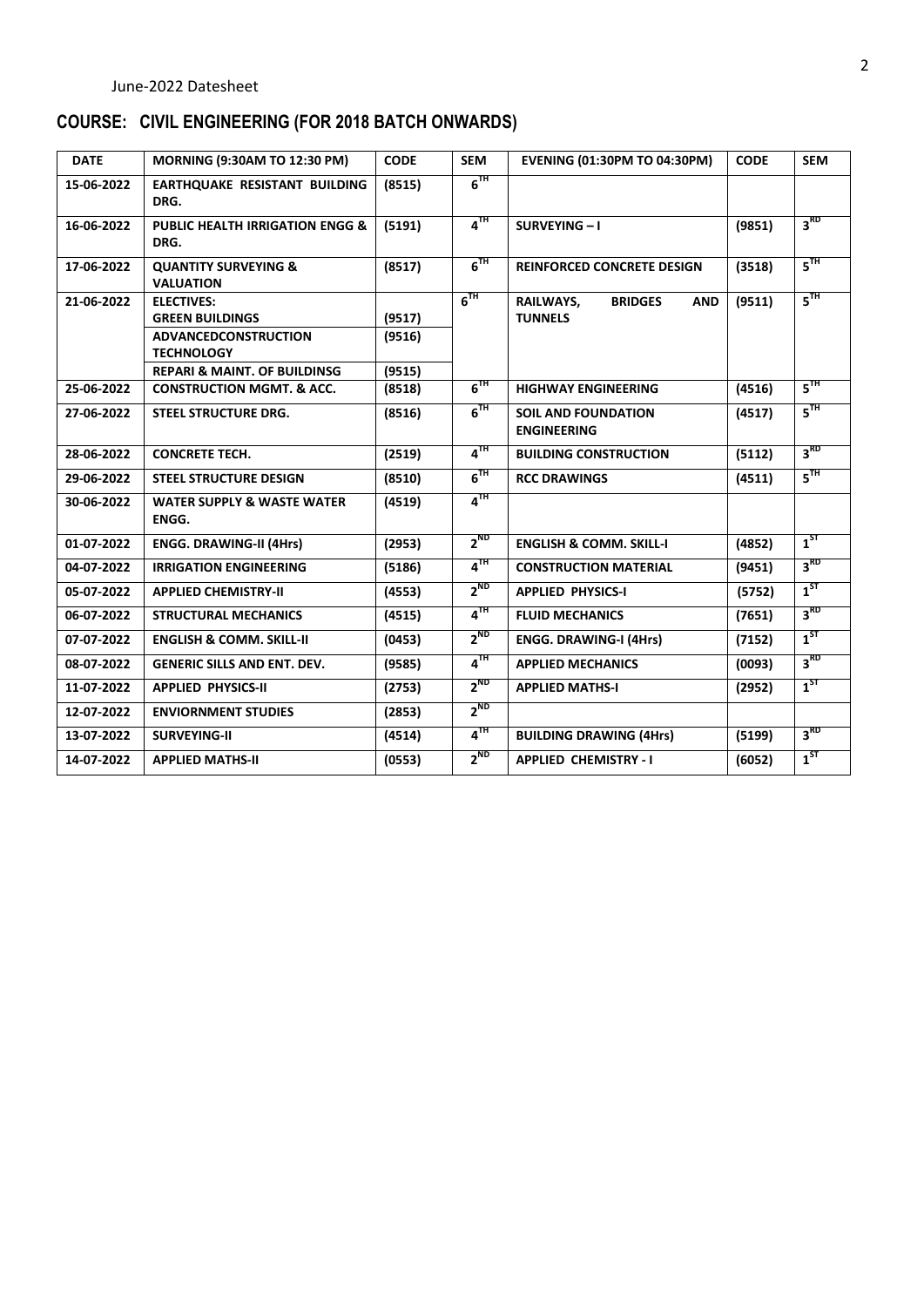June-2022 Datesheet

## COURSE: CIVIL ENGINEERING (FOR 2018 BATCH ONWARDS)

| DATE | MORNING (9:30AM TO 12:30 PM) | CODE | SEM | EVENING (01:30PM TO 04:30PM) | CODE | SEM |
|---|---|---|---|---|---|---|
| 15-06-2022 | EARTHQUAKE RESISTANT BUILDING DRG. | (8515) | 6TH | | | |
| 16-06-2022 | PUBLIC HEALTH IRRIGATION ENGG & DRG. | (5191) | 4TH | SURVEYING – I | (9851) | 3RD |
| 17-06-2022 | QUANTITY SURVEYING & VALUATION | (8517) | 6TH | REINFORCED CONCRETE DESIGN | (3518) | 5TH |
| 21-06-2022 | ELECTIVES:<br>GREEN BUILDINGS | (9517) | 6TH | RAILWAYS, BRIDGES AND TUNNELS | (9511) | 5TH |
| | ADVANCEDCONSTRUCTION TECHNOLOGY | (9516) | | | | |
| | REPARI & MAINT. OF BUILDINSG | (9515) | | | | |
| 25-06-2022 | CONSTRUCTION MGMT. & ACC. | (8518) | 6TH | HIGHWAY ENGINEERING | (4516) | 5TH |
| 27-06-2022 | STEEL STRUCTURE DRG. | (8516) | 6TH | SOIL AND FOUNDATION ENGINEERING | (4517) | 5TH |
| 28-06-2022 | CONCRETE TECH. | (2519) | 4TH | BUILDING CONSTRUCTION | (5112) | 3RD |
| 29-06-2022 | STEEL STRUCTURE DESIGN | (8510) | 6TH | RCC DRAWINGS | (4511) | 5TH |
| 30-06-2022 | WATER SUPPLY & WASTE WATER ENGG. | (4519) | 4TH | | | |
| 01-07-2022 | ENGG. DRAWING-II (4Hrs) | (2953) | 2ND | ENGLISH & COMM. SKILL-I | (4852) | 1ST |
| 04-07-2022 | IRRIGATION ENGINEERING | (5186) | 4TH | CONSTRUCTION MATERIAL | (9451) | 3RD |
| 05-07-2022 | APPLIED CHEMISTRY-II | (4553) | 2ND | APPLIED PHYSICS-I | (5752) | 1ST |
| 06-07-2022 | STRUCTURAL MECHANICS | (4515) | 4TH | FLUID MECHANICS | (7651) | 3RD |
| 07-07-2022 | ENGLISH & COMM. SKILL-II | (0453) | 2ND | ENGG. DRAWING-I (4Hrs) | (7152) | 1ST |
| 08-07-2022 | GENERIC SILLS AND ENT. DEV. | (9585) | 4TH | APPLIED MECHANICS | (0093) | 3RD |
| 11-07-2022 | APPLIED PHYSICS-II | (2753) | 2ND | APPLIED MATHS-I | (2952) | 1ST |
| 12-07-2022 | ENVIORNMENT STUDIES | (2853) | 2ND | | | |
| 13-07-2022 | SURVEYING-II | (4514) | 4TH | BUILDING DRAWING (4Hrs) | (5199) | 3RD |
| 14-07-2022 | APPLIED MATHS-II | (0553) | 2ND | APPLIED CHEMISTRY - I | (6052) | 1ST |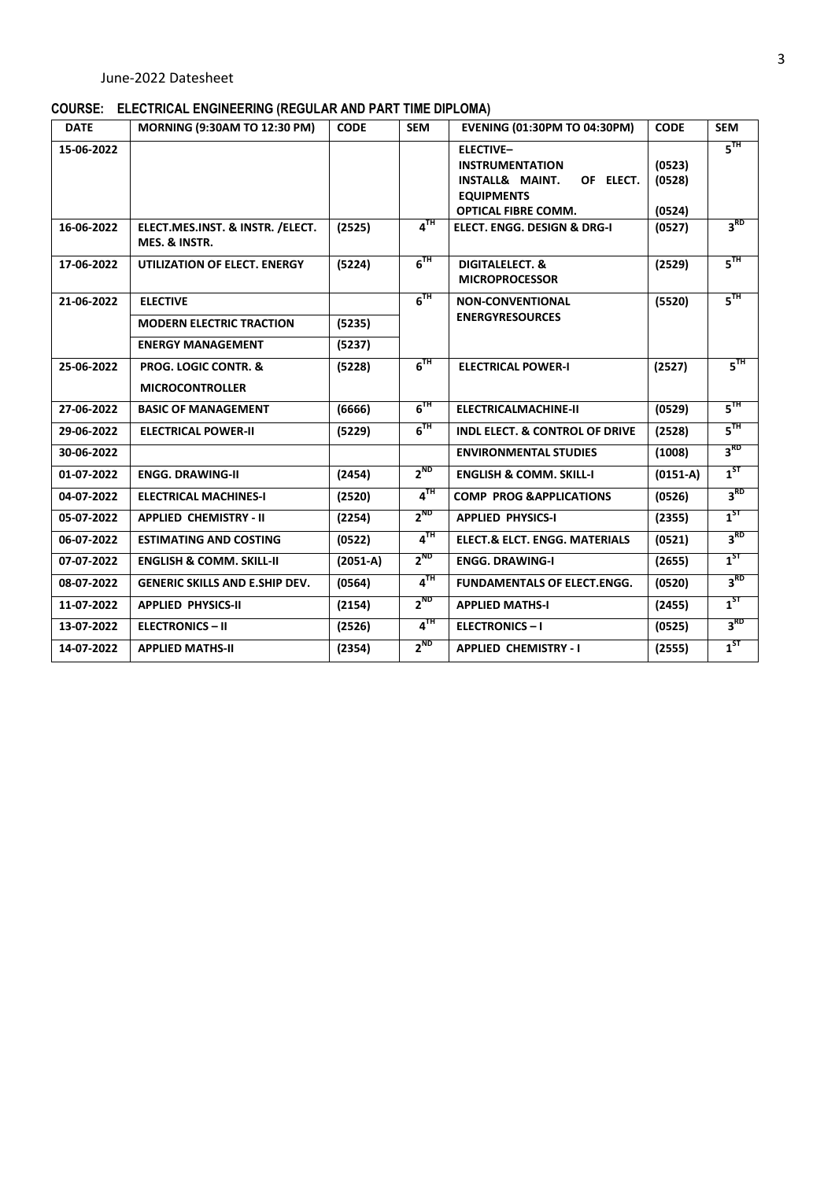June-2022 Datesheet

**COURSE: ELECTRICAL ENGINEERING (REGULAR AND PART TIME DIPLOMA)**

| DATE | MORNING (9:30AM TO 12:30 PM) | CODE | SEM | EVENING (01:30PM TO 04:30PM) | CODE | SEM |
|---|---|---|---|---|---|---|
| 15-06-2022 | | | | ELECTIVE– INSTRUMENTATION<br>INSTALL& MAINT. OF ELECT. EQUIPMENTS<br>OPTICAL FIBRE COMM. | (0523)<br>(0528)<br>(0524) | 5TH |
| 16-06-2022 | ELECT.MES.INST. & INSTR. /ELECT. MES. & INSTR. | (2525) | 4TH | ELECT. ENGG. DESIGN & DRG-I | (0527) | 3RD |
| 17-06-2022 | UTILIZATION OF ELECT. ENERGY | (5224) | 6TH | DIGITALELECT. & MICROPROCESSOR | (2529) | 5TH |
| 21-06-2022 | ELECTIVE<br>MODERN ELECTRIC TRACTION<br>ENERGY MANAGEMENT | <br>(5235)<br>(5237) | 6TH | NON-CONVENTIONAL ENERGYRESOURCES | (5520) | 5TH |
| 25-06-2022 | PROG. LOGIC CONTR. & MICROCONTROLLER | (5228) | 6TH | ELECTRICAL POWER-I | (2527) | 5TH |
| 27-06-2022 | BASIC OF MANAGEMENT | (6666) | 6TH | ELECTRICALMACHINE-II | (0529) | 5TH |
| 29-06-2022 | ELECTRICAL POWER-II | (5229) | 6TH | INDL ELECT. & CONTROL OF DRIVE | (2528) | 5TH |
| 30-06-2022 | | | | ENVIRONMENTAL STUDIES | (1008) | 3RD |
| 01-07-2022 | ENGG. DRAWING-II | (2454) | 2ND | ENGLISH & COMM. SKILL-I | (0151-A) | 1ST |
| 04-07-2022 | ELECTRICAL MACHINES-I | (2520) | 4TH | COMP PROG &APPLICATIONS | (0526) | 3RD |
| 05-07-2022 | APPLIED CHEMISTRY - II | (2254) | 2ND | APPLIED PHYSICS-I | (2355) | 1ST |
| 06-07-2022 | ESTIMATING AND COSTING | (0522) | 4TH | ELECT.& ELCT. ENGG. MATERIALS | (0521) | 3RD |
| 07-07-2022 | ENGLISH & COMM. SKILL-II | (2051-A) | 2ND | ENGG. DRAWING-I | (2655) | 1ST |
| 08-07-2022 | GENERIC SKILLS AND E.SHIP DEV. | (0564) | 4TH | FUNDAMENTALS OF ELECT.ENGG. | (0520) | 3RD |
| 11-07-2022 | APPLIED PHYSICS-II | (2154) | 2ND | APPLIED MATHS-I | (2455) | 1ST |
| 13-07-2022 | ELECTRONICS – II | (2526) | 4TH | ELECTRONICS – I | (0525) | 3RD |
| 14-07-2022 | APPLIED MATHS-II | (2354) | 2ND | APPLIED CHEMISTRY - I | (2555) | 1ST |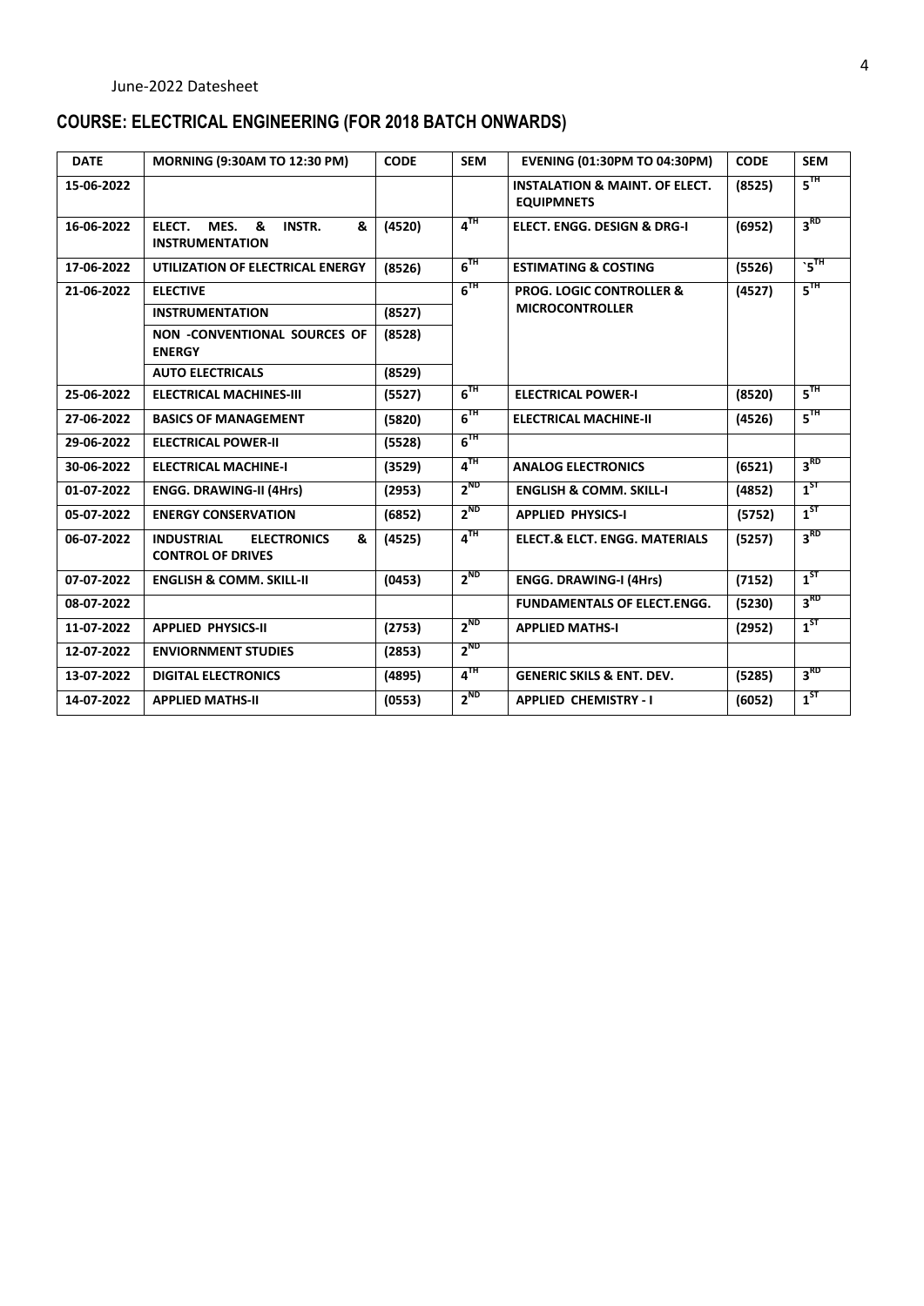June-2022 Datesheet

## COURSE: ELECTRICAL ENGINEERING (FOR 2018 BATCH ONWARDS)

| DATE | MORNING (9:30AM TO 12:30 PM) | CODE | SEM | EVENING (01:30PM TO 04:30PM) | CODE | SEM |
|---|---|---|---|---|---|---|
| 15-06-2022 | | | | INSTALATION & MAINT. OF ELECT. EQUIPMNETS | (8525) | 5TH |
| 16-06-2022 | ELECT. MES. & INSTR. & INSTRUMENTATION | (4520) | 4TH | ELECT. ENGG. DESIGN & DRG-I | (6952) | 3RD |
| 17-06-2022 | UTILIZATION OF ELECTRICAL ENERGY | (8526) | 6TH | ESTIMATING & COSTING | (5526) | `5TH |
| 21-06-2022 | ELECTIVE | | 6TH | PROG. LOGIC CONTROLLER & MICROCONTROLLER | (4527) | 5TH |
| | INSTRUMENTATION | (8527) | | | | |
| | NON -CONVENTIONAL SOURCES OF ENERGY | (8528) | | | | |
| | AUTO ELECTRICALS | (8529) | | | | |
| 25-06-2022 | ELECTRICAL MACHINES-III | (5527) | 6TH | ELECTRICAL POWER-I | (8520) | 5TH |
| 27-06-2022 | BASICS OF MANAGEMENT | (5820) | 6TH | ELECTRICAL MACHINE-II | (4526) | 5TH |
| 29-06-2022 | ELECTRICAL POWER-II | (5528) | 6TH | | | |
| 30-06-2022 | ELECTRICAL MACHINE-I | (3529) | 4TH | ANALOG ELECTRONICS | (6521) | 3RD |
| 01-07-2022 | ENGG. DRAWING-II (4Hrs) | (2953) | 2ND | ENGLISH & COMM. SKILL-I | (4852) | 1ST |
| 05-07-2022 | ENERGY CONSERVATION | (6852) | 2ND | APPLIED PHYSICS-I | (5752) | 1ST |
| 06-07-2022 | INDUSTRIAL ELECTRONICS & CONTROL OF DRIVES | (4525) | 4TH | ELECT.& ELCT. ENGG. MATERIALS | (5257) | 3RD |
| 07-07-2022 | ENGLISH & COMM. SKILL-II | (0453) | 2ND | ENGG. DRAWING-I (4Hrs) | (7152) | 1ST |
| 08-07-2022 | | | | FUNDAMENTALS OF ELECT.ENGG. | (5230) | 3RD |
| 11-07-2022 | APPLIED PHYSICS-II | (2753) | 2ND | APPLIED MATHS-I | (2952) | 1ST |
| 12-07-2022 | ENVIORNMENT STUDIES | (2853) | 2ND | | | |
| 13-07-2022 | DIGITAL ELECTRONICS | (4895) | 4TH | GENERIC SKILS & ENT. DEV. | (5285) | 3RD |
| 14-07-2022 | APPLIED MATHS-II | (0553) | 2ND | APPLIED CHEMISTRY - I | (6052) | 1ST |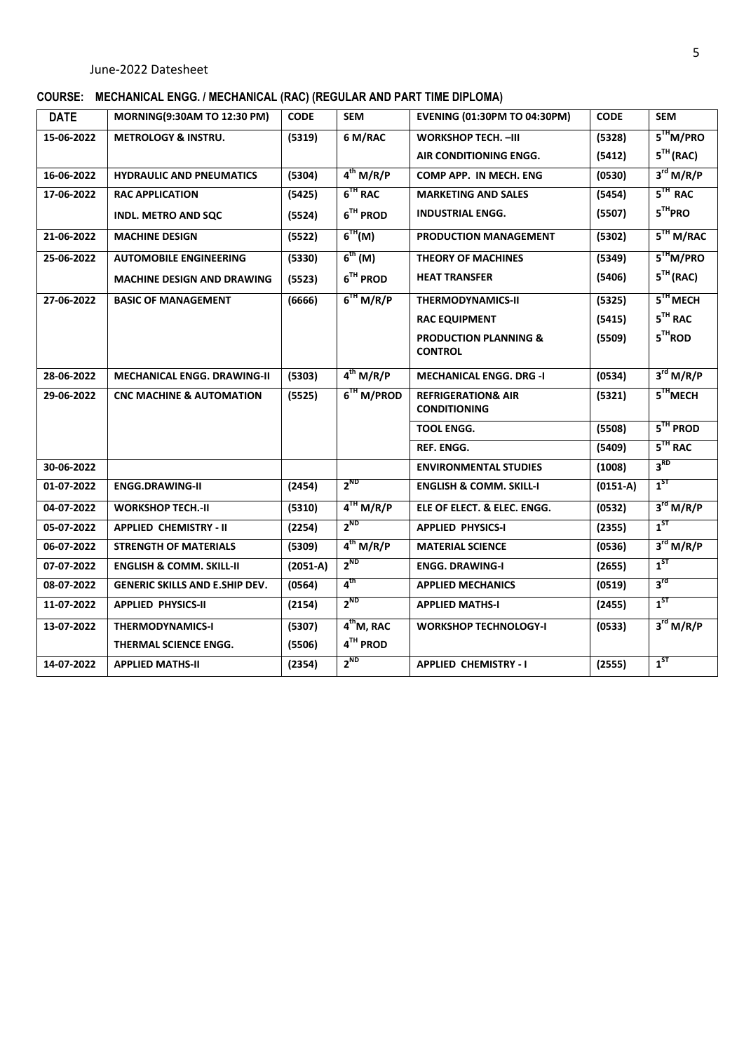June-2022 Datesheet

**COURSE: MECHANICAL ENGG. / MECHANICAL (RAC) (REGULAR AND PART TIME DIPLOMA)**

| DATE | MORNING(9:30AM TO 12:30 PM) | CODE | SEM | EVENING (01:30PM TO 04:30PM) | CODE | SEM |
|---|---|---|---|---|---|---|
| 15-06-2022 | METROLOGY & INSTRU. | (5319) | 6 M/RAC | WORKSHOP TECH. –III | (5328) | 5TH M/PRO |
| | | | | AIR CONDITIONING ENGG. | (5412) | 5TH (RAC) |
| 16-06-2022 | HYDRAULIC AND PNEUMATICS | (5304) | 4th M/R/P | COMP APP. IN MECH. ENG | (0530) | 3rd M/R/P |
| 17-06-2022 | RAC APPLICATION | (5425) | 6TH RAC | MARKETING AND SALES | (5454) | 5TH RAC |
| | INDL. METRO AND SQC | (5524) | 6TH PROD | INDUSTRIAL ENGG. | (5507) | 5TH PRO |
| 21-06-2022 | MACHINE DESIGN | (5522) | 6TH (M) | PRODUCTION MANAGEMENT | (5302) | 5TH M/RAC |
| 25-06-2022 | AUTOMOBILE ENGINEERING | (5330) | 6th (M) | THEORY OF MACHINES | (5349) | 5TH M/PRO |
| | MACHINE DESIGN AND DRAWING | (5523) | 6TH PROD | HEAT TRANSFER | (5406) | 5TH (RAC) |
| 27-06-2022 | BASIC OF MANAGEMENT | (6666) | 6TH M/R/P | THERMODYNAMICS-II | (5325) | 5TH MECH |
| | | | | RAC EQUIPMENT | (5415) | 5TH RAC |
| | | | | PRODUCTION PLANNING & CONTROL | (5509) | 5TH ROD |
| 28-06-2022 | MECHANICAL ENGG. DRAWING-II | (5303) | 4th M/R/P | MECHANICAL ENGG. DRG -I | (0534) | 3rd M/R/P |
| 29-06-2022 | CNC MACHINE & AUTOMATION | (5525) | 6TH M/PROD | REFRIGERATION& AIR CONDITIONING | (5321) | 5TH MECH |
| | | | | TOOL ENGG. | (5508) | 5TH PROD |
| | | | | REF. ENGG. | (5409) | 5TH RAC |
| 30-06-2022 | | | | ENVIRONMENTAL STUDIES | (1008) | 3RD |
| 01-07-2022 | ENGG.DRAWING-II | (2454) | 2ND | ENGLISH & COMM. SKILL-I | (0151-A) | 1ST |
| 04-07-2022 | WORKSHOP TECH.-II | (5310) | 4TH M/R/P | ELE OF ELECT. & ELEC. ENGG. | (0532) | 3rd M/R/P |
| 05-07-2022 | APPLIED CHEMISTRY - II | (2254) | 2ND | APPLIED PHYSICS-I | (2355) | 1ST |
| 06-07-2022 | STRENGTH OF MATERIALS | (5309) | 4th M/R/P | MATERIAL SCIENCE | (0536) | 3rd M/R/P |
| 07-07-2022 | ENGLISH & COMM. SKILL-II | (2051-A) | 2ND | ENGG. DRAWING-I | (2655) | 1ST |
| 08-07-2022 | GENERIC SKILLS AND E.SHIP DEV. | (0564) | 4th | APPLIED MECHANICS | (0519) | 3rd |
| 11-07-2022 | APPLIED PHYSICS-II | (2154) | 2ND | APPLIED MATHS-I | (2455) | 1ST |
| 13-07-2022 | THERMODYNAMICS-I | (5307) | 4th M, RAC | WORKSHOP TECHNOLOGY-I | (0533) | 3rd M/R/P |
| | THERMAL SCIENCE ENGG. | (5506) | 4TH PROD | | | |
| 14-07-2022 | APPLIED MATHS-II | (2354) | 2ND | APPLIED CHEMISTRY - I | (2555) | 1ST |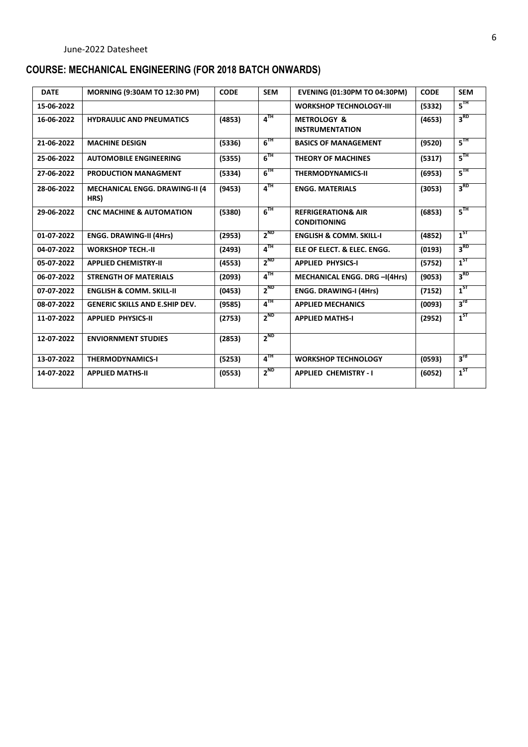June-2022 Datesheet

## COURSE: MECHANICAL ENGINEERING (FOR 2018 BATCH ONWARDS)

| DATE | MORNING (9:30AM TO 12:30 PM) | CODE | SEM | EVENING (01:30PM TO 04:30PM) | CODE | SEM |
|---|---|---|---|---|---|---|
| 15-06-2022 | | | | WORKSHOP TECHNOLOGY-III | (5332) | 5TH |
| 16-06-2022 | HYDRAULIC AND PNEUMATICS | (4853) | 4TH | METROLOGY & INSTRUMENTATION | (4653) | 3RD |
| 21-06-2022 | MACHINE DESIGN | (5336) | 6TH | BASICS OF MANAGEMENT | (9520) | 5TH |
| 25-06-2022 | AUTOMOBILE ENGINEERING | (5355) | 6TH | THEORY OF MACHINES | (5317) | 5TH |
| 27-06-2022 | PRODUCTION MANAGMENT | (5334) | 6TH | THERMODYNAMICS-II | (6953) | 5TH |
| 28-06-2022 | MECHANICAL ENGG. DRAWING-II (4 HRS) | (9453) | 4TH | ENGG. MATERIALS | (3053) | 3RD |
| 29-06-2022 | CNC MACHINE & AUTOMATION | (5380) | 6TH | REFRIGERATION& AIR CONDITIONING | (6853) | 5TH |
| 01-07-2022 | ENGG. DRAWING-II (4Hrs) | (2953) | 2ND | ENGLISH & COMM. SKILL-I | (4852) | 1ST |
| 04-07-2022 | WORKSHOP TECH.-II | (2493) | 4TH | ELE OF ELECT. & ELEC. ENGG. | (0193) | 3RD |
| 05-07-2022 | APPLIED CHEMISTRY-II | (4553) | 2ND | APPLIED PHYSICS-I | (5752) | 1ST |
| 06-07-2022 | STRENGTH OF MATERIALS | (2093) | 4TH | MECHANICAL ENGG. DRG –I(4Hrs) | (9053) | 3RD |
| 07-07-2022 | ENGLISH & COMM. SKILL-II | (0453) | 2ND | ENGG. DRAWING-I (4Hrs) | (7152) | 1ST |
| 08-07-2022 | GENERIC SKILLS AND E.SHIP DEV. | (9585) | 4TH | APPLIED MECHANICS | (0093) | 3rd |
| 11-07-2022 | APPLIED PHYSICS-II | (2753) | 2ND | APPLIED MATHS-I | (2952) | 1ST |
| 12-07-2022 | ENVIORNMENT STUDIES | (2853) | 2ND | | | |
| 13-07-2022 | THERMODYNAMICS-I | (5253) | 4TH | WORKSHOP TECHNOLOGY | (0593) | 3rd |
| 14-07-2022 | APPLIED MATHS-II | (0553) | 2ND | APPLIED CHEMISTRY - I | (6052) | 1ST |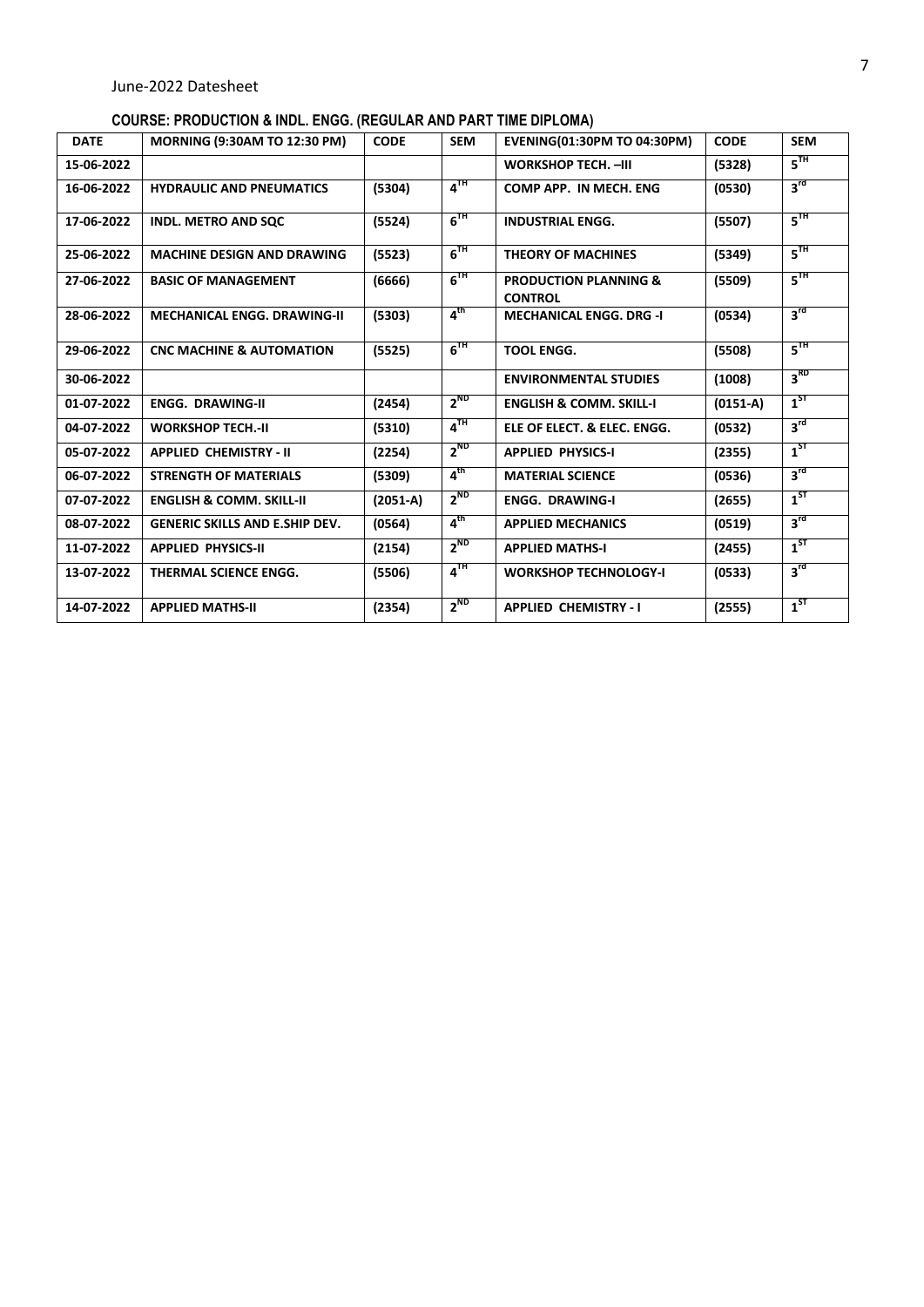June-2022 Datesheet

**COURSE: PRODUCTION & INDL. ENGG. (REGULAR AND PART TIME DIPLOMA)**

| DATE | MORNING (9:30AM TO 12:30 PM) | CODE | SEM | EVENING(01:30PM TO 04:30PM) | CODE | SEM |
|---|---|---|---|---|---|---|
| 15-06-2022 | | | | WORKSHOP TECH. –III | (5328) | $5^{TH}$ |
| 16-06-2022 | HYDRAULIC AND PNEUMATICS | (5304) | $4^{TH}$ | COMP APP. IN MECH. ENG | (0530) | $3^{rd}$ |
| 17-06-2022 | INDL. METRO AND SQC | (5524) | $6^{TH}$ | INDUSTRIAL ENGG. | (5507) | $5^{TH}$ |
| 25-06-2022 | MACHINE DESIGN AND DRAWING | (5523) | $6^{TH}$ | THEORY OF MACHINES | (5349) | $5^{TH}$ |
| 27-06-2022 | BASIC OF MANAGEMENT | (6666) | $6^{TH}$ | PRODUCTION PLANNING & CONTROL | (5509) | $5^{TH}$ |
| 28-06-2022 | MECHANICAL ENGG. DRAWING-II | (5303) | $4^{th}$ | MECHANICAL ENGG. DRG -I | (0534) | $3^{rd}$ |
| 29-06-2022 | CNC MACHINE & AUTOMATION | (5525) | $6^{TH}$ | TOOL ENGG. | (5508) | $5^{TH}$ |
| 30-06-2022 | | | | ENVIRONMENTAL STUDIES | (1008) | $3^{RD}$ |
| 01-07-2022 | ENGG. DRAWING-II | (2454) | $2^{ND}$ | ENGLISH & COMM. SKILL-I | (0151-A) | $1^{ST}$ |
| 04-07-2022 | WORKSHOP TECH.-II | (5310) | $4^{TH}$ | ELE OF ELECT. & ELEC. ENGG. | (0532) | $3^{rd}$ |
| 05-07-2022 | APPLIED CHEMISTRY - II | (2254) | $2^{ND}$ | APPLIED PHYSICS-I | (2355) | $1^{ST}$ |
| 06-07-2022 | STRENGTH OF MATERIALS | (5309) | $4^{th}$ | MATERIAL SCIENCE | (0536) | $3^{rd}$ |
| 07-07-2022 | ENGLISH & COMM. SKILL-II | (2051-A) | $2^{ND}$ | ENGG. DRAWING-I | (2655) | $1^{ST}$ |
| 08-07-2022 | GENERIC SKILLS AND E.SHIP DEV. | (0564) | $4^{th}$ | APPLIED MECHANICS | (0519) | $3^{rd}$ |
| 11-07-2022 | APPLIED PHYSICS-II | (2154) | $2^{ND}$ | APPLIED MATHS-I | (2455) | $1^{ST}$ |
| 13-07-2022 | THERMAL SCIENCE ENGG. | (5506) | $4^{TH}$ | WORKSHOP TECHNOLOGY-I | (0533) | $3^{rd}$ |
| 14-07-2022 | APPLIED MATHS-II | (2354) | $2^{ND}$ | APPLIED CHEMISTRY - I | (2555) | $1^{ST}$ |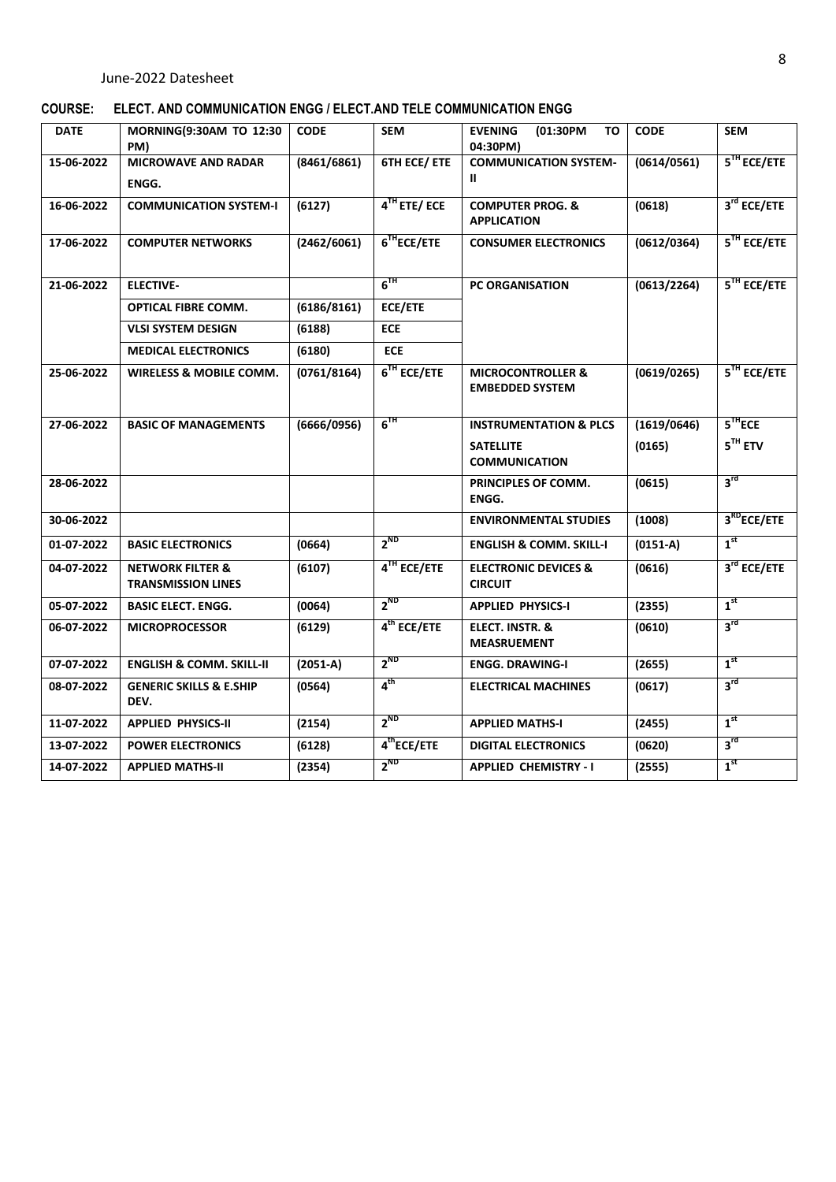June-2022 Datesheet

**COURSE: ELECT. AND COMMUNICATION ENGG / ELECT.AND TELE COMMUNICATION ENGG**

| DATE | MORNING(9:30AM TO 12:30 PM) | CODE | SEM | EVENING (01:30PM TO 04:30PM) | CODE | SEM |
|---|---|---|---|---|---|---|
| 15-06-2022 | MICROWAVE AND RADAR ENGG. | (8461/6861) | 6TH ECE/ ETE | COMMUNICATION SYSTEM-II | (0614/0561) | 5TH ECE/ETE |
| 16-06-2022 | COMMUNICATION SYSTEM-I | (6127) | 4TH ETE/ ECE | COMPUTER PROG. & APPLICATION | (0618) | 3rd ECE/ETE |
| 17-06-2022 | COMPUTER NETWORKS | (2462/6061) | 6THECE/ETE | CONSUMER ELECTRONICS | (0612/0364) | 5TH ECE/ETE |
| 21-06-2022 | ELECTIVE- | | 6TH | PC ORGANISATION | (0613/2264) | 5TH ECE/ETE |
| | OPTICAL FIBRE COMM. | (6186/8161) | ECE/ETE | | | |
| | VLSI SYSTEM DESIGN | (6188) | ECE | | | |
| | MEDICAL ELECTRONICS | (6180) | ECE | | | |
| 25-06-2022 | WIRELESS & MOBILE COMM. | (0761/8164) | 6TH ECE/ETE | MICROCONTROLLER & EMBEDDED SYSTEM | (0619/0265) | 5TH ECE/ETE |
| 27-06-2022 | BASIC OF MANAGEMENTS | (6666/0956) | 6TH | INSTRUMENTATION & PLCS | (1619/0646) | 5THECE |
| | | | | SATELLITE COMMUNICATION | (0165) | 5TH ETV |
| 28-06-2022 | | | | PRINCIPLES OF COMM. ENGG. | (0615) | 3rd |
| 30-06-2022 | | | | ENVIRONMENTAL STUDIES | (1008) | 3RDECE/ETE |
| 01-07-2022 | BASIC ELECTRONICS | (0664) | 2ND | ENGLISH & COMM. SKILL-I | (0151-A) | 1st |
| 04-07-2022 | NETWORK FILTER & TRANSMISSION LINES | (6107) | 4TH ECE/ETE | ELECTRONIC DEVICES & CIRCUIT | (0616) | 3rd ECE/ETE |
| 05-07-2022 | BASIC ELECT. ENGG. | (0064) | 2ND | APPLIED PHYSICS-I | (2355) | 1st |
| 06-07-2022 | MICROPROCESSOR | (6129) | 4th ECE/ETE | ELECT. INSTR. & MEASRUEMENT | (0610) | 3rd |
| 07-07-2022 | ENGLISH & COMM. SKILL-II | (2051-A) | 2ND | ENGG. DRAWING-I | (2655) | 1st |
| 08-07-2022 | GENERIC SKILLS & E.SHIP DEV. | (0564) | 4th | ELECTRICAL MACHINES | (0617) | 3rd |
| 11-07-2022 | APPLIED PHYSICS-II | (2154) | 2ND | APPLIED MATHS-I | (2455) | 1st |
| 13-07-2022 | POWER ELECTRONICS | (6128) | 4thECE/ETE | DIGITAL ELECTRONICS | (0620) | 3rd |
| 14-07-2022 | APPLIED MATHS-II | (2354) | 2ND | APPLIED CHEMISTRY - I | (2555) | 1st |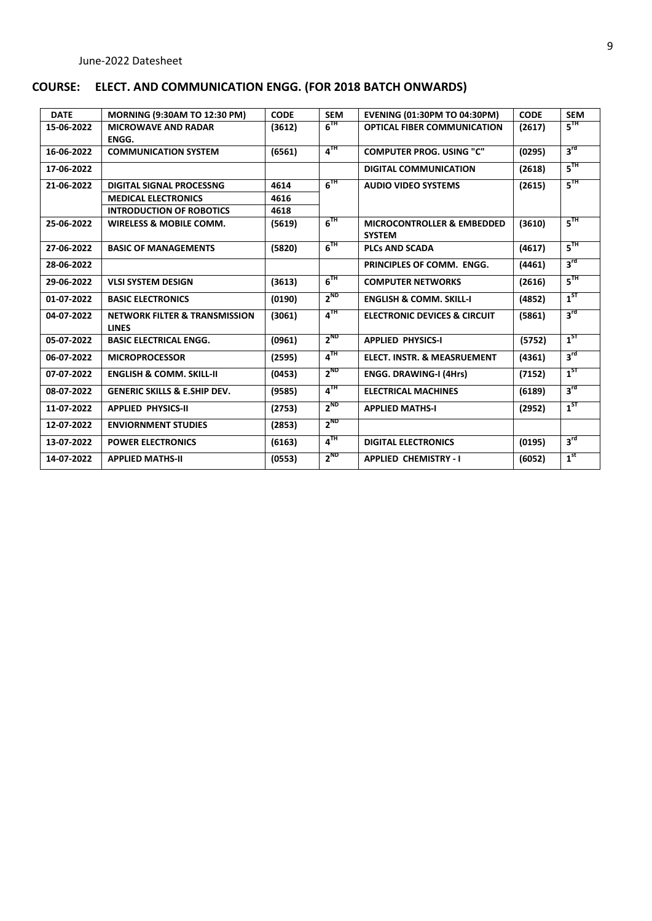June-2022 Datesheet

## COURSE: ELECT. AND COMMUNICATION ENGG. (FOR 2018 BATCH ONWARDS)

| DATE | MORNING (9:30AM TO 12:30 PM) | CODE | SEM | EVENING (01:30PM TO 04:30PM) | CODE | SEM |
|---|---|---|---|---|---|---|
| 15-06-2022 | MICROWAVE AND RADAR ENGG. | (3612) | 6TH | OPTICAL FIBER COMMUNICATION | (2617) | 5TH |
| 16-06-2022 | COMMUNICATION SYSTEM | (6561) | 4TH | COMPUTER PROG. USING "C" | (0295) | 3rd |
| 17-06-2022 | | | | DIGITAL COMMUNICATION | (2618) | 5TH |
| 21-06-2022 | DIGITAL SIGNAL PROCESSNG | 4614 | 6TH | AUDIO VIDEO SYSTEMS | (2615) | 5TH |
| | MEDICAL ELECTRONICS | 4616 | | | | |
| | INTRODUCTION OF ROBOTICS | 4618 | | | | |
| 25-06-2022 | WIRELESS & MOBILE COMM. | (5619) | 6TH | MICROCONTROLLER & EMBEDDED SYSTEM | (3610) | 5TH |
| 27-06-2022 | BASIC OF MANAGEMENTS | (5820) | 6TH | PLCs AND SCADA | (4617) | 5TH |
| 28-06-2022 | | | | PRINCIPLES OF COMM. ENGG. | (4461) | 3rd |
| 29-06-2022 | VLSI SYSTEM DESIGN | (3613) | 6TH | COMPUTER NETWORKS | (2616) | 5TH |
| 01-07-2022 | BASIC ELECTRONICS | (0190) | 2ND | ENGLISH & COMM. SKILL-I | (4852) | 1ST |
| 04-07-2022 | NETWORK FILTER & TRANSMISSION LINES | (3061) | 4TH | ELECTRONIC DEVICES & CIRCUIT | (5861) | 3rd |
| 05-07-2022 | BASIC ELECTRICAL ENGG. | (0961) | 2ND | APPLIED PHYSICS-I | (5752) | 1ST |
| 06-07-2022 | MICROPROCESSOR | (2595) | 4TH | ELECT. INSTR. & MEASRUEMENT | (4361) | 3rd |
| 07-07-2022 | ENGLISH & COMM. SKILL-II | (0453) | 2ND | ENGG. DRAWING-I (4Hrs) | (7152) | 1ST |
| 08-07-2022 | GENERIC SKILLS & E.SHIP DEV. | (9585) | 4TH | ELECTRICAL MACHINES | (6189) | 3rd |
| 11-07-2022 | APPLIED PHYSICS-II | (2753) | 2ND | APPLIED MATHS-I | (2952) | 1ST |
| 12-07-2022 | ENVIORNMENT STUDIES | (2853) | 2ND | | | |
| 13-07-2022 | POWER ELECTRONICS | (6163) | 4TH | DIGITAL ELECTRONICS | (0195) | 3rd |
| 14-07-2022 | APPLIED MATHS-II | (0553) | 2ND | APPLIED CHEMISTRY - I | (6052) | 1st |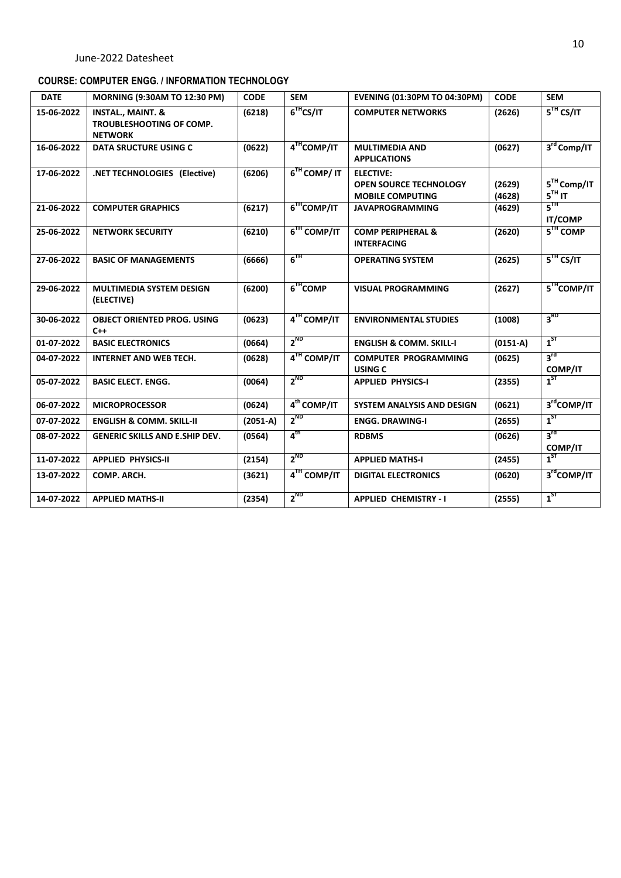June-2022 Datesheet

## COURSE: COMPUTER ENGG. / INFORMATION TECHNOLOGY

| DATE | MORNING (9:30AM TO 12:30 PM) | CODE | SEM | EVENING (01:30PM TO 04:30PM) | CODE | SEM |
|---|---|---|---|---|---|---|
| 15-06-2022 | INSTAL., MAINT. & TROUBLESHOOTING OF COMP. NETWORK | (6218) | 6TH CS/IT | COMPUTER NETWORKS | (2626) | 5TH CS/IT |
| 16-06-2022 | DATA SRUCTURE USING C | (0622) | 4TH COMP/IT | MULTIMEDIA AND APPLICATIONS | (0627) | 3rd Comp/IT |
| 17-06-2022 | .NET TECHNOLOGIES (Elective) | (6206) | 6TH COMP/ IT | ELECTIVE: OPEN SOURCE TECHNOLOGY MOBILE COMPUTING | (2629) (4628) | 5TH Comp/IT 5TH IT |
| 21-06-2022 | COMPUTER GRAPHICS | (6217) | 6TH COMP/IT | JAVAPROGRAMMING | (4629) | 5TH IT/COMP |
| 25-06-2022 | NETWORK SECURITY | (6210) | 6TH COMP/IT | COMP PERIPHERAL & INTERFACING | (2620) | 5TH COMP |
| 27-06-2022 | BASIC OF MANAGEMENTS | (6666) | 6TH | OPERATING SYSTEM | (2625) | 5TH CS/IT |
| 29-06-2022 | MULTIMEDIA SYSTEM DESIGN (ELECTIVE) | (6200) | 6TH COMP | VISUAL PROGRAMMING | (2627) | 5TH COMP/IT |
| 30-06-2022 | OBJECT ORIENTED PROG. USING C++ | (0623) | 4TH COMP/IT | ENVIRONMENTAL STUDIES | (1008) | 3RD |
| 01-07-2022 | BASIC ELECTRONICS | (0664) | 2ND | ENGLISH & COMM. SKILL-I | (0151-A) | 1ST |
| 04-07-2022 | INTERNET AND WEB TECH. | (0628) | 4TH COMP/IT | COMPUTER PROGRAMMING USING C | (0625) | 3rd COMP/IT |
| 05-07-2022 | BASIC ELECT. ENGG. | (0064) | 2ND | APPLIED PHYSICS-I | (2355) | 1ST |
| 06-07-2022 | MICROPROCESSOR | (0624) | 4th COMP/IT | SYSTEM ANALYSIS AND DESIGN | (0621) | 3rd COMP/IT |
| 07-07-2022 | ENGLISH & COMM. SKILL-II | (2051-A) | 2ND | ENGG. DRAWING-I | (2655) | 1ST |
| 08-07-2022 | GENERIC SKILLS AND E.SHIP DEV. | (0564) | 4th | RDBMS | (0626) | 3rd COMP/IT |
| 11-07-2022 | APPLIED PHYSICS-II | (2154) | 2ND | APPLIED MATHS-I | (2455) | 1ST |
| 13-07-2022 | COMP. ARCH. | (3621) | 4TH COMP/IT | DIGITAL ELECTRONICS | (0620) | 3rd COMP/IT |
| 14-07-2022 | APPLIED MATHS-II | (2354) | 2ND | APPLIED CHEMISTRY - I | (2555) | 1ST |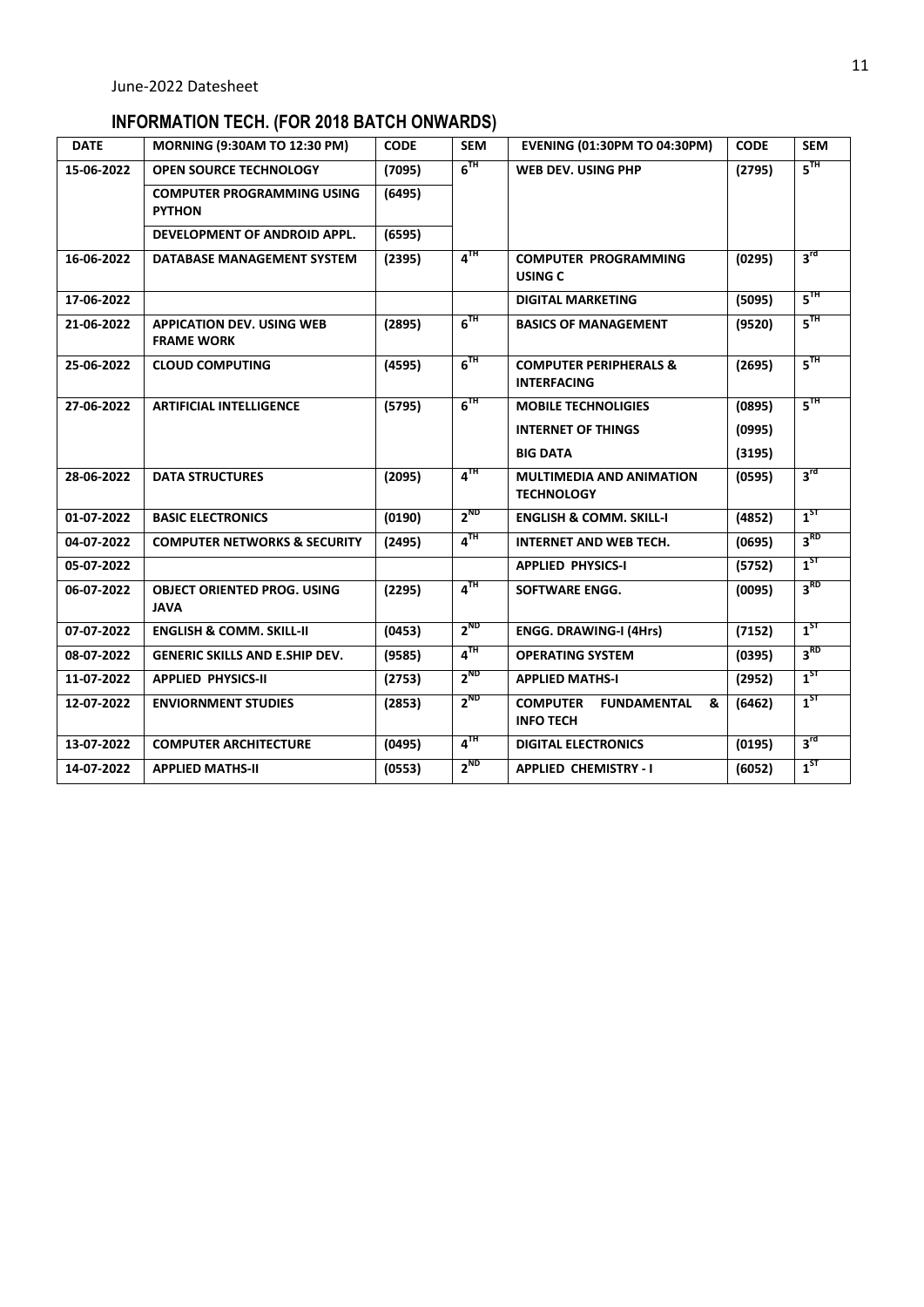June-2022 Datesheet

## INFORMATION TECH. (FOR 2018 BATCH ONWARDS)

| DATE | MORNING (9:30AM TO 12:30 PM) | CODE | SEM | EVENING (01:30PM TO 04:30PM) | CODE | SEM |
|---|---|---|---|---|---|---|
| 15-06-2022 | OPEN SOURCE TECHNOLOGY | (7095) | 6TH | WEB DEV. USING PHP | (2795) | 5TH |
| | COMPUTER PROGRAMMING USING PYTHON | (6495) | | | | |
| | DEVELOPMENT OF ANDROID APPL. | (6595) | | | | |
| 16-06-2022 | DATABASE MANAGEMENT SYSTEM | (2395) | 4TH | COMPUTER PROGRAMMING USING C | (0295) | 3rd |
| 17-06-2022 | | | | DIGITAL MARKETING | (5095) | 5TH |
| 21-06-2022 | APPICATION DEV. USING WEB FRAME WORK | (2895) | 6TH | BASICS OF MANAGEMENT | (9520) | 5TH |
| 25-06-2022 | CLOUD COMPUTING | (4595) | 6TH | COMPUTER PERIPHERALS & INTERFACING | (2695) | 5TH |
| 27-06-2022 | ARTIFICIAL INTELLIGENCE | (5795) | 6TH | MOBILE TECHNOLIGIES | (0895) | 5TH |
| | | | | INTERNET OF THINGS | (0995) | |
| | | | | BIG DATA | (3195) | |
| 28-06-2022 | DATA STRUCTURES | (2095) | 4TH | MULTIMEDIA AND ANIMATION TECHNOLOGY | (0595) | 3rd |
| 01-07-2022 | BASIC ELECTRONICS | (0190) | 2ND | ENGLISH & COMM. SKILL-I | (4852) | 1ST |
| 04-07-2022 | COMPUTER NETWORKS & SECURITY | (2495) | 4TH | INTERNET AND WEB TECH. | (0695) | 3RD |
| 05-07-2022 | | | | APPLIED PHYSICS-I | (5752) | 1ST |
| 06-07-2022 | OBJECT ORIENTED PROG. USING JAVA | (2295) | 4TH | SOFTWARE ENGG. | (0095) | 3RD |
| 07-07-2022 | ENGLISH & COMM. SKILL-II | (0453) | 2ND | ENGG. DRAWING-I (4Hrs) | (7152) | 1ST |
| 08-07-2022 | GENERIC SKILLS AND E.SHIP DEV. | (9585) | 4TH | OPERATING SYSTEM | (0395) | 3RD |
| 11-07-2022 | APPLIED PHYSICS-II | (2753) | 2ND | APPLIED MATHS-I | (2952) | 1ST |
| 12-07-2022 | ENVIORNMENT STUDIES | (2853) | 2ND | COMPUTER FUNDAMENTAL & INFO TECH | (6462) | 1ST |
| 13-07-2022 | COMPUTER ARCHITECTURE | (0495) | 4TH | DIGITAL ELECTRONICS | (0195) | 3rd |
| 14-07-2022 | APPLIED MATHS-II | (0553) | 2ND | APPLIED CHEMISTRY - I | (6052) | 1ST |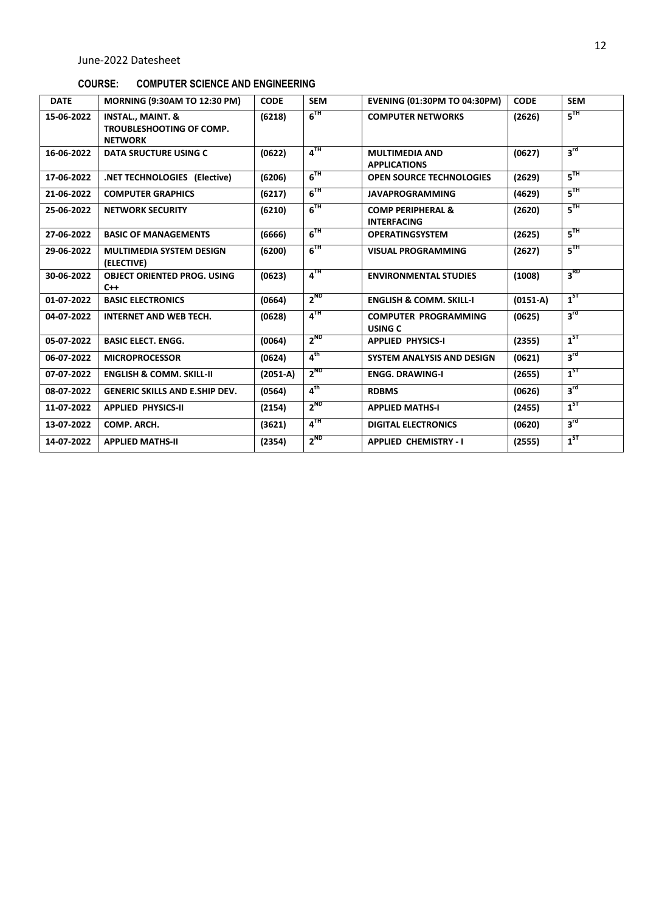June-2022 Datesheet

## COURSE: COMPUTER SCIENCE AND ENGINEERING

| DATE | MORNING (9:30AM TO 12:30 PM) | CODE | SEM | EVENING (01:30PM TO 04:30PM) | CODE | SEM |
|---|---|---|---|---|---|---|
| 15-06-2022 | INSTAL., MAINT. & TROUBLESHOOTING OF COMP. NETWORK | (6218) | 6TH | COMPUTER NETWORKS | (2626) | 5TH |
| 16-06-2022 | DATA SRUCTURE USING C | (0622) | 4TH | MULTIMEDIA AND APPLICATIONS | (0627) | 3rd |
| 17-06-2022 | .NET TECHNOLOGIES (Elective) | (6206) | 6TH | OPEN SOURCE TECHNOLOGIES | (2629) | 5TH |
| 21-06-2022 | COMPUTER GRAPHICS | (6217) | 6TH | JAVAPROGRAMMING | (4629) | 5TH |
| 25-06-2022 | NETWORK SECURITY | (6210) | 6TH | COMP PERIPHERAL & INTERFACING | (2620) | 5TH |
| 27-06-2022 | BASIC OF MANAGEMENTS | (6666) | 6TH | OPERATINGSYSTEM | (2625) | 5TH |
| 29-06-2022 | MULTIMEDIA SYSTEM DESIGN (ELECTIVE) | (6200) | 6TH | VISUAL PROGRAMMING | (2627) | 5TH |
| 30-06-2022 | OBJECT ORIENTED PROG. USING C++ | (0623) | 4TH | ENVIRONMENTAL STUDIES | (1008) | 3RD |
| 01-07-2022 | BASIC ELECTRONICS | (0664) | 2ND | ENGLISH & COMM. SKILL-I | (0151-A) | 1ST |
| 04-07-2022 | INTERNET AND WEB TECH. | (0628) | 4TH | COMPUTER PROGRAMMING USING C | (0625) | 3rd |
| 05-07-2022 | BASIC ELECT. ENGG. | (0064) | 2ND | APPLIED PHYSICS-I | (2355) | 1ST |
| 06-07-2022 | MICROPROCESSOR | (0624) | 4th | SYSTEM ANALYSIS AND DESIGN | (0621) | 3rd |
| 07-07-2022 | ENGLISH & COMM. SKILL-II | (2051-A) | 2ND | ENGG. DRAWING-I | (2655) | 1ST |
| 08-07-2022 | GENERIC SKILLS AND E.SHIP DEV. | (0564) | 4th | RDBMS | (0626) | 3rd |
| 11-07-2022 | APPLIED PHYSICS-II | (2154) | 2ND | APPLIED MATHS-I | (2455) | 1ST |
| 13-07-2022 | COMP. ARCH. | (3621) | 4TH | DIGITAL ELECTRONICS | (0620) | 3rd |
| 14-07-2022 | APPLIED MATHS-II | (2354) | 2ND | APPLIED CHEMISTRY - I | (2555) | 1ST |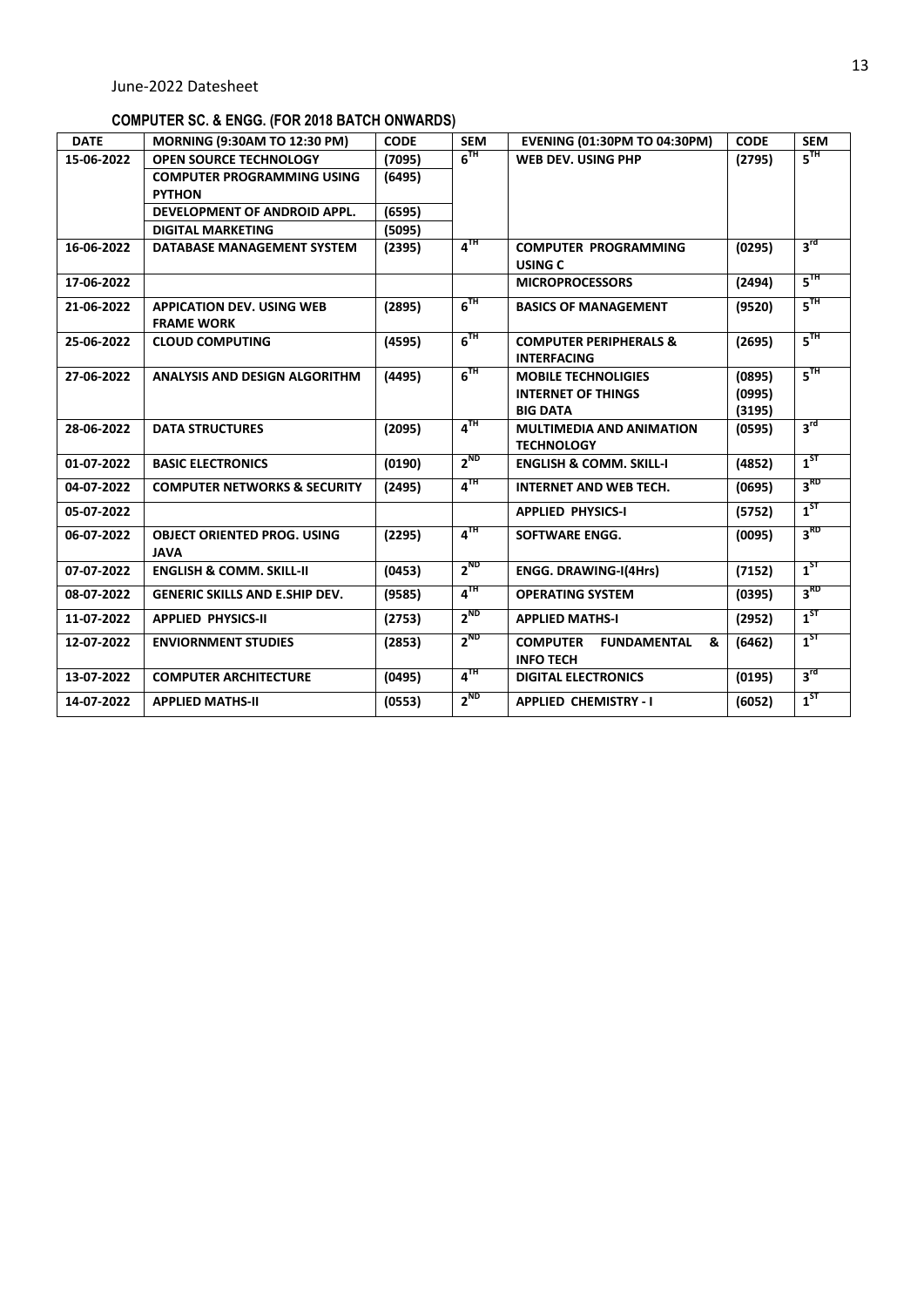June-2022 Datesheet

## COMPUTER SC. & ENGG. (FOR 2018 BATCH ONWARDS)

| DATE | MORNING (9:30AM TO 12:30 PM) | CODE | SEM | EVENING (01:30PM TO 04:30PM) | CODE | SEM |
|---|---|---|---|---|---|---|
| 15-06-2022 | OPEN SOURCE TECHNOLOGY | (7095) | 6TH | WEB DEV. USING PHP | (2795) | 5TH |
| | COMPUTER PROGRAMMING USING PYTHON | (6495) | | | | |
| | DEVELOPMENT OF ANDROID APPL. | (6595) | | | | |
| | DIGITAL MARKETING | (5095) | | | | |
| 16-06-2022 | DATABASE MANAGEMENT SYSTEM | (2395) | 4TH | COMPUTER PROGRAMMING USING C | (0295) | 3rd |
| 17-06-2022 | | | | MICROPROCESSORS | (2494) | 5TH |
| 21-06-2022 | APPICATION DEV. USING WEB FRAME WORK | (2895) | 6TH | BASICS OF MANAGEMENT | (9520) | 5TH |
| 25-06-2022 | CLOUD COMPUTING | (4595) | 6TH | COMPUTER PERIPHERALS & INTERFACING | (2695) | 5TH |
| 27-06-2022 | ANALYSIS AND DESIGN ALGORITHM | (4495) | 6TH | MOBILE TECHNOLIGIES<br>INTERNET OF THINGS<br>BIG DATA | (0895)<br>(0995)<br>(3195) | 5TH |
| 28-06-2022 | DATA STRUCTURES | (2095) | 4TH | MULTIMEDIA AND ANIMATION TECHNOLOGY | (0595) | 3rd |
| 01-07-2022 | BASIC ELECTRONICS | (0190) | 2ND | ENGLISH & COMM. SKILL-I | (4852) | 1ST |
| 04-07-2022 | COMPUTER NETWORKS & SECURITY | (2495) | 4TH | INTERNET AND WEB TECH. | (0695) | 3RD |
| 05-07-2022 | | | | APPLIED PHYSICS-I | (5752) | 1ST |
| 06-07-2022 | OBJECT ORIENTED PROG. USING JAVA | (2295) | 4TH | SOFTWARE ENGG. | (0095) | 3RD |
| 07-07-2022 | ENGLISH & COMM. SKILL-II | (0453) | 2ND | ENGG. DRAWING-I(4Hrs) | (7152) | 1ST |
| 08-07-2022 | GENERIC SKILLS AND E.SHIP DEV. | (9585) | 4TH | OPERATING SYSTEM | (0395) | 3RD |
| 11-07-2022 | APPLIED PHYSICS-II | (2753) | 2ND | APPLIED MATHS-I | (2952) | 1ST |
| 12-07-2022 | ENVIORNMENT STUDIES | (2853) | 2ND | COMPUTER FUNDAMENTAL & INFO TECH | (6462) | 1ST |
| 13-07-2022 | COMPUTER ARCHITECTURE | (0495) | 4TH | DIGITAL ELECTRONICS | (0195) | 3rd |
| 14-07-2022 | APPLIED MATHS-II | (0553) | 2ND | APPLIED CHEMISTRY - I | (6052) | 1ST |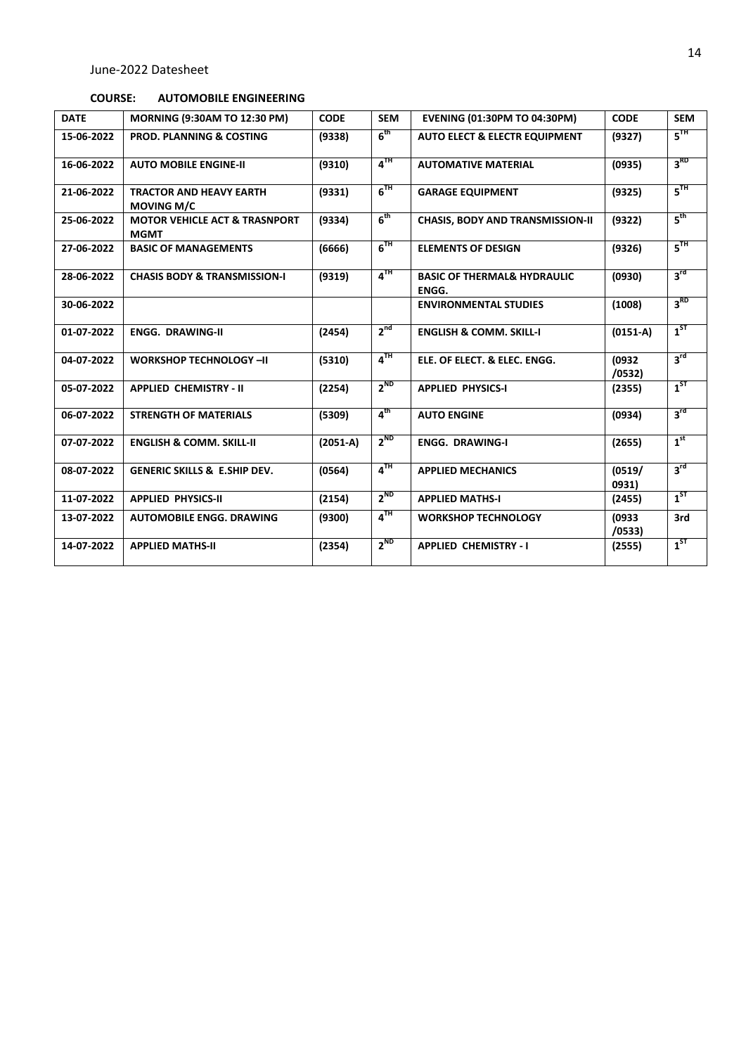June-2022 Datesheet

**COURSE: AUTOMOBILE ENGINEERING**

| DATE | MORNING (9:30AM TO 12:30 PM) | CODE | SEM | EVENING (01:30PM TO 04:30PM) | CODE | SEM |
|---|---|---|---|---|---|---|
| 15-06-2022 | PROD. PLANNING & COSTING | (9338) | $6^{th}$ | AUTO ELECT & ELECTR EQUIPMENT | (9327) | $5^{TH}$ |
| 16-06-2022 | AUTO MOBILE ENGINE-II | (9310) | $4^{TH}$ | AUTOMATIVE MATERIAL | (0935) | $3^{RD}$ |
| 21-06-2022 | TRACTOR AND HEAVY EARTH MOVING M/C | (9331) | $6^{TH}$ | GARAGE EQUIPMENT | (9325) | $5^{TH}$ |
| 25-06-2022 | MOTOR VEHICLE ACT & TRASNPORT MGMT | (9334) | $6^{th}$ | CHASIS, BODY AND TRANSMISSION-II | (9322) | $5^{th}$ |
| 27-06-2022 | BASIC OF MANAGEMENTS | (6666) | $6^{TH}$ | ELEMENTS OF DESIGN | (9326) | $5^{TH}$ |
| 28-06-2022 | CHASIS BODY & TRANSMISSION-I | (9319) | $4^{TH}$ | BASIC OF THERMAL& HYDRAULIC ENGG. | (0930) | $3^{rd}$ |
| 30-06-2022 | | | | ENVIRONMENTAL STUDIES | (1008) | $3^{RD}$ |
| 01-07-2022 | ENGG. DRAWING-II | (2454) | $2^{nd}$ | ENGLISH & COMM. SKILL-I | (0151-A) | $1^{ST}$ |
| 04-07-2022 | WORKSHOP TECHNOLOGY –II | (5310) | $4^{TH}$ | ELE. OF ELECT. & ELEC. ENGG. | (0932 /0532) | $3^{rd}$ |
| 05-07-2022 | APPLIED CHEMISTRY - II | (2254) | $2^{ND}$ | APPLIED PHYSICS-I | (2355) | $1^{ST}$ |
| 06-07-2022 | STRENGTH OF MATERIALS | (5309) | $4^{th}$ | AUTO ENGINE | (0934) | $3^{rd}$ |
| 07-07-2022 | ENGLISH & COMM. SKILL-II | (2051-A) | $2^{ND}$ | ENGG. DRAWING-I | (2655) | $1^{st}$ |
| 08-07-2022 | GENERIC SKILLS & E.SHIP DEV. | (0564) | $4^{TH}$ | APPLIED MECHANICS | (0519/ 0931) | $3^{rd}$ |
| 11-07-2022 | APPLIED PHYSICS-II | (2154) | $2^{ND}$ | APPLIED MATHS-I | (2455) | $1^{ST}$ |
| 13-07-2022 | AUTOMOBILE ENGG. DRAWING | (9300) | $4^{TH}$ | WORKSHOP TECHNOLOGY | (0933 /0533) | 3rd |
| 14-07-2022 | APPLIED MATHS-II | (2354) | $2^{ND}$ | APPLIED CHEMISTRY - I | (2555) | $1^{ST}$ |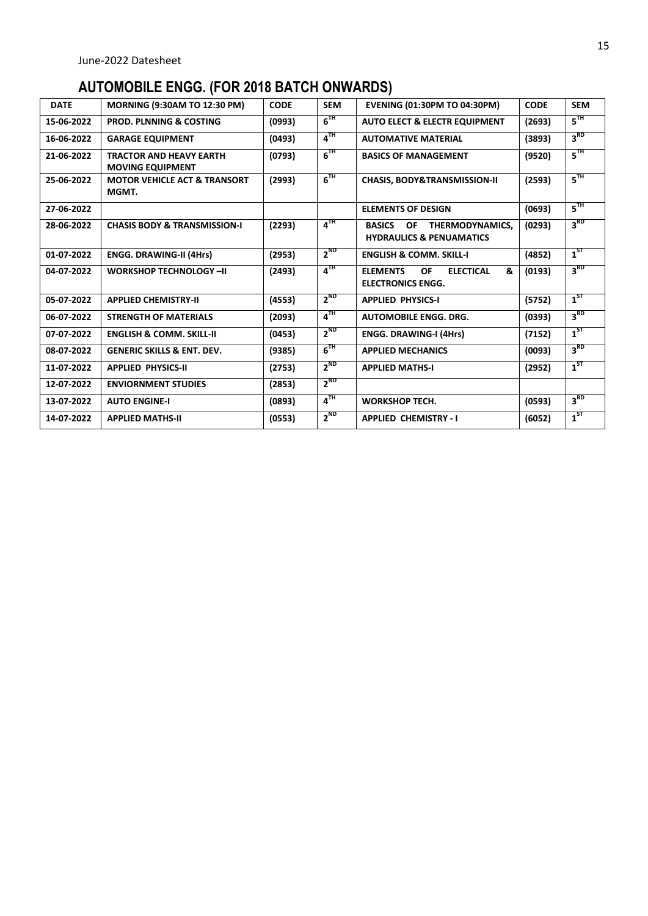June-2022 Datesheet

# AUTOMOBILE ENGG. (FOR 2018 BATCH ONWARDS)

| DATE | MORNING (9:30AM TO 12:30 PM) | CODE | SEM | EVENING (01:30PM TO 04:30PM) | CODE | SEM |
|---|---|---|---|---|---|---|
| 15-06-2022 | PROD. PLNNING & COSTING | (0993) | 6TH | AUTO ELECT & ELECTR EQUIPMENT | (2693) | 5TH |
| 16-06-2022 | GARAGE EQUIPMENT | (0493) | 4TH | AUTOMATIVE MATERIAL | (3893) | 3RD |
| 21-06-2022 | TRACTOR AND HEAVY EARTH MOVING EQUIPMENT | (0793) | 6TH | BASICS OF MANAGEMENT | (9520) | 5TH |
| 25-06-2022 | MOTOR VEHICLE ACT & TRANSORT MGMT. | (2993) | 6TH | CHASIS, BODY&TRANSMISSION-II | (2593) | 5TH |
| 27-06-2022 | | | | ELEMENTS OF DESIGN | (0693) | 5TH |
| 28-06-2022 | CHASIS BODY & TRANSMISSION-I | (2293) | 4TH | BASICS OF THERMODYNAMICS, HYDRAULICS & PENUAMATICS | (0293) | 3RD |
| 01-07-2022 | ENGG. DRAWING-II (4Hrs) | (2953) | 2ND | ENGLISH & COMM. SKILL-I | (4852) | 1ST |
| 04-07-2022 | WORKSHOP TECHNOLOGY –II | (2493) | 4TH | ELEMENTS OF ELECTICAL & ELECTRONICS ENGG. | (0193) | 3RD |
| 05-07-2022 | APPLIED CHEMISTRY-II | (4553) | 2ND | APPLIED PHYSICS-I | (5752) | 1ST |
| 06-07-2022 | STRENGTH OF MATERIALS | (2093) | 4TH | AUTOMOBILE ENGG. DRG. | (0393) | 3RD |
| 07-07-2022 | ENGLISH & COMM. SKILL-II | (0453) | 2ND | ENGG. DRAWING-I (4Hrs) | (7152) | 1ST |
| 08-07-2022 | GENERIC SKILLS & ENT. DEV. | (9385) | 6TH | APPLIED MECHANICS | (0093) | 3RD |
| 11-07-2022 | APPLIED PHYSICS-II | (2753) | 2ND | APPLIED MATHS-I | (2952) | 1ST |
| 12-07-2022 | ENVIORNMENT STUDIES | (2853) | 2ND | | | |
| 13-07-2022 | AUTO ENGINE-I | (0893) | 4TH | WORKSHOP TECH. | (0593) | 3RD |
| 14-07-2022 | APPLIED MATHS-II | (0553) | 2ND | APPLIED CHEMISTRY - I | (6052) | 1ST |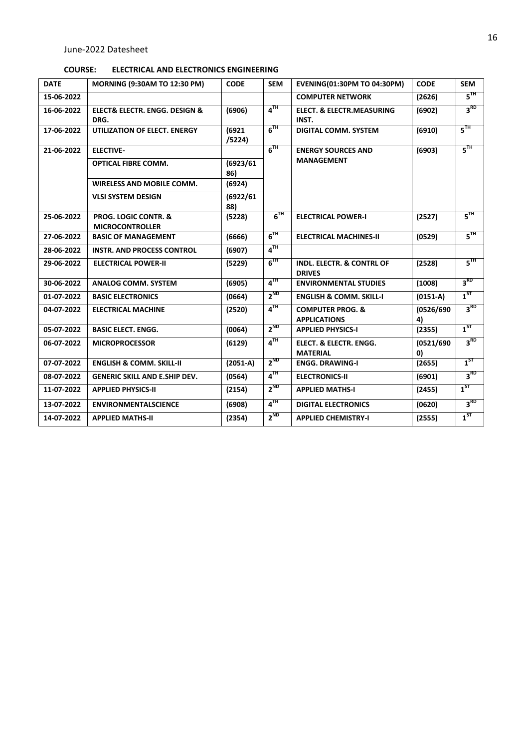June-2022 Datesheet

**COURSE: ELECTRICAL AND ELECTRONICS ENGINEERING**

| DATE | MORNING (9:30AM TO 12:30 PM) | CODE | SEM | EVENING(01:30PM TO 04:30PM) | CODE | SEM |
|---|---|---|---|---|---|---|
| 15-06-2022 | | | | COMPUTER NETWORK | (2626) | 5TH |
| 16-06-2022 | ELECT& ELECTR. ENGG. DESIGN & DRG. | (6906) | 4TH | ELECT. & ELECTR.MEASURING INST. | (6902) | 3RD |
| 17-06-2022 | UTILIZATION OF ELECT. ENERGY | (6921 /5224) | 6TH | DIGITAL COMM. SYSTEM | (6910) | 5TH |
| 21-06-2022 | ELECTIVE- | | 6TH | ENERGY SOURCES AND MANAGEMENT | (6903) | 5TH |
| | OPTICAL FIBRE COMM. | (6923/6186) | | | | |
| | WIRELESS AND MOBILE COMM. | (6924) | | | | |
| | VLSI SYSTEM DESIGN | (6922/6188) | | | | |
| 25-06-2022 | PROG. LOGIC CONTR. & MICROCONTROLLER | (5228) | 6TH | ELECTRICAL POWER-I | (2527) | 5TH |
| 27-06-2022 | BASIC OF MANAGEMENT | (6666) | 6TH | ELECTRICAL MACHINES-II | (0529) | 5TH |
| 28-06-2022 | INSTR. AND PROCESS CONTROL | (6907) | 4TH | | | |
| 29-06-2022 | ELECTRICAL POWER-II | (5229) | 6TH | INDL. ELECTR. & CONTRL OF DRIVES | (2528) | 5TH |
| 30-06-2022 | ANALOG COMM. SYSTEM | (6905) | 4TH | ENVIRONMENTAL STUDIES | (1008) | 3RD |
| 01-07-2022 | BASIC ELECTRONICS | (0664) | 2ND | ENGLISH & COMM. SKILL-I | (0151-A) | 1ST |
| 04-07-2022 | ELECTRICAL MACHINE | (2520) | 4TH | COMPUTER PROG. & APPLICATIONS | (0526/6904) | 3RD |
| 05-07-2022 | BASIC ELECT. ENGG. | (0064) | 2ND | APPLIED PHYSICS-I | (2355) | 1ST |
| 06-07-2022 | MICROPROCESSOR | (6129) | 4TH | ELECT. & ELECTR. ENGG. MATERIAL | (0521/6900) | 3RD |
| 07-07-2022 | ENGLISH & COMM. SKILL-II | (2051-A) | 2ND | ENGG. DRAWING-I | (2655) | 1ST |
| 08-07-2022 | GENERIC SKILL AND E.SHIP DEV. | (0564) | 4TH | ELECTRONICS-II | (6901) | 3RD |
| 11-07-2022 | APPLIED PHYSICS-II | (2154) | 2ND | APPLIED MATHS-I | (2455) | 1ST |
| 13-07-2022 | ENVIRONMENTALSCIENCE | (6908) | 4TH | DIGITAL ELECTRONICS | (0620) | 3RD |
| 14-07-2022 | APPLIED MATHS-II | (2354) | 2ND | APPLIED CHEMISTRY-I | (2555) | 1ST |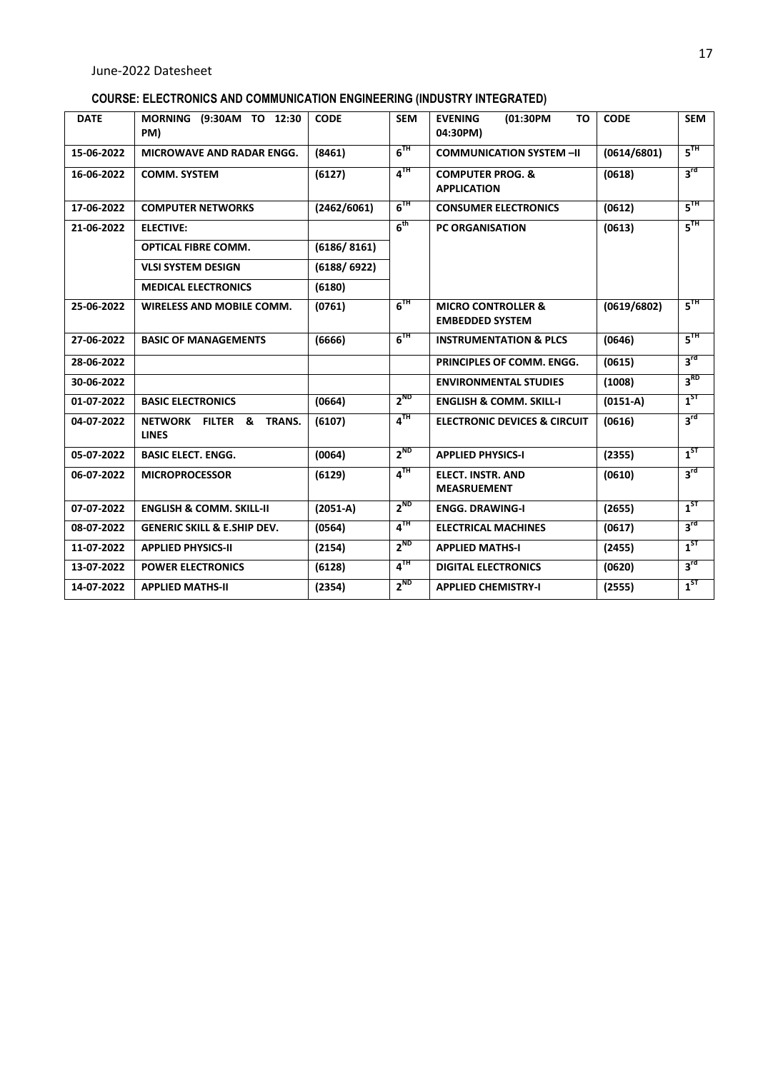June-2022 Datesheet

## COURSE: ELECTRONICS AND COMMUNICATION ENGINEERING (INDUSTRY INTEGRATED)

| DATE | MORNING (9:30AM TO 12:30 PM) | CODE | SEM | EVENING (01:30PM TO 04:30PM) | CODE | SEM |
|---|---|---|---|---|---|---|
| 15-06-2022 | MICROWAVE AND RADAR ENGG. | (8461) | 6TH | COMMUNICATION SYSTEM –II | (0614/6801) | 5TH |
| 16-06-2022 | COMM. SYSTEM | (6127) | 4TH | COMPUTER PROG. & APPLICATION | (0618) | 3rd |
| 17-06-2022 | COMPUTER NETWORKS | (2462/6061) | 6TH | CONSUMER ELECTRONICS | (0612) | 5TH |
| 21-06-2022 | ELECTIVE: | | 6th | PC ORGANISATION | (0613) | 5TH |
| | OPTICAL FIBRE COMM. | (6186/ 8161) | | | | |
| | VLSI SYSTEM DESIGN | (6188/ 6922) | | | | |
| | MEDICAL ELECTRONICS | (6180) | | | | |
| 25-06-2022 | WIRELESS AND MOBILE COMM. | (0761) | 6TH | MICRO CONTROLLER & EMBEDDED SYSTEM | (0619/6802) | 5TH |
| 27-06-2022 | BASIC OF MANAGEMENTS | (6666) | 6TH | INSTRUMENTATION & PLCS | (0646) | 5TH |
| 28-06-2022 | | | | PRINCIPLES OF COMM. ENGG. | (0615) | 3rd |
| 30-06-2022 | | | | ENVIRONMENTAL STUDIES | (1008) | 3RD |
| 01-07-2022 | BASIC ELECTRONICS | (0664) | 2ND | ENGLISH & COMM. SKILL-I | (0151-A) | 1ST |
| 04-07-2022 | NETWORK FILTER & TRANS. LINES | (6107) | 4TH | ELECTRONIC DEVICES & CIRCUIT | (0616) | 3rd |
| 05-07-2022 | BASIC ELECT. ENGG. | (0064) | 2ND | APPLIED PHYSICS-I | (2355) | 1ST |
| 06-07-2022 | MICROPROCESSOR | (6129) | 4TH | ELECT. INSTR. AND MEASRUEMENT | (0610) | 3rd |
| 07-07-2022 | ENGLISH & COMM. SKILL-II | (2051-A) | 2ND | ENGG. DRAWING-I | (2655) | 1ST |
| 08-07-2022 | GENERIC SKILL & E.SHIP DEV. | (0564) | 4TH | ELECTRICAL MACHINES | (0617) | 3rd |
| 11-07-2022 | APPLIED PHYSICS-II | (2154) | 2ND | APPLIED MATHS-I | (2455) | 1ST |
| 13-07-2022 | POWER ELECTRONICS | (6128) | 4TH | DIGITAL ELECTRONICS | (0620) | 3rd |
| 14-07-2022 | APPLIED MATHS-II | (2354) | 2ND | APPLIED CHEMISTRY-I | (2555) | 1ST |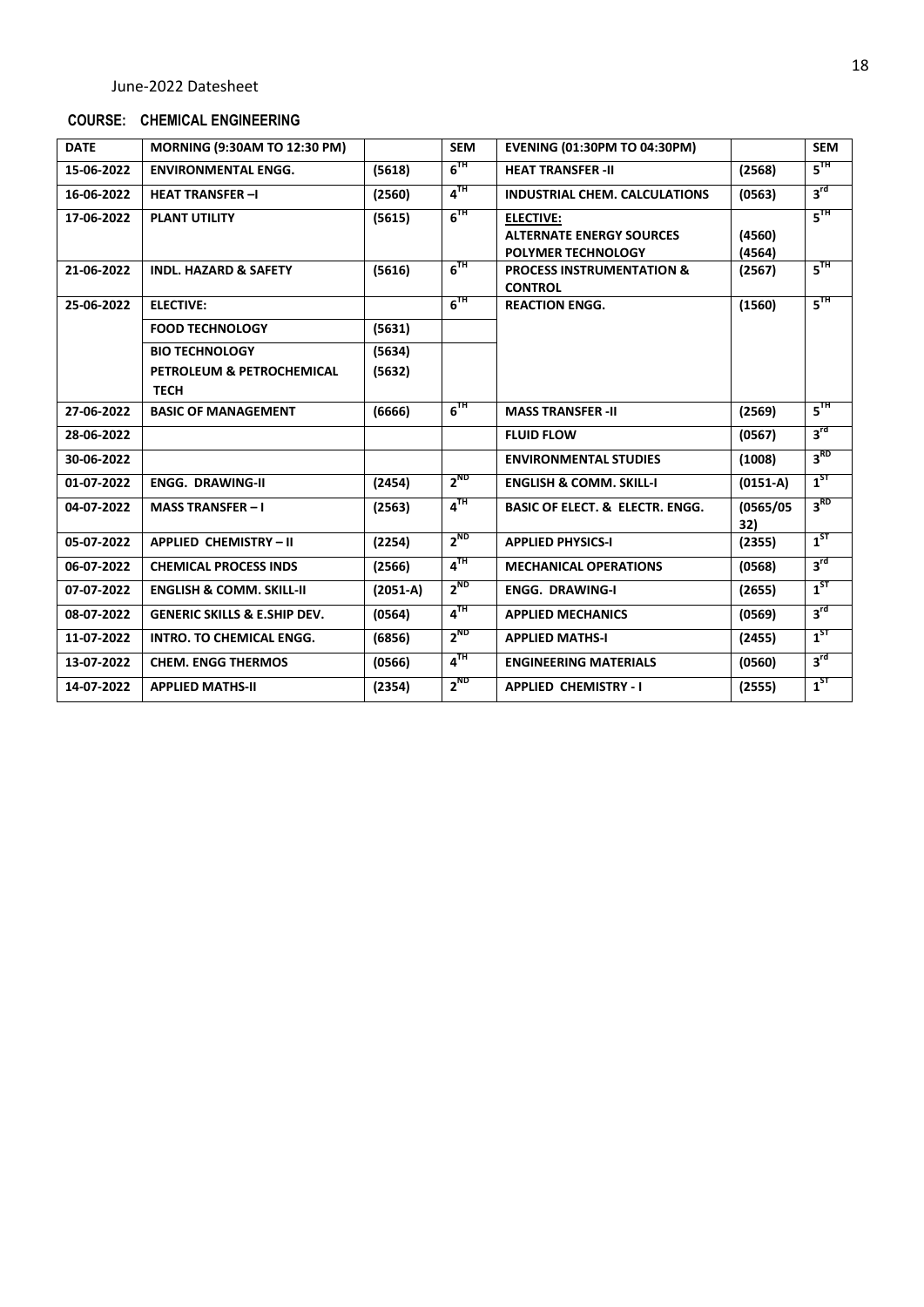June-2022 Datesheet

**COURSE: CHEMICAL ENGINEERING**

| DATE | MORNING (9:30AM TO 12:30 PM) | | SEM | EVENING (01:30PM TO 04:30PM) | | SEM |
|---|---|---|---|---|---|---|
| 15-06-2022 | ENVIRONMENTAL ENGG. | (5618) | 6TH | HEAT TRANSFER -II | (2568) | 5TH |
| 16-06-2022 | HEAT TRANSFER –I | (2560) | 4TH | INDUSTRIAL CHEM. CALCULATIONS | (0563) | 3rd |
| 17-06-2022 | PLANT UTILITY | (5615) | 6TH | ELECTIVE: ALTERNATE ENERGY SOURCES POLYMER TECHNOLOGY | (4560) (4564) | 5TH |
| 21-06-2022 | INDL. HAZARD & SAFETY | (5616) | 6TH | PROCESS INSTRUMENTATION & CONTROL | (2567) | 5TH |
| 25-06-2022 | ELECTIVE: FOOD TECHNOLOGY BIO TECHNOLOGY PETROLEUM & PETROCHEMICAL TECH | (5631) (5634) (5632) | 6TH | REACTION ENGG. | (1560) | 5TH |
| 27-06-2022 | BASIC OF MANAGEMENT | (6666) | 6TH | MASS TRANSFER -II | (2569) | 5TH |
| 28-06-2022 | | | | FLUID FLOW | (0567) | 3rd |
| 30-06-2022 | | | | ENVIRONMENTAL STUDIES | (1008) | 3RD |
| 01-07-2022 | ENGG. DRAWING-II | (2454) | 2ND | ENGLISH & COMM. SKILL-I | (0151-A) | 1ST |
| 04-07-2022 | MASS TRANSFER – I | (2563) | 4TH | BASIC OF ELECT. & ELECTR. ENGG. | (0565/0532) | 3RD |
| 05-07-2022 | APPLIED CHEMISTRY – II | (2254) | 2ND | APPLIED PHYSICS-I | (2355) | 1ST |
| 06-07-2022 | CHEMICAL PROCESS INDS | (2566) | 4TH | MECHANICAL OPERATIONS | (0568) | 3rd |
| 07-07-2022 | ENGLISH & COMM. SKILL-II | (2051-A) | 2ND | ENGG. DRAWING-I | (2655) | 1ST |
| 08-07-2022 | GENERIC SKILLS & E.SHIP DEV. | (0564) | 4TH | APPLIED MECHANICS | (0569) | 3rd |
| 11-07-2022 | INTRO. TO CHEMICAL ENGG. | (6856) | 2ND | APPLIED MATHS-I | (2455) | 1ST |
| 13-07-2022 | CHEM. ENGG THERMOS | (0566) | 4TH | ENGINEERING MATERIALS | (0560) | 3rd |
| 14-07-2022 | APPLIED MATHS-II | (2354) | 2ND | APPLIED CHEMISTRY - I | (2555) | 1ST |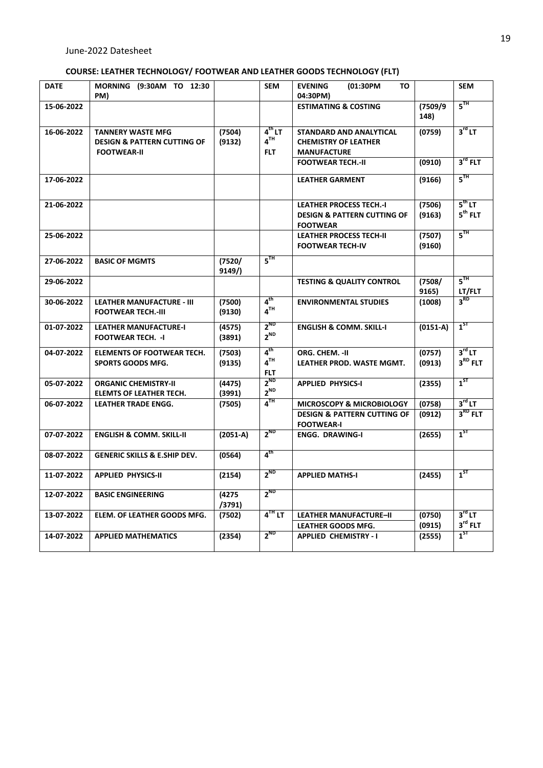June-2022 Datesheet

## COURSE: LEATHER TECHNOLOGY/ FOOTWEAR AND LEATHER GOODS TECHNOLOGY (FLT)

| DATE | MORNING (9:30AM TO 12:30 PM) | | SEM | EVENING (01:30PM TO 04:30PM) | | SEM |
|---|---|---|---|---|---|---|
| 15-06-2022 | | | | ESTIMATING & COSTING | (7509/9148) | 5TH |
| 16-06-2022 | TANNERY WASTE MFG<br>DESIGN & PATTERN CUTTING OF FOOTWEAR-II | (7504)<br>(9132) | 4th LT<br>4TH FLT | STANDARD AND ANALYTICAL CHEMISTRY OF LEATHER MANUFACTURE | (0759) | 3rd LT |
| | | | | FOOTWEAR TECH.-II | (0910) | 3rd FLT |
| 17-06-2022 | | | | LEATHER GARMENT | (9166) | 5TH |
| 21-06-2022 | | | | LEATHER PROCESS TECH.-I<br>DESIGN & PATTERN CUTTING OF FOOTWEAR | (7506)<br>(9163) | 5th LT<br>5th FLT |
| 25-06-2022 | | | | LEATHER PROCESS TECH-II<br>FOOTWEAR TECH-IV | (7507)<br>(9160) | 5TH |
| 27-06-2022 | BASIC OF MGMTS | (7520/9149/) | 5TH | | | |
| 29-06-2022 | | | | TESTING & QUALITY CONTROL | (7508/9165) | 5TH LT/FLT |
| 30-06-2022 | LEATHER MANUFACTURE - III<br>FOOTWEAR TECH.-III | (7500)<br>(9130) | 4th<br>4TH | ENVIRONMENTAL STUDIES | (1008) | 3RD |
| 01-07-2022 | LEATHER MANUFACTURE-I<br>FOOTWEAR TECH. -I | (4575)<br>(3891) | 2ND<br>2ND | ENGLISH & COMM. SKILL-I | (0151-A) | 1ST |
| 04-07-2022 | ELEMENTS OF FOOTWEAR TECH.<br>SPORTS GOODS MFG. | (7503)<br>(9135) | 4th<br>4TH FLT | ORG. CHEM. -II<br>LEATHER PROD. WASTE MGMT. | (0757)<br>(0913) | 3rd LT<br>3RD FLT |
| 05-07-2022 | ORGANIC CHEMISTRY-II<br>ELEMTS OF LEATHER TECH. | (4475)<br>(3991) | 2ND<br>2ND | APPLIED PHYSICS-I | (2355) | 1ST |
| 06-07-2022 | LEATHER TRADE ENGG. | (7505) | 4TH | MICROSCOPY & MICROBIOLOGY | (0758) | 3rd LT |
| | | | | DESIGN & PATTERN CUTTING OF FOOTWEAR-I | (0912) | 3RD FLT |
| 07-07-2022 | ENGLISH & COMM. SKILL-II | (2051-A) | 2ND | ENGG. DRAWING-I | (2655) | 1ST |
| 08-07-2022 | GENERIC SKILLS & E.SHIP DEV. | (0564) | 4th | | | |
| 11-07-2022 | APPLIED PHYSICS-II | (2154) | 2ND | APPLIED MATHS-I | (2455) | 1ST |
| 12-07-2022 | BASIC ENGINEERING | (4275/3791) | 2ND | | | |
| 13-07-2022 | ELEM. OF LEATHER GOODS MFG. | (7502) | 4TH LT | LEATHER MANUFACTURE–II | (0750) | 3rd LT |
| | | | | LEATHER GOODS MFG. | (0915) | 3rd FLT |
| 14-07-2022 | APPLIED MATHEMATICS | (2354) | 2ND | APPLIED CHEMISTRY - I | (2555) | 1ST |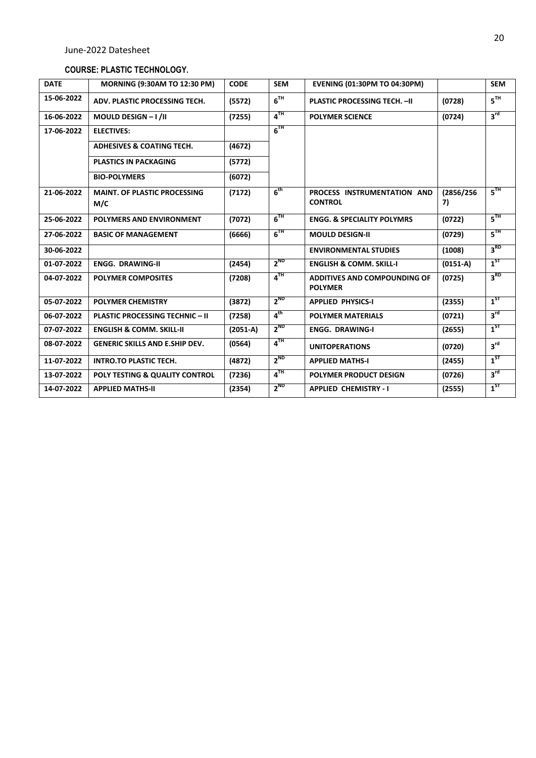June-2022 Datesheet

**COURSE: PLASTIC TECHNOLOGY.**

| DATE | MORNING (9:30AM TO 12:30 PM) | CODE | SEM | EVENING (01:30PM TO 04:30PM) | | SEM |
|---|---|---|---|---|---|---|
| 15-06-2022 | ADV. PLASTIC PROCESSING TECH. | (5572) | 6TH | PLASTIC PROCESSING TECH. –II | (0728) | 5TH |
| 16-06-2022 | MOULD DESIGN – I /II | (7255) | 4TH | POLYMER SCIENCE | (0724) | 3rd |
| 17-06-2022 | ELECTIVES: | | 6TH | | | |
| | ADHESIVES & COATING TECH. | (4672) | | | | |
| | PLASTICS IN PACKAGING | (5772) | | | | |
| | BIO-POLYMERS | (6072) | | | | |
| 21-06-2022 | MAINT. OF PLASTIC PROCESSING M/C | (7172) | 6th | PROCESS INSTRUMENTATION AND CONTROL | (2856/2567) | 5TH |
| 25-06-2022 | POLYMERS AND ENVIRONMENT | (7072) | 6TH | ENGG. & SPECIALITY POLYMRS | (0722) | 5TH |
| 27-06-2022 | BASIC OF MANAGEMENT | (6666) | 6TH | MOULD DESIGN-II | (0729) | 5TH |
| 30-06-2022 | | | | ENVIRONMENTAL STUDIES | (1008) | 3RD |
| 01-07-2022 | ENGG. DRAWING-II | (2454) | 2ND | ENGLISH & COMM. SKILL-I | (0151-A) | 1ST |
| 04-07-2022 | POLYMER COMPOSITES | (7208) | 4TH | ADDITIVES AND COMPOUNDING OF POLYMER | (0725) | 3RD |
| 05-07-2022 | POLYMER CHEMISTRY | (3872) | 2ND | APPLIED PHYSICS-I | (2355) | 1ST |
| 06-07-2022 | PLASTIC PROCESSING TECHNIC – II | (7258) | 4th | POLYMER MATERIALS | (0721) | 3rd |
| 07-07-2022 | ENGLISH & COMM. SKILL-II | (2051-A) | 2ND | ENGG. DRAWING-I | (2655) | 1ST |
| 08-07-2022 | GENERIC SKILLS AND E.SHIP DEV. | (0564) | 4TH | UNITOPERATIONS | (0720) | 3rd |
| 11-07-2022 | INTRO.TO PLASTIC TECH. | (4872) | 2ND | APPLIED MATHS-I | (2455) | 1ST |
| 13-07-2022 | POLY TESTING & QUALITY CONTROL | (7236) | 4TH | POLYMER PRODUCT DESIGN | (0726) | 3rd |
| 14-07-2022 | APPLIED MATHS-II | (2354) | 2ND | APPLIED CHEMISTRY - I | (2555) | 1ST |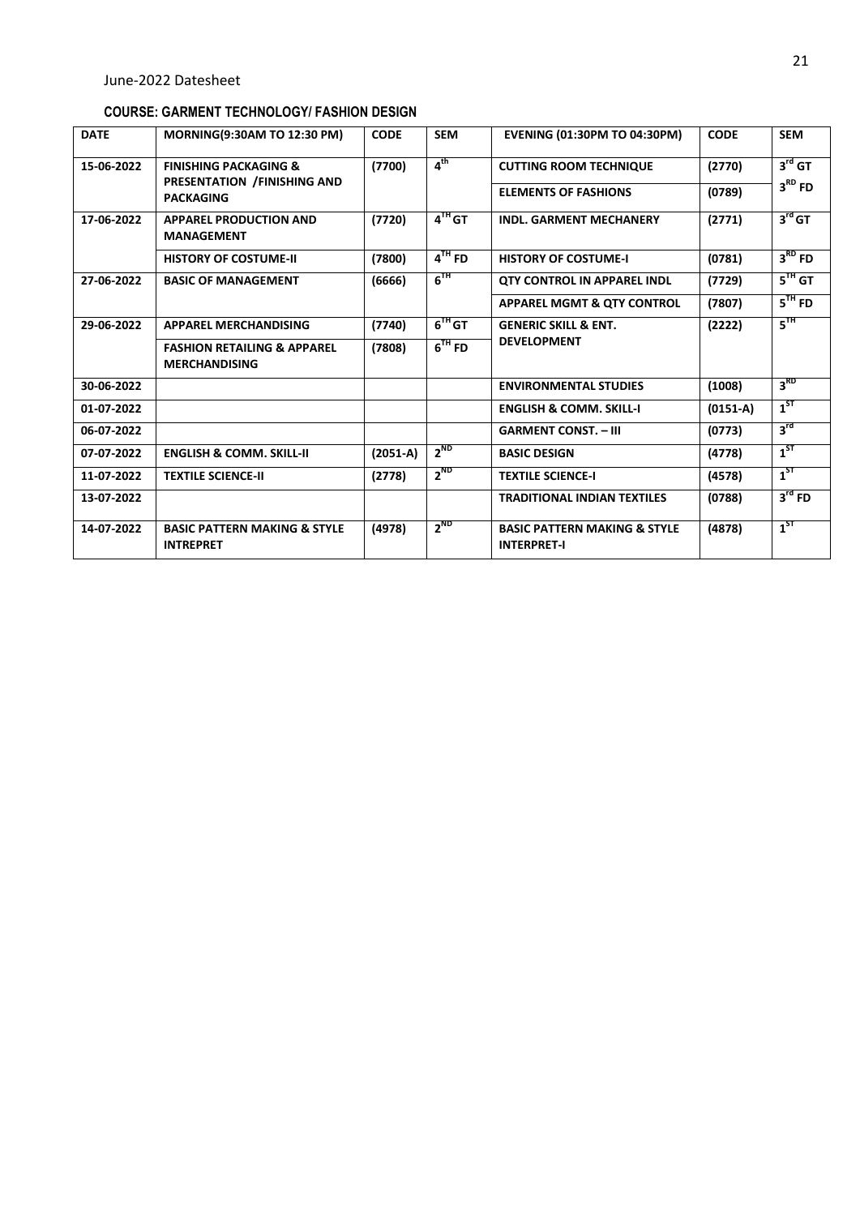June-2022 Datesheet

## COURSE: GARMENT TECHNOLOGY/ FASHION DESIGN

| DATE | MORNING(9:30AM TO 12:30 PM) | CODE | SEM | EVENING (01:30PM TO 04:30PM) | CODE | SEM |
|---|---|---|---|---|---|---|
| 15-06-2022 | FINISHING PACKAGING & PRESENTATION /FINISHING AND PACKAGING | (7700) | 4th | CUTTING ROOM TECHNIQUE | (2770) | 3rd GT |
| | | | | ELEMENTS OF FASHIONS | (0789) | 3RD FD |
| 17-06-2022 | APPAREL PRODUCTION AND MANAGEMENT | (7720) | 4TH GT | INDL. GARMENT MECHANERY | (2771) | 3rd GT |
| | HISTORY OF COSTUME-II | (7800) | 4TH FD | HISTORY OF COSTUME-I | (0781) | 3RD FD |
| 27-06-2022 | BASIC OF MANAGEMENT | (6666) | 6TH | QTY CONTROL IN APPAREL INDL | (7729) | 5TH GT |
| | | | | APPAREL MGMT & QTY CONTROL | (7807) | 5TH FD |
| 29-06-2022 | APPAREL MERCHANDISING | (7740) | 6TH GT | GENERIC SKILL & ENT. DEVELOPMENT | (2222) | 5TH |
| | FASHION RETAILING & APPAREL MERCHANDISING | (7808) | 6TH FD | | | |
| 30-06-2022 | | | | ENVIRONMENTAL STUDIES | (1008) | 3RD |
| 01-07-2022 | | | | ENGLISH & COMM. SKILL-I | (0151-A) | 1ST |
| 06-07-2022 | | | | GARMENT CONST. – III | (0773) | 3rd |
| 07-07-2022 | ENGLISH & COMM. SKILL-II | (2051-A) | 2ND | BASIC DESIGN | (4778) | 1ST |
| 11-07-2022 | TEXTILE SCIENCE-II | (2778) | 2ND | TEXTILE SCIENCE-I | (4578) | 1ST |
| 13-07-2022 | | | | TRADITIONAL INDIAN TEXTILES | (0788) | 3rd FD |
| 14-07-2022 | BASIC PATTERN MAKING & STYLE INTREPRET | (4978) | 2ND | BASIC PATTERN MAKING & STYLE INTERPRET-I | (4878) | 1ST |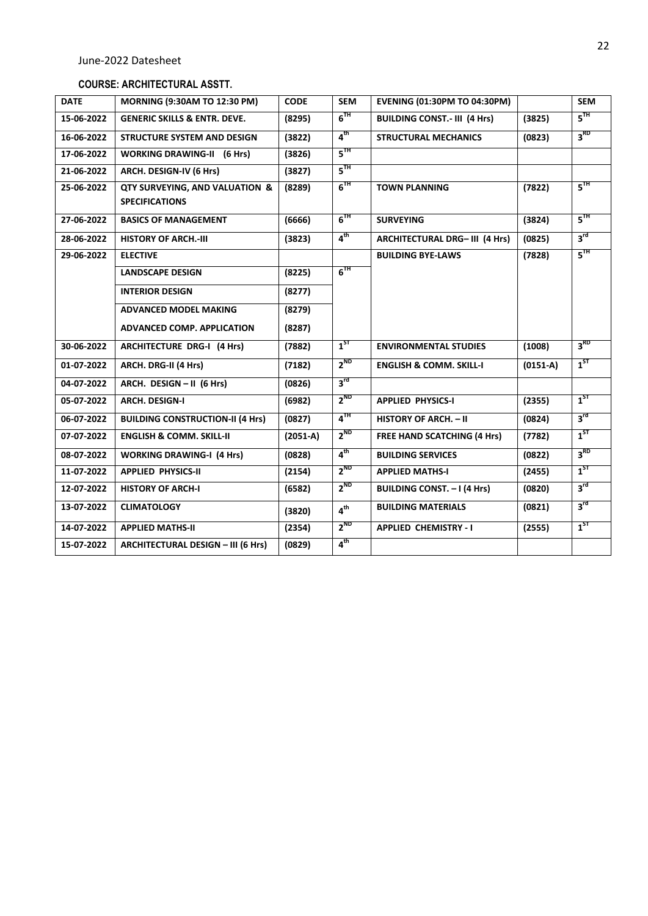June-2022 Datesheet

## COURSE: ARCHITECTURAL ASSTT.

| DATE | MORNING (9:30AM TO 12:30 PM) | CODE | SEM | EVENING (01:30PM TO 04:30PM) | | SEM |
|---|---|---|---|---|---|---|
| 15-06-2022 | GENERIC SKILLS & ENTR. DEVE. | (8295) | 6TH | BUILDING CONST.- III (4 Hrs) | (3825) | 5TH |
| 16-06-2022 | STRUCTURE SYSTEM AND DESIGN | (3822) | 4th | STRUCTURAL MECHANICS | (0823) | 3RD |
| 17-06-2022 | WORKING DRAWING-II (6 Hrs) | (3826) | 5TH | | | |
| 21-06-2022 | ARCH. DESIGN-IV (6 Hrs) | (3827) | 5TH | | | |
| 25-06-2022 | QTY SURVEYING, AND VALUATION & SPECIFICATIONS | (8289) | 6TH | TOWN PLANNING | (7822) | 5TH |
| 27-06-2022 | BASICS OF MANAGEMENT | (6666) | 6TH | SURVEYING | (3824) | 5TH |
| 28-06-2022 | HISTORY OF ARCH.-III | (3823) | 4th | ARCHITECTURAL DRG– III (4 Hrs) | (0825) | 3rd |
| 29-06-2022 | ELECTIVE | | | BUILDING BYE-LAWS | (7828) | 5TH |
| | LANDSCAPE DESIGN | (8225) | 6TH | | | |
| | INTERIOR DESIGN | (8277) | | | | |
| | ADVANCED MODEL MAKING | (8279) | | | | |
| | ADVANCED COMP. APPLICATION | (8287) | | | | |
| 30-06-2022 | ARCHITECTURE DRG-I (4 Hrs) | (7882) | 1ST | ENVIRONMENTAL STUDIES | (1008) | 3RD |
| 01-07-2022 | ARCH. DRG-II (4 Hrs) | (7182) | 2ND | ENGLISH & COMM. SKILL-I | (0151-A) | 1ST |
| 04-07-2022 | ARCH. DESIGN – II (6 Hrs) | (0826) | 3rd | | | |
| 05-07-2022 | ARCH. DESIGN-I | (6982) | 2ND | APPLIED PHYSICS-I | (2355) | 1ST |
| 06-07-2022 | BUILDING CONSTRUCTION-II (4 Hrs) | (0827) | 4TH | HISTORY OF ARCH. – II | (0824) | 3rd |
| 07-07-2022 | ENGLISH & COMM. SKILL-II | (2051-A) | 2ND | FREE HAND SCATCHING (4 Hrs) | (7782) | 1ST |
| 08-07-2022 | WORKING DRAWING-I (4 Hrs) | (0828) | 4th | BUILDING SERVICES | (0822) | 3RD |
| 11-07-2022 | APPLIED PHYSICS-II | (2154) | 2ND | APPLIED MATHS-I | (2455) | 1ST |
| 12-07-2022 | HISTORY OF ARCH-I | (6582) | 2ND | BUILDING CONST. – I (4 Hrs) | (0820) | 3rd |
| 13-07-2022 | CLIMATOLOGY | (3820) | 4th | BUILDING MATERIALS | (0821) | 3rd |
| 14-07-2022 | APPLIED MATHS-II | (2354) | 2ND | APPLIED CHEMISTRY - I | (2555) | 1ST |
| 15-07-2022 | ARCHITECTURAL DESIGN – III (6 Hrs) | (0829) | 4th | | | |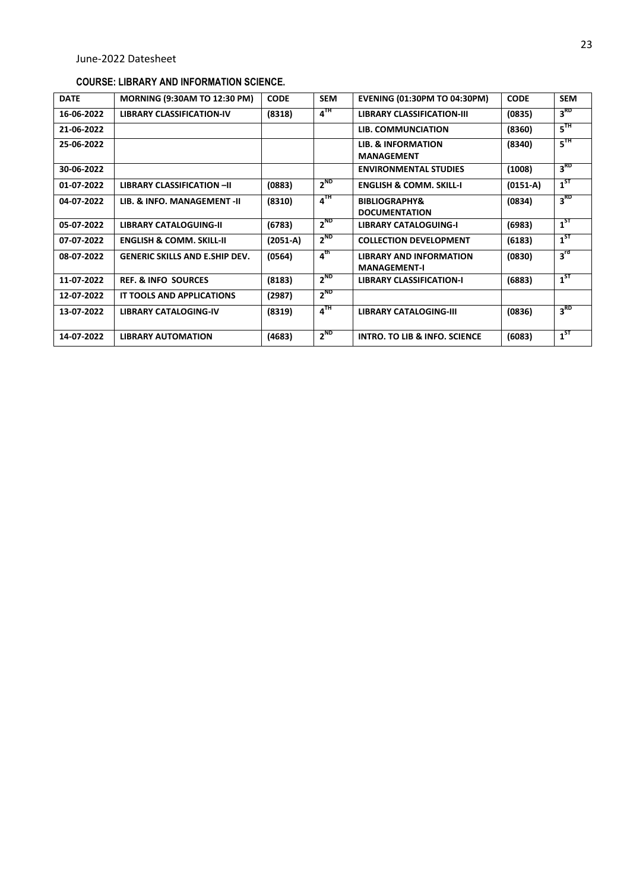June-2022 Datesheet

**COURSE: LIBRARY AND INFORMATION SCIENCE.**

| DATE | MORNING (9:30AM TO 12:30 PM) | CODE | SEM | EVENING (01:30PM TO 04:30PM) | CODE | SEM |
|---|---|---|---|---|---|---|
| 16-06-2022 | LIBRARY CLASSIFICATION-IV | (8318) | 4TH | LIBRARY CLASSIFICATION-III | (0835) | 3RD |
| 21-06-2022 | | | | LIB. COMMUNCIATION | (8360) | 5TH |
| 25-06-2022 | | | | LIB. & INFORMATION MANAGEMENT | (8340) | 5TH |
| 30-06-2022 | | | | ENVIRONMENTAL STUDIES | (1008) | 3RD |
| 01-07-2022 | LIBRARY CLASSIFICATION –II | (0883) | 2ND | ENGLISH & COMM. SKILL-I | (0151-A) | 1ST |
| 04-07-2022 | LIB. & INFO. MANAGEMENT -II | (8310) | 4TH | BIBLIOGRAPHY& DOCUMENTATION | (0834) | 3RD |
| 05-07-2022 | LIBRARY CATALOGUING-II | (6783) | 2ND | LIBRARY CATALOGUING-I | (6983) | 1ST |
| 07-07-2022 | ENGLISH & COMM. SKILL-II | (2051-A) | 2ND | COLLECTION DEVELOPMENT | (6183) | 1ST |
| 08-07-2022 | GENERIC SKILLS AND E.SHIP DEV. | (0564) | 4th | LIBRARY AND INFORMATION MANAGEMENT-I | (0830) | 3rd |
| 11-07-2022 | REF. & INFO SOURCES | (8183) | 2ND | LIBRARY CLASSIFICATION-I | (6883) | 1ST |
| 12-07-2022 | IT TOOLS AND APPLICATIONS | (2987) | 2ND | | | |
| 13-07-2022 | LIBRARY CATALOGING-IV | (8319) | 4TH | LIBRARY CATALOGING-III | (0836) | 3RD |
| 14-07-2022 | LIBRARY AUTOMATION | (4683) | 2ND | INTRO. TO LIB & INFO. SCIENCE | (6083) | 1ST |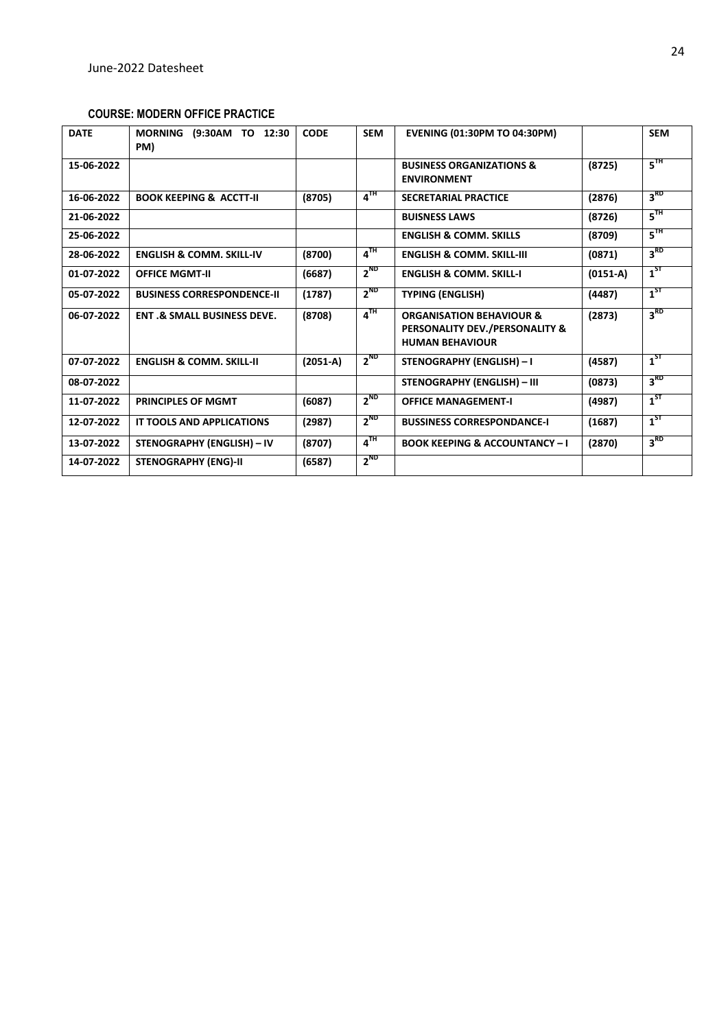June-2022 Datesheet

**COURSE: MODERN OFFICE PRACTICE**

| DATE | MORNING (9:30AM TO 12:30 PM) | CODE | SEM | EVENING (01:30PM TO 04:30PM) | | SEM |
|---|---|---|---|---|---|---|
| 15-06-2022 | | | | BUSINESS ORGANIZATIONS & ENVIRONMENT | (8725) | 5TH |
| 16-06-2022 | BOOK KEEPING & ACCTT-II | (8705) | 4TH | SECRETARIAL PRACTICE | (2876) | 3RD |
| 21-06-2022 | | | | BUISNESS LAWS | (8726) | 5TH |
| 25-06-2022 | | | | ENGLISH & COMM. SKILLS | (8709) | 5TH |
| 28-06-2022 | ENGLISH & COMM. SKILL-IV | (8700) | 4TH | ENGLISH & COMM. SKILL-III | (0871) | 3RD |
| 01-07-2022 | OFFICE MGMT-II | (6687) | 2ND | ENGLISH & COMM. SKILL-I | (0151-A) | 1ST |
| 05-07-2022 | BUSINESS CORRESPONDENCE-II | (1787) | 2ND | TYPING (ENGLISH) | (4487) | 1ST |
| 06-07-2022 | ENT .& SMALL BUSINESS DEVE. | (8708) | 4TH | ORGANISATION BEHAVIOUR & PERSONALITY DEV./PERSONALITY & HUMAN BEHAVIOUR | (2873) | 3RD |
| 07-07-2022 | ENGLISH & COMM. SKILL-II | (2051-A) | 2ND | STENOGRAPHY (ENGLISH) – I | (4587) | 1ST |
| 08-07-2022 | | | | STENOGRAPHY (ENGLISH) – III | (0873) | 3RD |
| 11-07-2022 | PRINCIPLES OF MGMT | (6087) | 2ND | OFFICE MANAGEMENT-I | (4987) | 1ST |
| 12-07-2022 | IT TOOLS AND APPLICATIONS | (2987) | 2ND | BUSSINESS CORRESPONDANCE-I | (1687) | 1ST |
| 13-07-2022 | STENOGRAPHY (ENGLISH) – IV | (8707) | 4TH | BOOK KEEPING & ACCOUNTANCY – I | (2870) | 3RD |
| 14-07-2022 | STENOGRAPHY (ENG)-II | (6587) | 2ND | | | |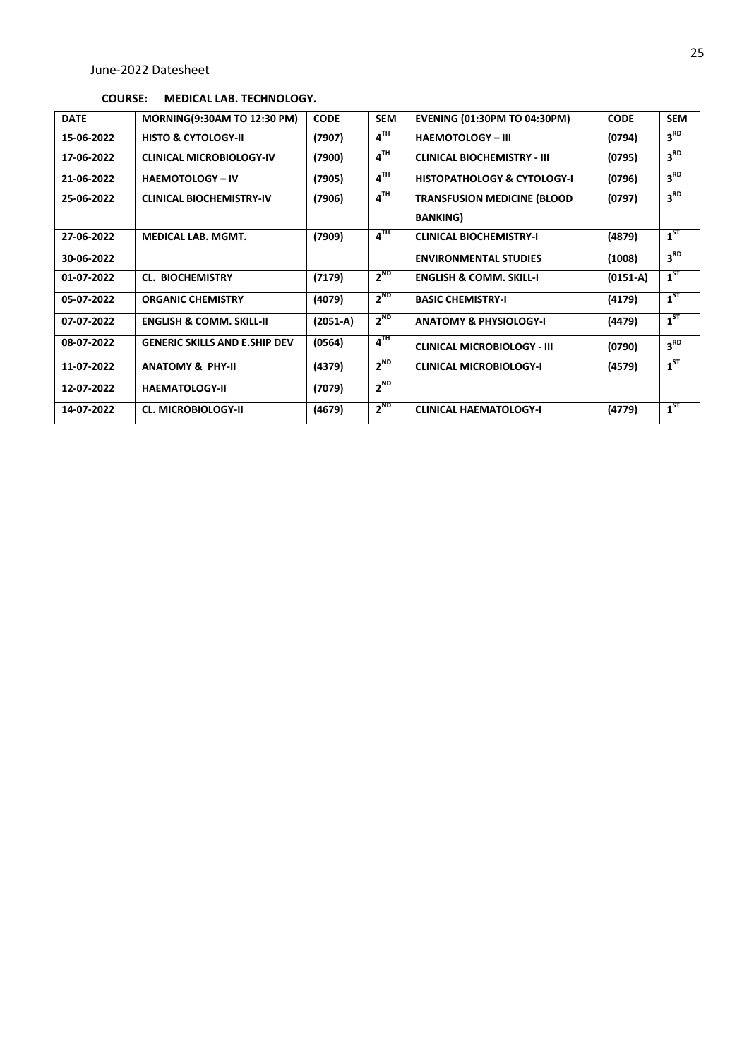June-2022 Datesheet

**COURSE: MEDICAL LAB. TECHNOLOGY.**

| DATE | MORNING(9:30AM TO 12:30 PM) | CODE | SEM | EVENING (01:30PM TO 04:30PM) | CODE | SEM |
|---|---|---|---|---|---|---|
| 15-06-2022 | HISTO & CYTOLOGY-II | (7907) | 4TH | HAEMOTOLOGY – III | (0794) | 3RD |
| 17-06-2022 | CLINICAL MICROBIOLOGY-IV | (7900) | 4TH | CLINICAL BIOCHEMISTRY - III | (0795) | 3RD |
| 21-06-2022 | HAEMOTOLOGY – IV | (7905) | 4TH | HISTOPATHOLOGY & CYTOLOGY-I | (0796) | 3RD |
| 25-06-2022 | CLINICAL BIOCHEMISTRY-IV | (7906) | 4TH | TRANSFUSION MEDICINE (BLOOD BANKING) | (0797) | 3RD |
| 27-06-2022 | MEDICAL LAB. MGMT. | (7909) | 4TH | CLINICAL BIOCHEMISTRY-I | (4879) | 1ST |
| 30-06-2022 | | | | ENVIRONMENTAL STUDIES | (1008) | 3RD |
| 01-07-2022 | CL. BIOCHEMISTRY | (7179) | 2ND | ENGLISH & COMM. SKILL-I | (0151-A) | 1ST |
| 05-07-2022 | ORGANIC CHEMISTRY | (4079) | 2ND | BASIC CHEMISTRY-I | (4179) | 1ST |
| 07-07-2022 | ENGLISH & COMM. SKILL-II | (2051-A) | 2ND | ANATOMY & PHYSIOLOGY-I | (4479) | 1ST |
| 08-07-2022 | GENERIC SKILLS AND E.SHIP DEV | (0564) | 4TH | CLINICAL MICROBIOLOGY - III | (0790) | 3RD |
| 11-07-2022 | ANATOMY & PHY-II | (4379) | 2ND | CLINICAL MICROBIOLOGY-I | (4579) | 1ST |
| 12-07-2022 | HAEMATOLOGY-II | (7079) | 2ND | | | |
| 14-07-2022 | CL. MICROBIOLOGY-II | (4679) | 2ND | CLINICAL HAEMATOLOGY-I | (4779) | 1ST |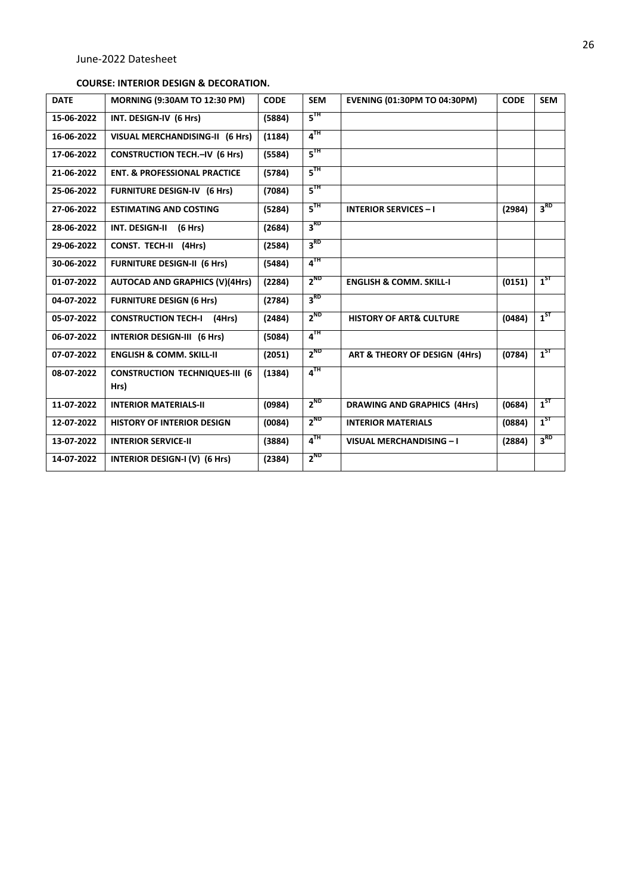June-2022 Datesheet

**COURSE: INTERIOR DESIGN & DECORATION.**

| DATE | MORNING (9:30AM TO 12:30 PM) | CODE | SEM | EVENING (01:30PM TO 04:30PM) | CODE | SEM |
|---|---|---|---|---|---|---|
| 15-06-2022 | INT. DESIGN-IV (6 Hrs) | (5884) | 5TH | | | |
| 16-06-2022 | VISUAL MERCHANDISING-II (6 Hrs) | (1184) | 4TH | | | |
| 17-06-2022 | CONSTRUCTION TECH.–IV (6 Hrs) | (5584) | 5TH | | | |
| 21-06-2022 | ENT. & PROFESSIONAL PRACTICE | (5784) | 5TH | | | |
| 25-06-2022 | FURNITURE DESIGN-IV (6 Hrs) | (7084) | 5TH | | | |
| 27-06-2022 | ESTIMATING AND COSTING | (5284) | 5TH | INTERIOR SERVICES – I | (2984) | 3RD |
| 28-06-2022 | INT. DESIGN-II (6 Hrs) | (2684) | 3RD | | | |
| 29-06-2022 | CONST. TECH-II (4Hrs) | (2584) | 3RD | | | |
| 30-06-2022 | FURNITURE DESIGN-II (6 Hrs) | (5484) | 4TH | | | |
| 01-07-2022 | AUTOCAD AND GRAPHICS (V)(4Hrs) | (2284) | 2ND | ENGLISH & COMM. SKILL-I | (0151) | 1ST |
| 04-07-2022 | FURNITURE DESIGN (6 Hrs) | (2784) | 3RD | | | |
| 05-07-2022 | CONSTRUCTION TECH-I (4Hrs) | (2484) | 2ND | HISTORY OF ART& CULTURE | (0484) | 1ST |
| 06-07-2022 | INTERIOR DESIGN-III (6 Hrs) | (5084) | 4TH | | | |
| 07-07-2022 | ENGLISH & COMM. SKILL-II | (2051) | 2ND | ART & THEORY OF DESIGN (4Hrs) | (0784) | 1ST |
| 08-07-2022 | CONSTRUCTION TECHNIQUES-III (6 Hrs) | (1384) | 4TH | | | |
| 11-07-2022 | INTERIOR MATERIALS-II | (0984) | 2ND | DRAWING AND GRAPHICS (4Hrs) | (0684) | 1ST |
| 12-07-2022 | HISTORY OF INTERIOR DESIGN | (0084) | 2ND | INTERIOR MATERIALS | (0884) | 1ST |
| 13-07-2022 | INTERIOR SERVICE-II | (3884) | 4TH | VISUAL MERCHANDISING – I | (2884) | 3RD |
| 14-07-2022 | INTERIOR DESIGN-I (V) (6 Hrs) | (2384) | 2ND | | | |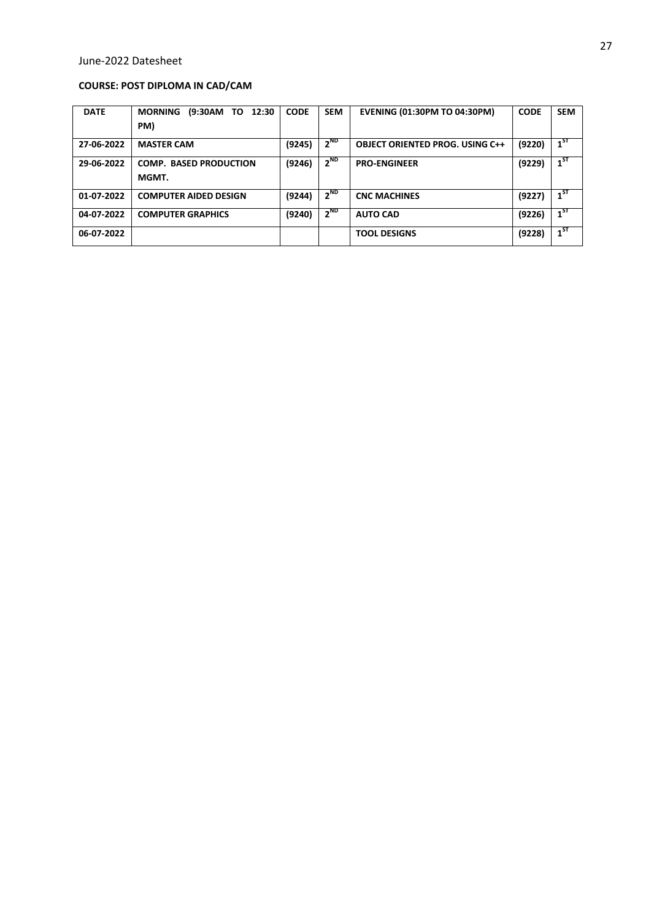June-2022 Datesheet

**COURSE: POST DIPLOMA IN CAD/CAM**

| DATE | MORNING (9:30AM TO 12:30 PM) | CODE | SEM | EVENING (01:30PM TO 04:30PM) | CODE | SEM |
|---|---|---|---|---|---|---|
| 27-06-2022 | MASTER CAM | (9245) | $2^{ND}$ | OBJECT ORIENTED PROG. USING C++ | (9220) | $1^{ST}$ |
| 29-06-2022 | COMP. BASED PRODUCTION MGMT. | (9246) | $2^{ND}$ | PRO-ENGINEER | (9229) | $1^{ST}$ |
| 01-07-2022 | COMPUTER AIDED DESIGN | (9244) | $2^{ND}$ | CNC MACHINES | (9227) | $1^{ST}$ |
| 04-07-2022 | COMPUTER GRAPHICS | (9240) | $2^{ND}$ | AUTO CAD | (9226) | $1^{ST}$ |
| 06-07-2022 | | | | TOOL DESIGNS | (9228) | $1^{ST}$ |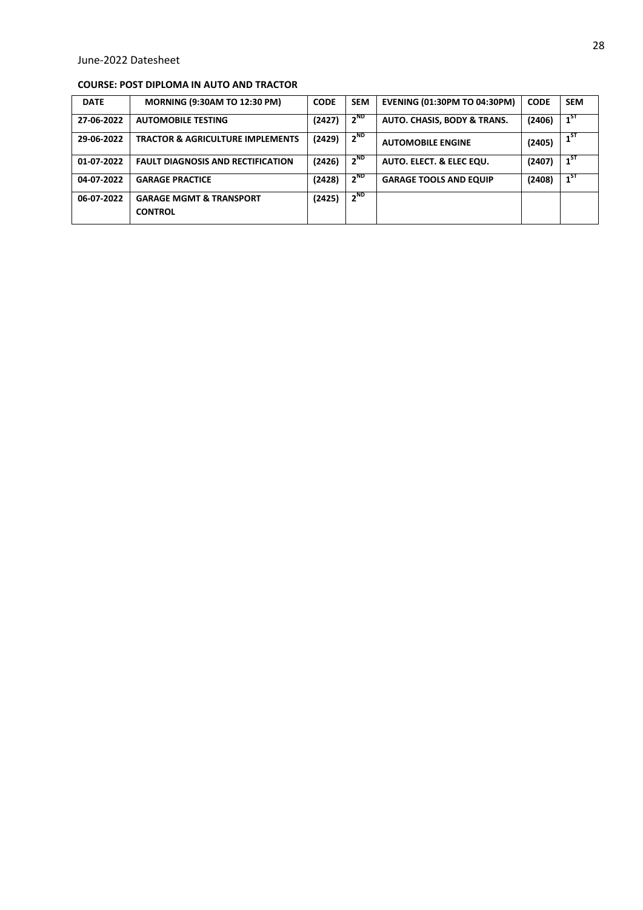June-2022 Datesheet

**COURSE: POST DIPLOMA IN AUTO AND TRACTOR**

| DATE | MORNING (9:30AM TO 12:30 PM) | CODE | SEM | EVENING (01:30PM TO 04:30PM) | CODE | SEM |
|---|---|---|---|---|---|---|
| 27-06-2022 | AUTOMOBILE TESTING | (2427) | 2ND | AUTO. CHASIS, BODY & TRANS. | (2406) | 1ST |
| 29-06-2022 | TRACTOR & AGRICULTURE IMPLEMENTS | (2429) | 2ND | AUTOMOBILE ENGINE | (2405) | 1ST |
| 01-07-2022 | FAULT DIAGNOSIS AND RECTIFICATION | (2426) | 2ND | AUTO. ELECT. & ELEC EQU. | (2407) | 1ST |
| 04-07-2022 | GARAGE PRACTICE | (2428) | 2ND | GARAGE TOOLS AND EQUIP | (2408) | 1ST |
| 06-07-2022 | GARAGE MGMT & TRANSPORT CONTROL | (2425) | 2ND | | | |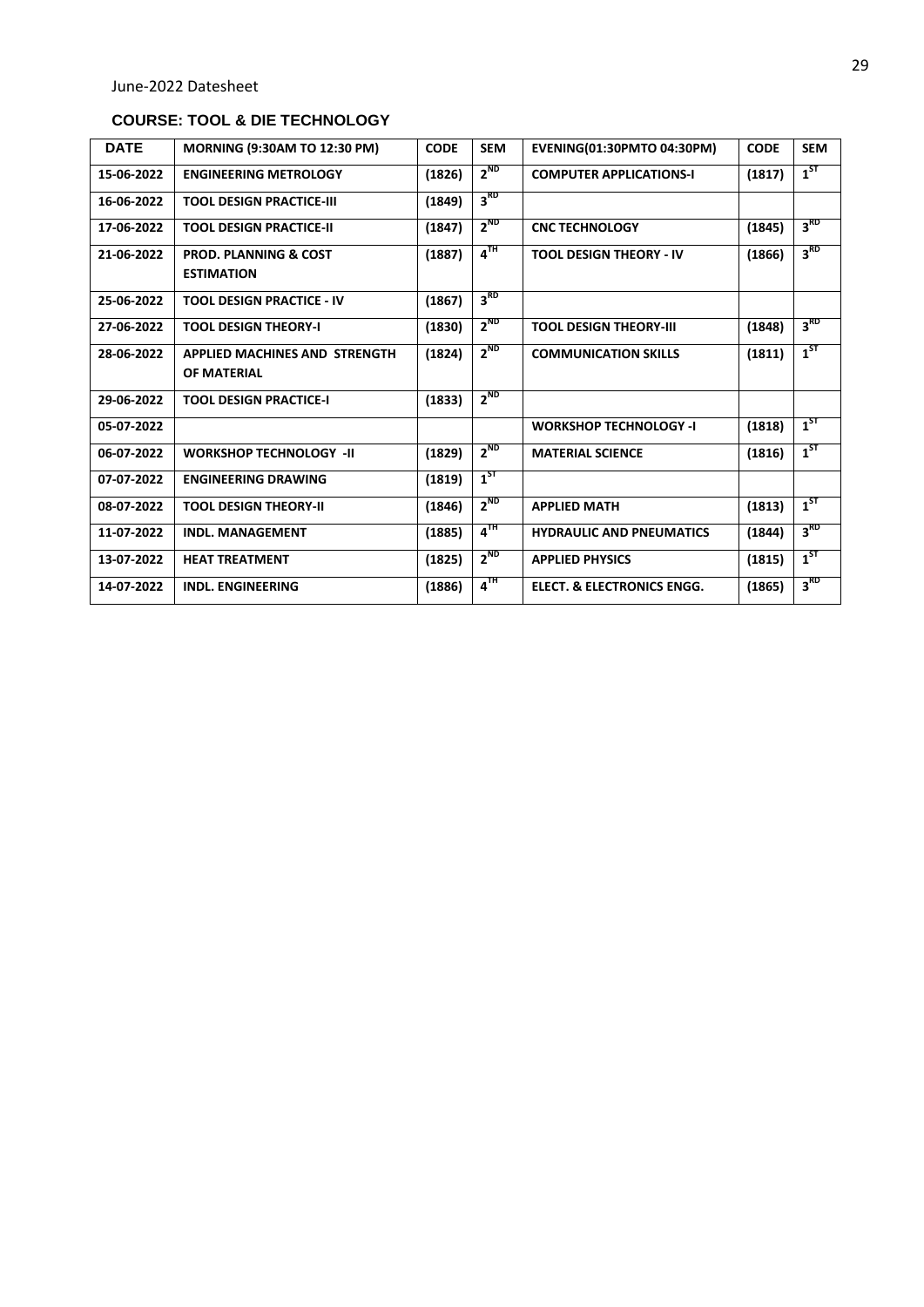June-2022 Datesheet

## COURSE: TOOL & DIE TECHNOLOGY

| DATE | MORNING (9:30AM TO 12:30 PM) | CODE | SEM | EVENING(01:30PMTO 04:30PM) | CODE | SEM |
|---|---|---|---|---|---|---|
| 15-06-2022 | ENGINEERING METROLOGY | (1826) | 2ND | COMPUTER APPLICATIONS-I | (1817) | 1ST |
| 16-06-2022 | TOOL DESIGN PRACTICE-III | (1849) | 3RD | | | |
| 17-06-2022 | TOOL DESIGN PRACTICE-II | (1847) | 2ND | CNC TECHNOLOGY | (1845) | 3RD |
| 21-06-2022 | PROD. PLANNING & COST ESTIMATION | (1887) | 4TH | TOOL DESIGN THEORY - IV | (1866) | 3RD |
| 25-06-2022 | TOOL DESIGN PRACTICE - IV | (1867) | 3RD | | | |
| 27-06-2022 | TOOL DESIGN THEORY-I | (1830) | 2ND | TOOL DESIGN THEORY-III | (1848) | 3RD |
| 28-06-2022 | APPLIED MACHINES AND STRENGTH OF MATERIAL | (1824) | 2ND | COMMUNICATION SKILLS | (1811) | 1ST |
| 29-06-2022 | TOOL DESIGN PRACTICE-I | (1833) | 2ND | | | |
| 05-07-2022 | | | | WORKSHOP TECHNOLOGY -I | (1818) | 1ST |
| 06-07-2022 | WORKSHOP TECHNOLOGY -II | (1829) | 2ND | MATERIAL SCIENCE | (1816) | 1ST |
| 07-07-2022 | ENGINEERING DRAWING | (1819) | 1ST | | | |
| 08-07-2022 | TOOL DESIGN THEORY-II | (1846) | 2ND | APPLIED MATH | (1813) | 1ST |
| 11-07-2022 | INDL. MANAGEMENT | (1885) | 4TH | HYDRAULIC AND PNEUMATICS | (1844) | 3RD |
| 13-07-2022 | HEAT TREATMENT | (1825) | 2ND | APPLIED PHYSICS | (1815) | 1ST |
| 14-07-2022 | INDL. ENGINEERING | (1886) | 4TH | ELECT. & ELECTRONICS ENGG. | (1865) | 3RD |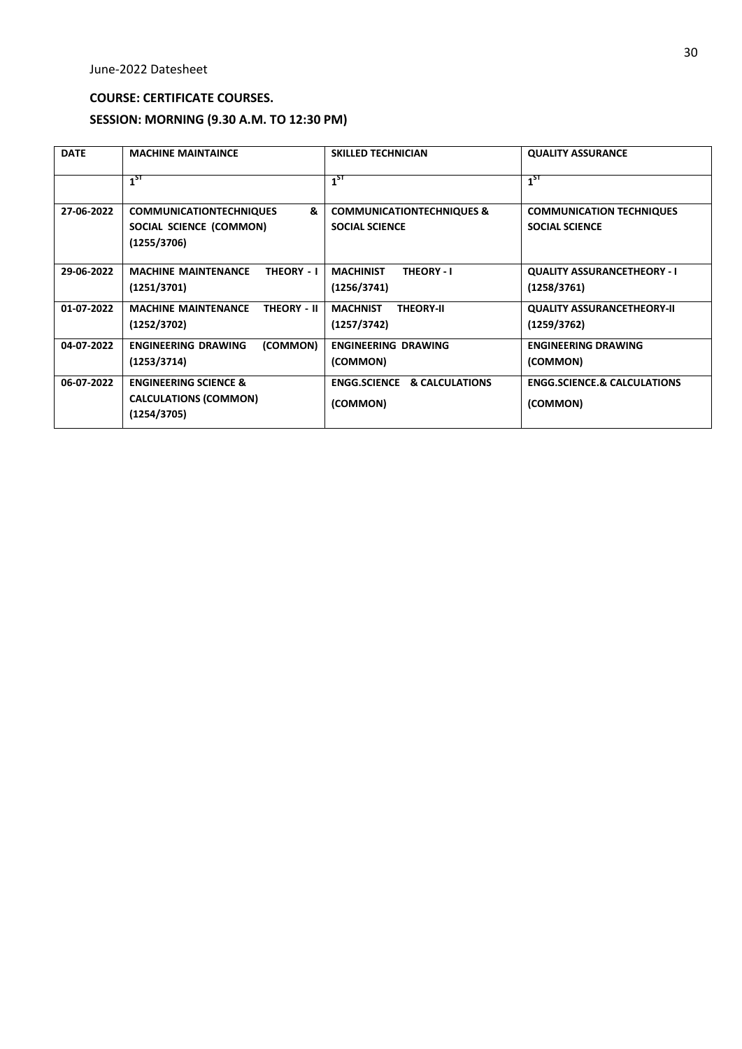June-2022 Datesheet

**COURSE: CERTIFICATE COURSES.**

**SESSION: MORNING (9.30 A.M. TO 12:30 PM)**

| DATE | MACHINE MAINTAINCE | SKILLED TECHNICIAN | QUALITY ASSURANCE |
|---|---|---|---|
| | 1ST | 1ST | 1ST |
| 27-06-2022 | COMMUNICATIONTECHNIQUES & SOCIAL SCIENCE (COMMON) (1255/3706) | COMMUNICATIONTECHNIQUES & SOCIAL SCIENCE | COMMUNICATION TECHNIQUES SOCIAL SCIENCE |
| 29-06-2022 | MACHINE MAINTENANCE THEORY - I (1251/3701) | MACHINIST THEORY - I (1256/3741) | QUALITY ASSURANCETHEORY - I (1258/3761) |
| 01-07-2022 | MACHINE MAINTENANCE THEORY - II (1252/3702) | MACHNIST THEORY-II (1257/3742) | QUALITY ASSURANCETHEORY-II (1259/3762) |
| 04-07-2022 | ENGINEERING DRAWING (COMMON) (1253/3714) | ENGINEERING DRAWING (COMMON) | ENGINEERING DRAWING (COMMON) |
| 06-07-2022 | ENGINEERING SCIENCE & CALCULATIONS (COMMON) (1254/3705) | ENGG.SCIENCE & CALCULATIONS (COMMON) | ENGG.SCIENCE.& CALCULATIONS (COMMON) |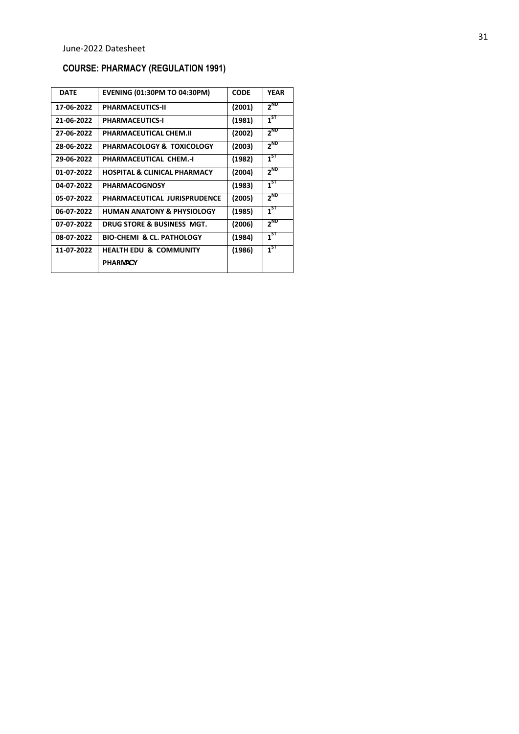June-2022 Datesheet

## COURSE: PHARMACY (REGULATION 1991)

| DATE | EVENING (01:30PM TO 04:30PM) | CODE | YEAR |
|---|---|---|---|
| 17-06-2022 | PHARMACEUTICS-II | (2001) | 2ND |
| 21-06-2022 | PHARMACEUTICS-I | (1981) | 1ST |
| 27-06-2022 | PHARMACEUTICAL CHEM.II | (2002) | 2ND |
| 28-06-2022 | PHARMACOLOGY & TOXICOLOGY | (2003) | 2ND |
| 29-06-2022 | PHARMACEUTICAL CHEM.-I | (1982) | 1ST |
| 01-07-2022 | HOSPITAL & CLINICAL PHARMACY | (2004) | 2ND |
| 04-07-2022 | PHARMACOGNOSY | (1983) | 1ST |
| 05-07-2022 | PHARMACEUTICAL JURISPRUDENCE | (2005) | 2ND |
| 06-07-2022 | HUMAN ANATONY & PHYSIOLOGY | (1985) | 1ST |
| 07-07-2022 | DRUG STORE & BUSINESS MGT. | (2006) | 2ND |
| 08-07-2022 | BIO-CHEMI & CL. PATHOLOGY | (1984) | 1ST |
| 11-07-2022 | HEALTH EDU & COMMUNITY PHARMACY | (1986) | 1ST |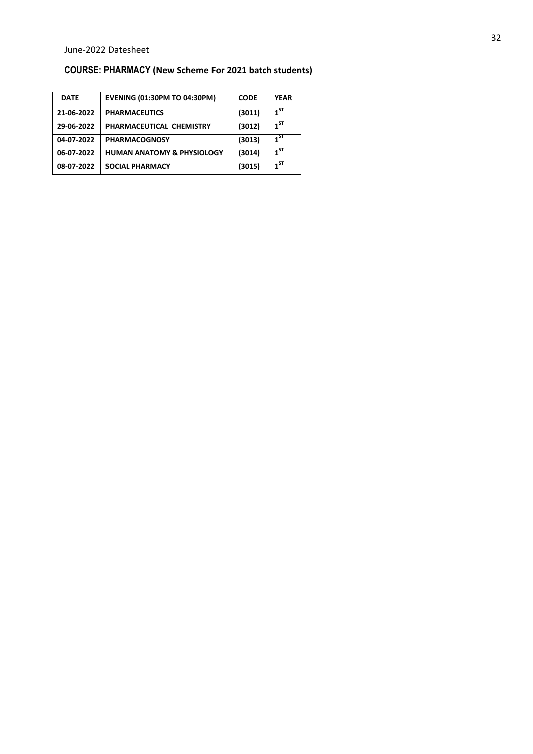June-2022 Datesheet

## COURSE: PHARMACY (New Scheme For 2021 batch students)

| DATE | EVENING (01:30PM TO 04:30PM) | CODE | YEAR |
|---|---|---|---|
| 21-06-2022 | PHARMACEUTICS | (3011) | 1ST |
| 29-06-2022 | PHARMACEUTICAL CHEMISTRY | (3012) | 1ST |
| 04-07-2022 | PHARMACOGNOSY | (3013) | 1ST |
| 06-07-2022 | HUMAN ANATOMY & PHYSIOLOGY | (3014) | 1ST |
| 08-07-2022 | SOCIAL PHARMACY | (3015) | 1ST |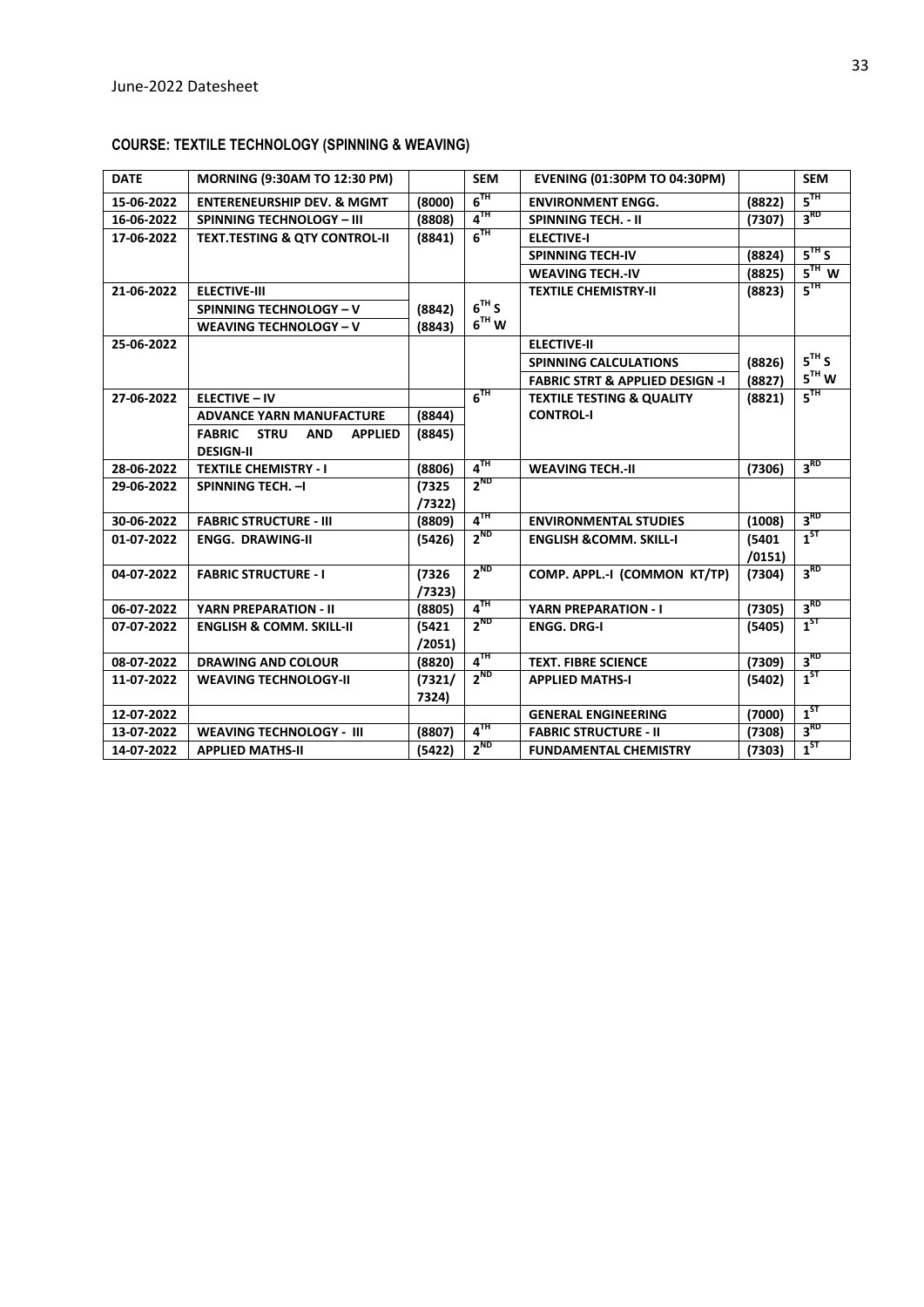June-2022 Datesheet

**COURSE: TEXTILE TECHNOLOGY (SPINNING & WEAVING)**

| DATE | MORNING (9:30AM TO 12:30 PM) | | SEM | EVENING (01:30PM TO 04:30PM) | | SEM |
|---|---|---|---|---|---|---|
| 15-06-2022 | ENTERENEURSHIP DEV. & MGMT | (8000) | 6TH | ENVIRONMENT ENGG. | (8822) | 5TH |
| 16-06-2022 | SPINNING TECHNOLOGY – III | (8808) | 4TH | SPINNING TECH. - II | (7307) | 3RD |
| 17-06-2022 | TEXT.TESTING & QTY CONTROL-II | (8841) | 6TH | ELECTIVE-I | | |
| | | | | SPINNING TECH-IV | (8824) | 5TH S |
| | | | | WEAVING TECH.-IV | (8825) | 5TH W |
| 21-06-2022 | ELECTIVE-III | | | TEXTILE CHEMISTRY-II | (8823) | 5TH |
| | SPINNING TECHNOLOGY – V | (8842) | 6TH S | | | |
| | WEAVING TECHNOLOGY – V | (8843) | 6TH W | | | |
| 25-06-2022 | | | | ELECTIVE-II | | |
| | | | | SPINNING CALCULATIONS | (8826) | 5TH S |
| | | | | FABRIC STRT & APPLIED DESIGN -I | (8827) | 5TH W |
| 27-06-2022 | ELECTIVE – IV | | 6TH | TEXTILE TESTING & QUALITY CONTROL-I | (8821) | 5TH |
| | ADVANCE YARN MANUFACTURE | (8844) | | | | |
| | FABRIC STRU AND APPLIED DESIGN-II | (8845) | | | | |
| 28-06-2022 | TEXTILE CHEMISTRY - I | (8806) | 4TH | WEAVING TECH.-II | (7306) | 3RD |
| 29-06-2022 | SPINNING TECH. –I | (7325 /7322) | 2ND | | | |
| 30-06-2022 | FABRIC STRUCTURE - III | (8809) | 4TH | ENVIRONMENTAL STUDIES | (1008) | 3RD |
| 01-07-2022 | ENGG. DRAWING-II | (5426) | 2ND | ENGLISH &COMM. SKILL-I | (5401 /0151) | 1ST |
| 04-07-2022 | FABRIC STRUCTURE - I | (7326 /7323) | 2ND | COMP. APPL.-I (COMMON KT/TP) | (7304) | 3RD |
| 06-07-2022 | YARN PREPARATION - II | (8805) | 4TH | YARN PREPARATION - I | (7305) | 3RD |
| 07-07-2022 | ENGLISH & COMM. SKILL-II | (5421 /2051) | 2ND | ENGG. DRG-I | (5405) | 1ST |
| 08-07-2022 | DRAWING AND COLOUR | (8820) | 4TH | TEXT. FIBRE SCIENCE | (7309) | 3RD |
| 11-07-2022 | WEAVING TECHNOLOGY-II | (7321/ 7324) | 2ND | APPLIED MATHS-I | (5402) | 1ST |
| 12-07-2022 | | | | GENERAL ENGINEERING | (7000) | 1ST |
| 13-07-2022 | WEAVING TECHNOLOGY - III | (8807) | 4TH | FABRIC STRUCTURE - II | (7308) | 3RD |
| 14-07-2022 | APPLIED MATHS-II | (5422) | 2ND | FUNDAMENTAL CHEMISTRY | (7303) | 1ST |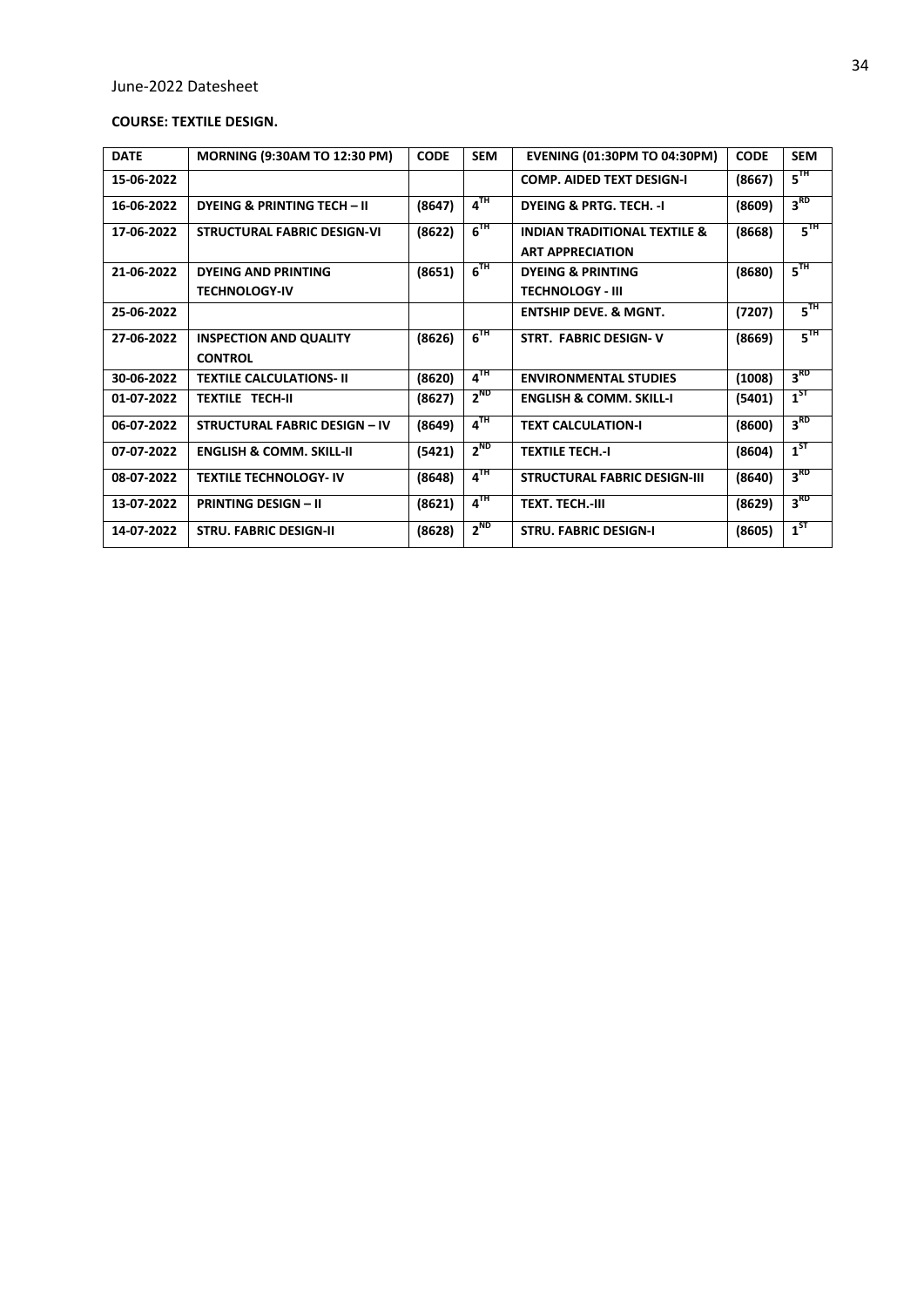June-2022 Datesheet

**COURSE: TEXTILE DESIGN.**

| DATE | MORNING (9:30AM TO 12:30 PM) | CODE | SEM | EVENING (01:30PM TO 04:30PM) | CODE | SEM |
|---|---|---|---|---|---|---|
| 15-06-2022 | | | | COMP. AIDED TEXT DESIGN-I | (8667) | 5TH |
| 16-06-2022 | DYEING & PRINTING TECH – II | (8647) | 4TH | DYEING & PRTG. TECH. -I | (8609) | 3RD |
| 17-06-2022 | STRUCTURAL FABRIC DESIGN-VI | (8622) | 6TH | INDIAN TRADITIONAL TEXTILE & ART APPRECIATION | (8668) | 5TH |
| 21-06-2022 | DYEING AND PRINTING TECHNOLOGY-IV | (8651) | 6TH | DYEING & PRINTING TECHNOLOGY - III | (8680) | 5TH |
| 25-06-2022 | | | | ENTSHIP DEVE. & MGNT. | (7207) | 5TH |
| 27-06-2022 | INSPECTION AND QUALITY CONTROL | (8626) | 6TH | STRT. FABRIC DESIGN- V | (8669) | 5TH |
| 30-06-2022 | TEXTILE CALCULATIONS- II | (8620) | 4TH | ENVIRONMENTAL STUDIES | (1008) | 3RD |
| 01-07-2022 | TEXTILE TECH-II | (8627) | 2ND | ENGLISH & COMM. SKILL-I | (5401) | 1ST |
| 06-07-2022 | STRUCTURAL FABRIC DESIGN – IV | (8649) | 4TH | TEXT CALCULATION-I | (8600) | 3RD |
| 07-07-2022 | ENGLISH & COMM. SKILL-II | (5421) | 2ND | TEXTILE TECH.-I | (8604) | 1ST |
| 08-07-2022 | TEXTILE TECHNOLOGY- IV | (8648) | 4TH | STRUCTURAL FABRIC DESIGN-III | (8640) | 3RD |
| 13-07-2022 | PRINTING DESIGN – II | (8621) | 4TH | TEXT. TECH.-III | (8629) | 3RD |
| 14-07-2022 | STRU. FABRIC DESIGN-II | (8628) | 2ND | STRU. FABRIC DESIGN-I | (8605) | 1ST |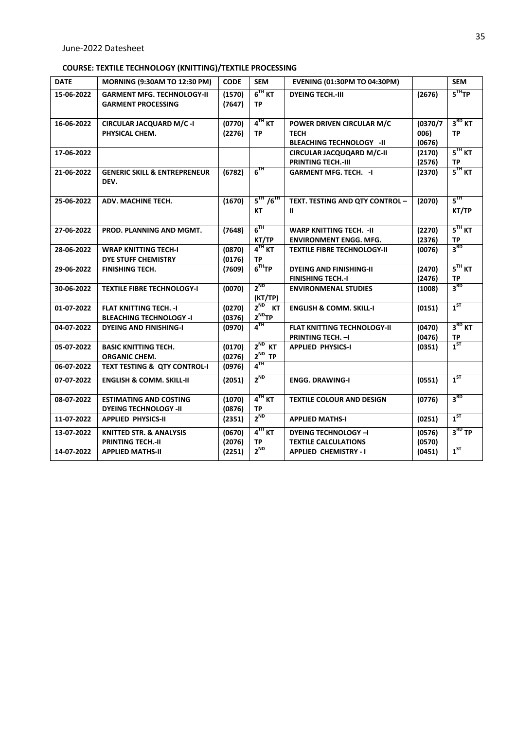June-2022 Datesheet

**COURSE: TEXTILE TECHNOLOGY (KNITTING)/TEXTILE PROCESSING**

| DATE | MORNING (9:30AM TO 12:30 PM) | CODE | SEM | EVENING (01:30PM TO 04:30PM) | | SEM |
|---|---|---|---|---|---|---|
| 15-06-2022 | GARMENT MFG. TECHNOLOGY-II<br>GARMENT PROCESSING | (1570)<br>(7647) | 6TH KT<br>TP | DYEING TECH.-III | (2676) | 5THTP |
| 16-06-2022 | CIRCULAR JACQUARD M/C -I<br>PHYSICAL CHEM. | (0770)<br>(2276) | 4TH KT<br>TP | POWER DRIVEN CIRCULAR M/C TECH<br>BLEACHING TECHNOLOGY -II | (0370/7006)<br>(0676) | 3RD KT<br>TP |
| 17-06-2022 | | | | CIRCULAR JACQUQARD M/C-II<br>PRINTING TECH.-III | (2170)<br>(2576) | 5TH KT<br>TP |
| 21-06-2022 | GENERIC SKILL & ENTREPRENEUR DEV. | (6782) | 6TH | GARMENT MFG. TECH. -I | (2370) | 5TH KT |
| 25-06-2022 | ADV. MACHINE TECH. | (1670) | 5TH /6TH KT | TEXT. TESTING AND QTY CONTROL – II | (2070) | 5TH KT/TP |
| 27-06-2022 | PROD. PLANNING AND MGMT. | (7648) | 6TH KT/TP | WARP KNITTING TECH. -II<br>ENVIRONMENT ENGG. MFG. | (2270)<br>(2376) | 5TH KT<br>TP |
| 28-06-2022 | WRAP KNITTING TECH-I<br>DYE STUFF CHEMISTRY | (0870)<br>(0176) | 4TH KT<br>TP | TEXTILE FIBRE TECHNOLOGY-II | (0076) | 3RD |
| 29-06-2022 | FINISHING TECH. | (7609) | 6THTP | DYEING AND FINISHING-II<br>FINISHING TECH.-I | (2470)<br>(2476) | 5TH KT<br>TP |
| 30-06-2022 | TEXTILE FIBRE TECHNOLOGY-I | (0070) | 2ND (KT/TP) | ENVIRONMENAL STUDIES | (1008) | 3RD |
| 01-07-2022 | FLAT KNITTING TECH. -I<br>BLEACHING TECHNOLOGY -I | (0270)<br>(0376) | 2ND KT<br>2NDTP | ENGLISH & COMM. SKILL-I | (0151) | 1ST |
| 04-07-2022 | DYEING AND FINISHING-I | (0970) | 4TH | FLAT KNITTING TECHNOLOGY-II<br>PRINTING TECH. –I | (0470)<br>(0476) | 3RD KT<br>TP |
| 05-07-2022 | BASIC KNITTING TECH.<br>ORGANIC CHEM. | (0170)<br>(0276) | 2ND KT<br>2ND TP | APPLIED PHYSICS-I | (0351) | 1ST |
| 06-07-2022 | TEXT TESTING & QTY CONTROL-I | (0976) | 4TH | | | |
| 07-07-2022 | ENGLISH & COMM. SKILL-II | (2051) | 2ND | ENGG. DRAWING-I | (0551) | 1ST |
| 08-07-2022 | ESTIMATING AND COSTING<br>DYEING TECHNOLOGY -II | (1070)<br>(0876) | 4TH KT<br>TP | TEXTILE COLOUR AND DESIGN | (0776) | 3RD |
| 11-07-2022 | APPLIED PHYSICS-II | (2351) | 2ND | APPLIED MATHS-I | (0251) | 1ST |
| 13-07-2022 | KNITTED STR. & ANALYSIS<br>PRINTING TECH.-II | (0670)<br>(2076) | 4TH KT<br>TP | DYEING TECHNOLOGY –I<br>TEXTILE CALCULATIONS | (0576)<br>(0570) | 3RD TP |
| 14-07-2022 | APPLIED MATHS-II | (2251) | 2ND | APPLIED CHEMISTRY - I | (0451) | 1ST |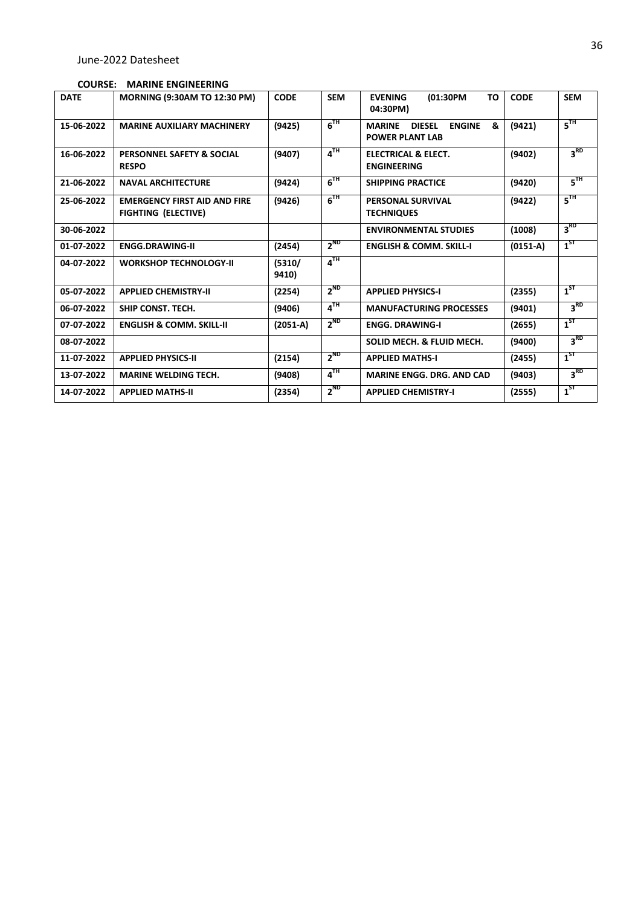June-2022 Datesheet

**COURSE: MARINE ENGINEERING**

| DATE | MORNING (9:30AM TO 12:30 PM) | CODE | SEM | EVENING (01:30PM TO 04:30PM) | CODE | SEM |
|---|---|---|---|---|---|---|
| 15-06-2022 | MARINE AUXILIARY MACHINERY | (9425) | 6TH | MARINE DIESEL ENGINE & POWER PLANT LAB | (9421) | 5TH |
| 16-06-2022 | PERSONNEL SAFETY & SOCIAL RESPO | (9407) | 4TH | ELECTRICAL & ELECT. ENGINEERING | (9402) | 3RD |
| 21-06-2022 | NAVAL ARCHITECTURE | (9424) | 6TH | SHIPPING PRACTICE | (9420) | 5TH |
| 25-06-2022 | EMERGENCY FIRST AID AND FIRE FIGHTING (ELECTIVE) | (9426) | 6TH | PERSONAL SURVIVAL TECHNIQUES | (9422) | 5TH |
| 30-06-2022 | | | | ENVIRONMENTAL STUDIES | (1008) | 3RD |
| 01-07-2022 | ENGG.DRAWING-II | (2454) | 2ND | ENGLISH & COMM. SKILL-I | (0151-A) | 1ST |
| 04-07-2022 | WORKSHOP TECHNOLOGY-II | (5310/ 9410) | 4TH | | | |
| 05-07-2022 | APPLIED CHEMISTRY-II | (2254) | 2ND | APPLIED PHYSICS-I | (2355) | 1ST |
| 06-07-2022 | SHIP CONST. TECH. | (9406) | 4TH | MANUFACTURING PROCESSES | (9401) | 3RD |
| 07-07-2022 | ENGLISH & COMM. SKILL-II | (2051-A) | 2ND | ENGG. DRAWING-I | (2655) | 1ST |
| 08-07-2022 | | | | SOLID MECH. & FLUID MECH. | (9400) | 3RD |
| 11-07-2022 | APPLIED PHYSICS-II | (2154) | 2ND | APPLIED MATHS-I | (2455) | 1ST |
| 13-07-2022 | MARINE WELDING TECH. | (9408) | 4TH | MARINE ENGG. DRG. AND CAD | (9403) | 3RD |
| 14-07-2022 | APPLIED MATHS-II | (2354) | 2ND | APPLIED CHEMISTRY-I | (2555) | 1ST |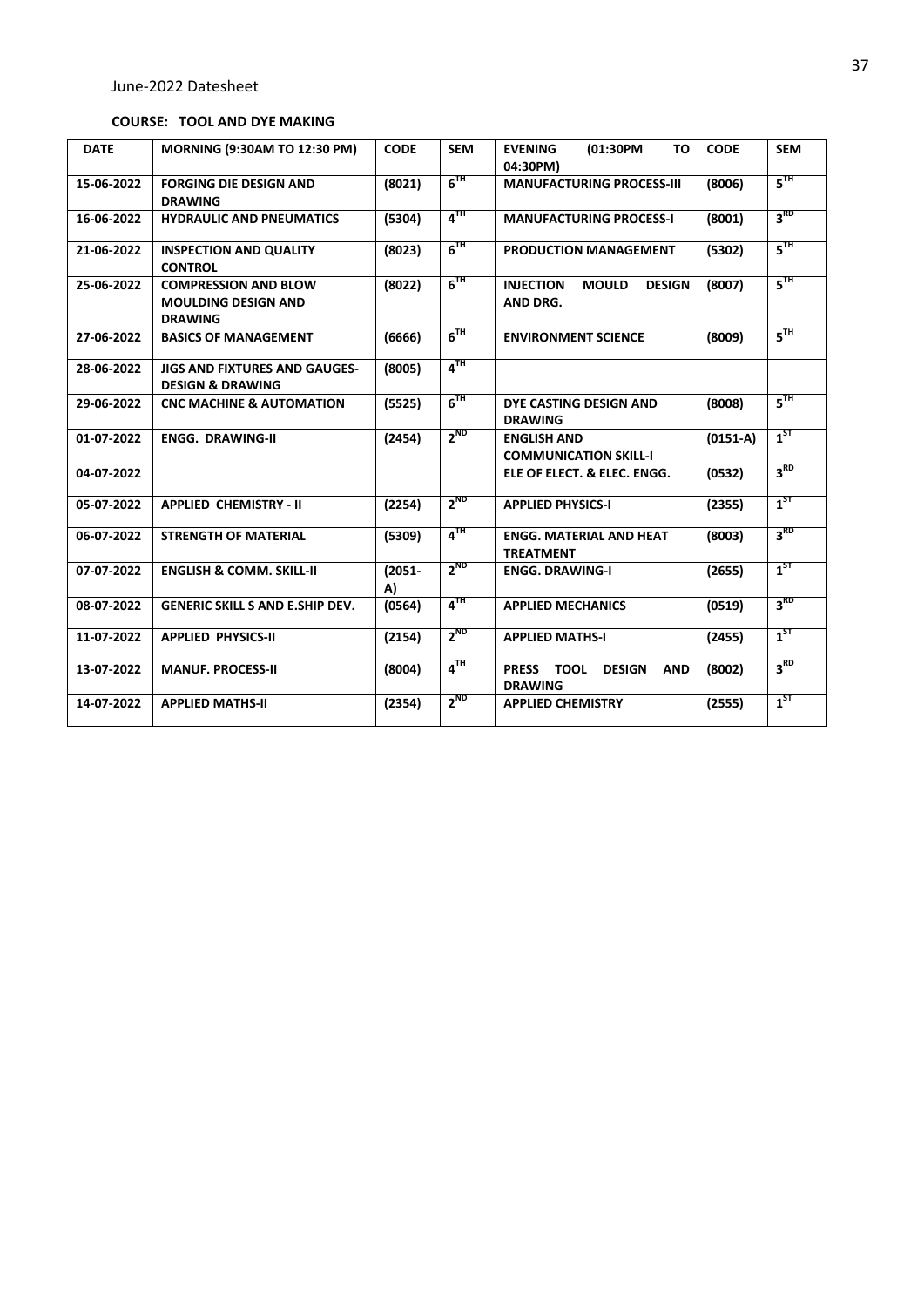June-2022 Datesheet

**COURSE: TOOL AND DYE MAKING**

| DATE | MORNING (9:30AM TO 12:30 PM) | CODE | SEM | EVENING (01:30PM TO 04:30PM) | CODE | SEM |
|---|---|---|---|---|---|---|
| 15-06-2022 | FORGING DIE DESIGN AND DRAWING | (8021) | 6TH | MANUFACTURING PROCESS-III | (8006) | 5TH |
| 16-06-2022 | HYDRAULIC AND PNEUMATICS | (5304) | 4TH | MANUFACTURING PROCESS-I | (8001) | 3RD |
| 21-06-2022 | INSPECTION AND QUALITY CONTROL | (8023) | 6TH | PRODUCTION MANAGEMENT | (5302) | 5TH |
| 25-06-2022 | COMPRESSION AND BLOW MOULDING DESIGN AND DRAWING | (8022) | 6TH | INJECTION MOULD DESIGN AND DRG. | (8007) | 5TH |
| 27-06-2022 | BASICS OF MANAGEMENT | (6666) | 6TH | ENVIRONMENT SCIENCE | (8009) | 5TH |
| 28-06-2022 | JIGS AND FIXTURES AND GAUGES-DESIGN & DRAWING | (8005) | 4TH | | | |
| 29-06-2022 | CNC MACHINE & AUTOMATION | (5525) | 6TH | DYE CASTING DESIGN AND DRAWING | (8008) | 5TH |
| 01-07-2022 | ENGG. DRAWING-II | (2454) | 2ND | ENGLISH AND COMMUNICATION SKILL-I | (0151-A) | 1ST |
| 04-07-2022 | | | | ELE OF ELECT. & ELEC. ENGG. | (0532) | 3RD |
| 05-07-2022 | APPLIED CHEMISTRY - II | (2254) | 2ND | APPLIED PHYSICS-I | (2355) | 1ST |
| 06-07-2022 | STRENGTH OF MATERIAL | (5309) | 4TH | ENGG. MATERIAL AND HEAT TREATMENT | (8003) | 3RD |
| 07-07-2022 | ENGLISH & COMM. SKILL-II | (2051-A) | 2ND | ENGG. DRAWING-I | (2655) | 1ST |
| 08-07-2022 | GENERIC SKILL S AND E.SHIP DEV. | (0564) | 4TH | APPLIED MECHANICS | (0519) | 3RD |
| 11-07-2022 | APPLIED PHYSICS-II | (2154) | 2ND | APPLIED MATHS-I | (2455) | 1ST |
| 13-07-2022 | MANUF. PROCESS-II | (8004) | 4TH | PRESS TOOL DESIGN AND DRAWING | (8002) | 3RD |
| 14-07-2022 | APPLIED MATHS-II | (2354) | 2ND | APPLIED CHEMISTRY | (2555) | 1ST |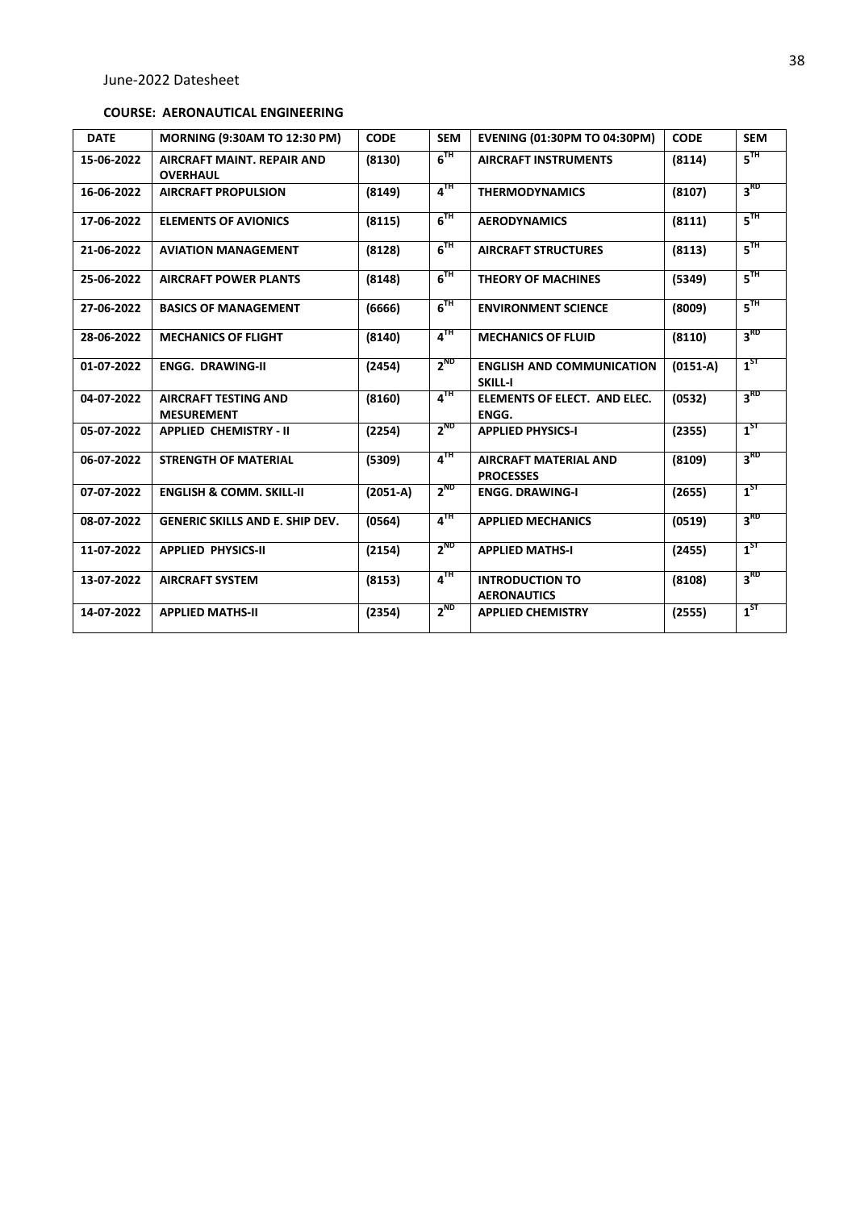June-2022 Datesheet

**COURSE: AERONAUTICAL ENGINEERING**

| DATE | MORNING (9:30AM TO 12:30 PM) | CODE | SEM | EVENING (01:30PM TO 04:30PM) | CODE | SEM |
|---|---|---|---|---|---|---|
| 15-06-2022 | AIRCRAFT MAINT. REPAIR AND OVERHAUL | (8130) | 6TH | AIRCRAFT INSTRUMENTS | (8114) | 5TH |
| 16-06-2022 | AIRCRAFT PROPULSION | (8149) | 4TH | THERMODYNAMICS | (8107) | 3RD |
| 17-06-2022 | ELEMENTS OF AVIONICS | (8115) | 6TH | AERODYNAMICS | (8111) | 5TH |
| 21-06-2022 | AVIATION MANAGEMENT | (8128) | 6TH | AIRCRAFT STRUCTURES | (8113) | 5TH |
| 25-06-2022 | AIRCRAFT POWER PLANTS | (8148) | 6TH | THEORY OF MACHINES | (5349) | 5TH |
| 27-06-2022 | BASICS OF MANAGEMENT | (6666) | 6TH | ENVIRONMENT SCIENCE | (8009) | 5TH |
| 28-06-2022 | MECHANICS OF FLIGHT | (8140) | 4TH | MECHANICS OF FLUID | (8110) | 3RD |
| 01-07-2022 | ENGG. DRAWING-II | (2454) | 2ND | ENGLISH AND COMMUNICATION SKILL-I | (0151-A) | 1ST |
| 04-07-2022 | AIRCRAFT TESTING AND MESUREMENT | (8160) | 4TH | ELEMENTS OF ELECT. AND ELEC. ENGG. | (0532) | 3RD |
| 05-07-2022 | APPLIED CHEMISTRY - II | (2254) | 2ND | APPLIED PHYSICS-I | (2355) | 1ST |
| 06-07-2022 | STRENGTH OF MATERIAL | (5309) | 4TH | AIRCRAFT MATERIAL AND PROCESSES | (8109) | 3RD |
| 07-07-2022 | ENGLISH & COMM. SKILL-II | (2051-A) | 2ND | ENGG. DRAWING-I | (2655) | 1ST |
| 08-07-2022 | GENERIC SKILLS AND E. SHIP DEV. | (0564) | 4TH | APPLIED MECHANICS | (0519) | 3RD |
| 11-07-2022 | APPLIED PHYSICS-II | (2154) | 2ND | APPLIED MATHS-I | (2455) | 1ST |
| 13-07-2022 | AIRCRAFT SYSTEM | (8153) | 4TH | INTRODUCTION TO AERONAUTICS | (8108) | 3RD |
| 14-07-2022 | APPLIED MATHS-II | (2354) | 2ND | APPLIED CHEMISTRY | (2555) | 1ST |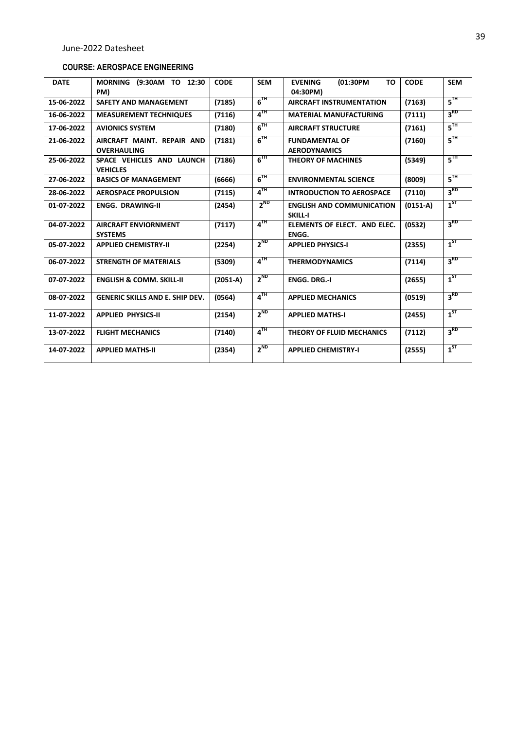June-2022 Datesheet

**COURSE: AEROSPACE ENGINEERING**

| DATE | MORNING (9:30AM TO 12:30 PM) | CODE | SEM | EVENING (01:30PM TO 04:30PM) | CODE | SEM |
|---|---|---|---|---|---|---|
| 15-06-2022 | SAFETY AND MANAGEMENT | (7185) | 6TH | AIRCRAFT INSTRUMENTATION | (7163) | 5TH |
| 16-06-2022 | MEASUREMENT TECHNIQUES | (7116) | 4TH | MATERIAL MANUFACTURING | (7111) | 3RD |
| 17-06-2022 | AVIONICS SYSTEM | (7180) | 6TH | AIRCRAFT STRUCTURE | (7161) | 5TH |
| 21-06-2022 | AIRCRAFT MAINT. REPAIR AND OVERHAULING | (7181) | 6TH | FUNDAMENTAL OF AERODYNAMICS | (7160) | 5TH |
| 25-06-2022 | SPACE VEHICLES AND LAUNCH VEHICLES | (7186) | 6TH | THEORY OF MACHINES | (5349) | 5TH |
| 27-06-2022 | BASICS OF MANAGEMENT | (6666) | 6TH | ENVIRONMENTAL SCIENCE | (8009) | 5TH |
| 28-06-2022 | AEROSPACE PROPULSION | (7115) | 4TH | INTRODUCTION TO AEROSPACE | (7110) | 3RD |
| 01-07-2022 | ENGG. DRAWING-II | (2454) | 2ND | ENGLISH AND COMMUNICATION SKILL-I | (0151-A) | 1ST |
| 04-07-2022 | AIRCRAFT ENVIORNMENT SYSTEMS | (7117) | 4TH | ELEMENTS OF ELECT. AND ELEC. ENGG. | (0532) | 3RD |
| 05-07-2022 | APPLIED CHEMISTRY-II | (2254) | 2ND | APPLIED PHYSICS-I | (2355) | 1ST |
| 06-07-2022 | STRENGTH OF MATERIALS | (5309) | 4TH | THERMODYNAMICS | (7114) | 3RD |
| 07-07-2022 | ENGLISH & COMM. SKILL-II | (2051-A) | 2ND | ENGG. DRG.-I | (2655) | 1ST |
| 08-07-2022 | GENERIC SKILLS AND E. SHIP DEV. | (0564) | 4TH | APPLIED MECHANICS | (0519) | 3RD |
| 11-07-2022 | APPLIED PHYSICS-II | (2154) | 2ND | APPLIED MATHS-I | (2455) | 1ST |
| 13-07-2022 | FLIGHT MECHANICS | (7140) | 4TH | THEORY OF FLUID MECHANICS | (7112) | 3RD |
| 14-07-2022 | APPLIED MATHS-II | (2354) | 2ND | APPLIED CHEMISTRY-I | (2555) | 1ST |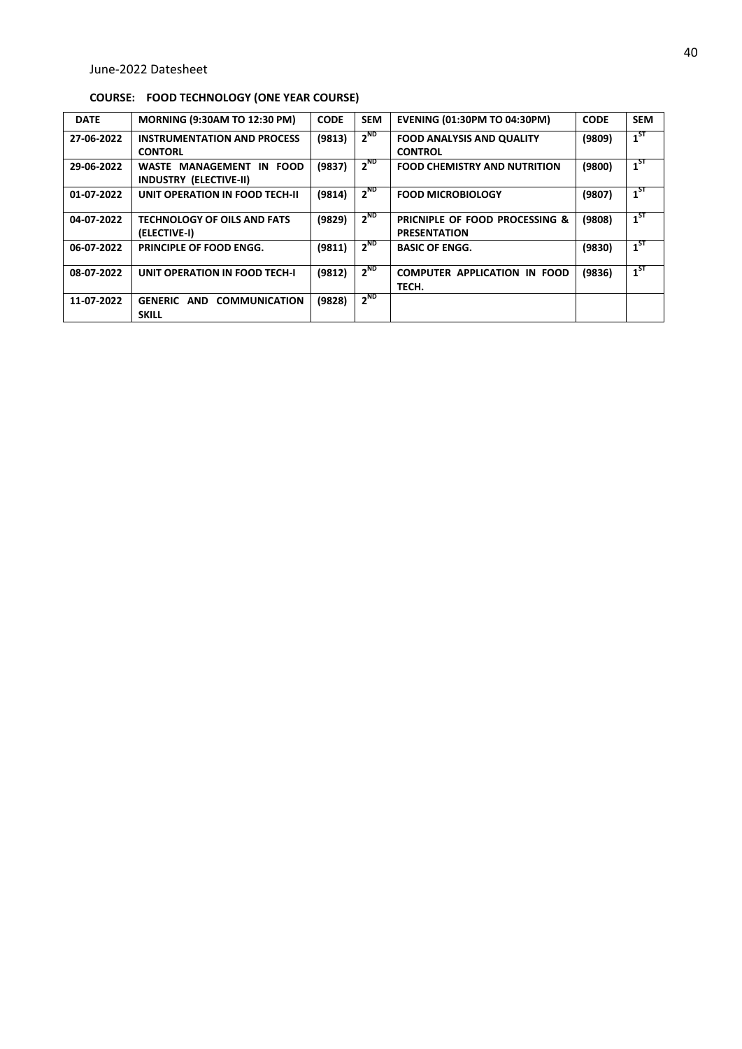June-2022 Datesheet

**COURSE: FOOD TECHNOLOGY (ONE YEAR COURSE)**

| DATE | MORNING (9:30AM TO 12:30 PM) | CODE | SEM | EVENING (01:30PM TO 04:30PM) | CODE | SEM |
|---|---|---|---|---|---|---|
| 27-06-2022 | INSTRUMENTATION AND PROCESS CONTORL | (9813) | 2ND | FOOD ANALYSIS AND QUALITY CONTROL | (9809) | 1ST |
| 29-06-2022 | WASTE MANAGEMENT IN FOOD INDUSTRY (ELECTIVE-II) | (9837) | 2ND | FOOD CHEMISTRY AND NUTRITION | (9800) | 1ST |
| 01-07-2022 | UNIT OPERATION IN FOOD TECH-II | (9814) | 2ND | FOOD MICROBIOLOGY | (9807) | 1ST |
| 04-07-2022 | TECHNOLOGY OF OILS AND FATS (ELECTIVE-I) | (9829) | 2ND | PRICNIPLE OF FOOD PROCESSING & PRESENTATION | (9808) | 1ST |
| 06-07-2022 | PRINCIPLE OF FOOD ENGG. | (9811) | 2ND | BASIC OF ENGG. | (9830) | 1ST |
| 08-07-2022 | UNIT OPERATION IN FOOD TECH-I | (9812) | 2ND | COMPUTER APPLICATION IN FOOD TECH. | (9836) | 1ST |
| 11-07-2022 | GENERIC AND COMMUNICATION SKILL | (9828) | 2ND | | | |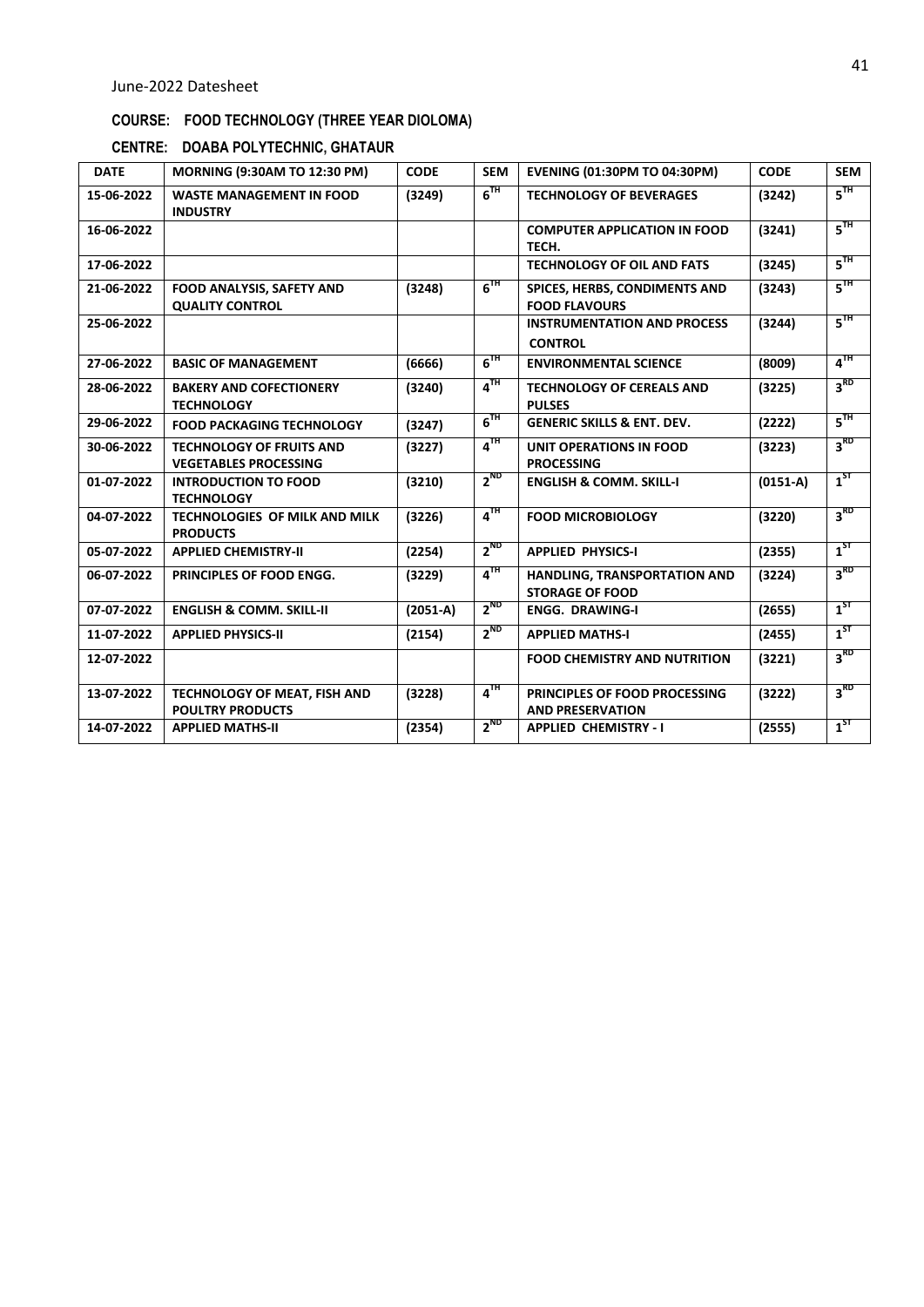June-2022 Datesheet

**COURSE: FOOD TECHNOLOGY (THREE YEAR DIOLOMA)**

**CENTRE: DOABA POLYTECHNIC, GHATAUR**

| DATE | MORNING (9:30AM TO 12:30 PM) | CODE | SEM | EVENING (01:30PM TO 04:30PM) | CODE | SEM |
|---|---|---|---|---|---|---|
| 15-06-2022 | WASTE MANAGEMENT IN FOOD INDUSTRY | (3249) | 6TH | TECHNOLOGY OF BEVERAGES | (3242) | 5TH |
| 16-06-2022 | | | | COMPUTER APPLICATION IN FOOD TECH. | (3241) | 5TH |
| 17-06-2022 | | | | TECHNOLOGY OF OIL AND FATS | (3245) | 5TH |
| 21-06-2022 | FOOD ANALYSIS, SAFETY AND QUALITY CONTROL | (3248) | 6TH | SPICES, HERBS, CONDIMENTS AND FOOD FLAVOURS | (3243) | 5TH |
| 25-06-2022 | | | | INSTRUMENTATION AND PROCESS CONTROL | (3244) | 5TH |
| 27-06-2022 | BASIC OF MANAGEMENT | (6666) | 6TH | ENVIRONMENTAL SCIENCE | (8009) | 4TH |
| 28-06-2022 | BAKERY AND COFECTIONERY TECHNOLOGY | (3240) | 4TH | TECHNOLOGY OF CEREALS AND PULSES | (3225) | 3RD |
| 29-06-2022 | FOOD PACKAGING TECHNOLOGY | (3247) | 6TH | GENERIC SKILLS & ENT. DEV. | (2222) | 5TH |
| 30-06-2022 | TECHNOLOGY OF FRUITS AND VEGETABLES PROCESSING | (3227) | 4TH | UNIT OPERATIONS IN FOOD PROCESSING | (3223) | 3RD |
| 01-07-2022 | INTRODUCTION TO FOOD TECHNOLOGY | (3210) | 2ND | ENGLISH & COMM. SKILL-I | (0151-A) | 1ST |
| 04-07-2022 | TECHNOLOGIES OF MILK AND MILK PRODUCTS | (3226) | 4TH | FOOD MICROBIOLOGY | (3220) | 3RD |
| 05-07-2022 | APPLIED CHEMISTRY-II | (2254) | 2ND | APPLIED PHYSICS-I | (2355) | 1ST |
| 06-07-2022 | PRINCIPLES OF FOOD ENGG. | (3229) | 4TH | HANDLING, TRANSPORTATION AND STORAGE OF FOOD | (3224) | 3RD |
| 07-07-2022 | ENGLISH & COMM. SKILL-II | (2051-A) | 2ND | ENGG. DRAWING-I | (2655) | 1ST |
| 11-07-2022 | APPLIED PHYSICS-II | (2154) | 2ND | APPLIED MATHS-I | (2455) | 1ST |
| 12-07-2022 | | | | FOOD CHEMISTRY AND NUTRITION | (3221) | 3RD |
| 13-07-2022 | TECHNOLOGY OF MEAT, FISH AND POULTRY PRODUCTS | (3228) | 4TH | PRINCIPLES OF FOOD PROCESSING AND PRESERVATION | (3222) | 3RD |
| 14-07-2022 | APPLIED MATHS-II | (2354) | 2ND | APPLIED CHEMISTRY - I | (2555) | 1ST |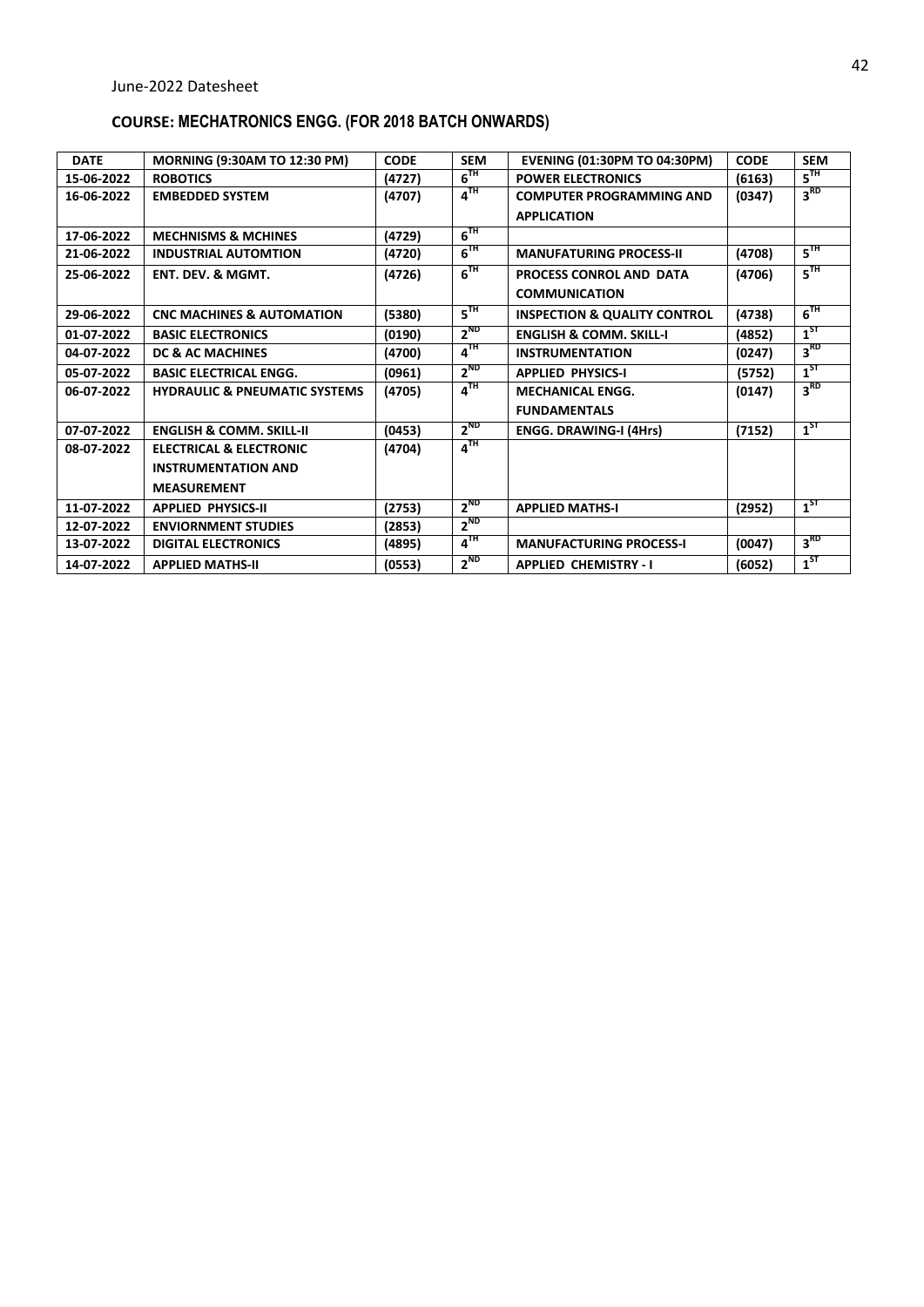June-2022 Datesheet

## COURSE: MECHATRONICS ENGG. (FOR 2018 BATCH ONWARDS)

| DATE | MORNING (9:30AM TO 12:30 PM) | CODE | SEM | EVENING (01:30PM TO 04:30PM) | CODE | SEM |
|---|---|---|---|---|---|---|
| 15-06-2022 | ROBOTICS | (4727) | 6TH | POWER ELECTRONICS | (6163) | 5TH |
| 16-06-2022 | EMBEDDED SYSTEM | (4707) | 4TH | COMPUTER PROGRAMMING AND APPLICATION | (0347) | 3RD |
| 17-06-2022 | MECHNISMS & MCHINES | (4729) | 6TH | | | |
| 21-06-2022 | INDUSTRIAL AUTOMTION | (4720) | 6TH | MANUFATURING PROCESS-II | (4708) | 5TH |
| 25-06-2022 | ENT. DEV. & MGMT. | (4726) | 6TH | PROCESS CONROL AND DATA COMMUNICATION | (4706) | 5TH |
| 29-06-2022 | CNC MACHINES & AUTOMATION | (5380) | 5TH | INSPECTION & QUALITY CONTROL | (4738) | 6TH |
| 01-07-2022 | BASIC ELECTRONICS | (0190) | 2ND | ENGLISH & COMM. SKILL-I | (4852) | 1ST |
| 04-07-2022 | DC & AC MACHINES | (4700) | 4TH | INSTRUMENTATION | (0247) | 3RD |
| 05-07-2022 | BASIC ELECTRICAL ENGG. | (0961) | 2ND | APPLIED PHYSICS-I | (5752) | 1ST |
| 06-07-2022 | HYDRAULIC & PNEUMATIC SYSTEMS | (4705) | 4TH | MECHANICAL ENGG. FUNDAMENTALS | (0147) | 3RD |
| 07-07-2022 | ENGLISH & COMM. SKILL-II | (0453) | 2ND | ENGG. DRAWING-I (4Hrs) | (7152) | 1ST |
| 08-07-2022 | ELECTRICAL & ELECTRONIC INSTRUMENTATION AND MEASUREMENT | (4704) | 4TH | | | |
| 11-07-2022 | APPLIED PHYSICS-II | (2753) | 2ND | APPLIED MATHS-I | (2952) | 1ST |
| 12-07-2022 | ENVIORNMENT STUDIES | (2853) | 2ND | | | |
| 13-07-2022 | DIGITAL ELECTRONICS | (4895) | 4TH | MANUFACTURING PROCESS-I | (0047) | 3RD |
| 14-07-2022 | APPLIED MATHS-II | (0553) | 2ND | APPLIED CHEMISTRY - I | (6052) | 1ST |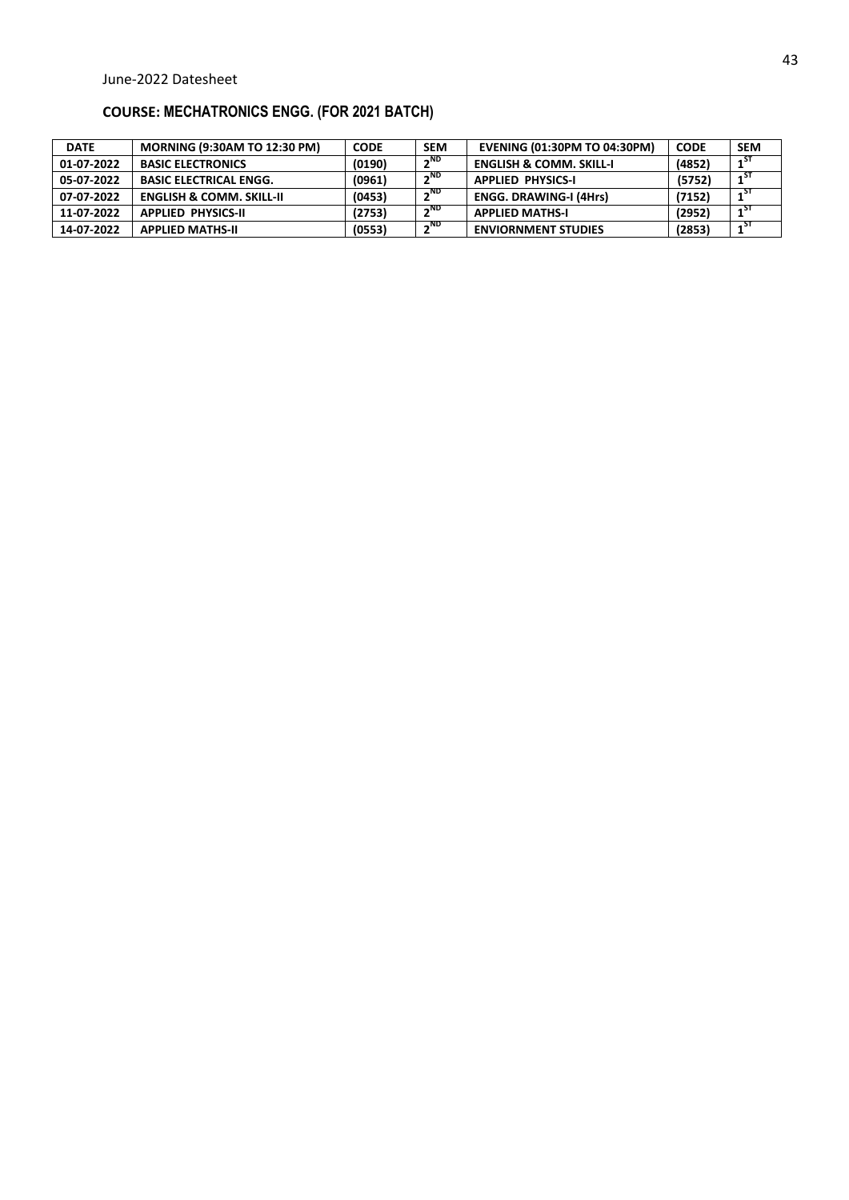June-2022 Datesheet

## COURSE: MECHATRONICS ENGG. (FOR 2021 BATCH)

| DATE | MORNING (9:30AM TO 12:30 PM) | CODE | SEM | EVENING (01:30PM TO 04:30PM) | CODE | SEM |
|---|---|---|---|---|---|---|
| 01-07-2022 | BASIC ELECTRONICS | (0190) | 2ND | ENGLISH & COMM. SKILL-I | (4852) | 1ST |
| 05-07-2022 | BASIC ELECTRICAL ENGG. | (0961) | 2ND | APPLIED PHYSICS-I | (5752) | 1ST |
| 07-07-2022 | ENGLISH & COMM. SKILL-II | (0453) | 2ND | ENGG. DRAWING-I (4Hrs) | (7152) | 1ST |
| 11-07-2022 | APPLIED PHYSICS-II | (2753) | 2ND | APPLIED MATHS-I | (2952) | 1ST |
| 14-07-2022 | APPLIED MATHS-II | (0553) | 2ND | ENVIORNMENT STUDIES | (2853) | 1ST |